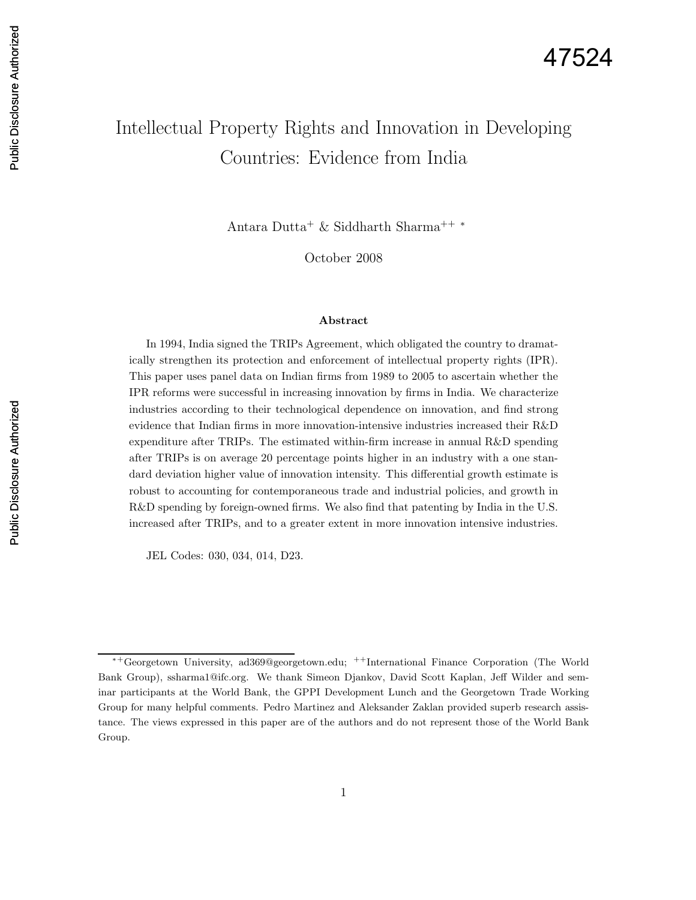47524

# Intellectual Property Rights and Innovation in Developing Countries: Evidence from India

Antara Dutta[+] & Siddharth Sharma[++] [*]

October 2008

### Abstract

In 1994, India signed the TRIPs Agreement, which obligated the country to dramatically strengthen its protection and enforcement of intellectual property rights (IPR). This paper uses panel data on Indian firms from 1989 to 2005 to ascertain whether the IPR reforms were successful in increasing innovation by firms in India. We characterize industries according to their technological dependence on innovation, and find strong evidence that Indian firms in more innovation-intensive industries increased their R&D expenditure after TRIPs. The estimated within-firm increase in annual R&D spending after TRIPs is on average 20 percentage points higher in an industry with a one standard deviation higher value of innovation intensity. This differential growth estimate is robust to accounting for contemporaneous trade and industrial policies, and growth in R&D spending by foreign-owned firms. We also find that patenting by India in the U.S. increased after TRIPs, and to a greater extent in more innovation intensive industries.

JEL Codes: 030, 034, 014, D23.

---

[*+] Georgetown University, ad369@georgetown.edu; [++] International Finance Corporation (The World Bank Group), ssharma1@ifc.org. We thank Simeon Djankov, David Scott Kaplan, Jeff Wilder and seminar participants at the World Bank, the GPPI Development Lunch and the Georgetown Trade Working Group for many helpful comments. Pedro Martinez and Aleksander Zaklan provided superb research assistance. The views expressed in this paper are of the authors and do not represent those of the World Bank Group.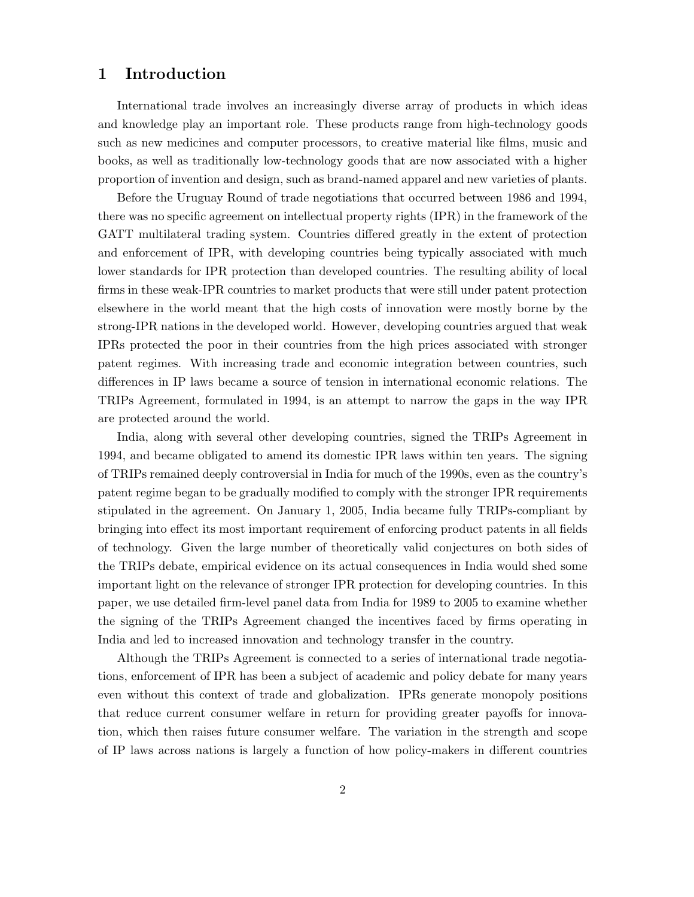# 1 Introduction

International trade involves an increasingly diverse array of products in which ideas and knowledge play an important role. These products range from high-technology goods such as new medicines and computer processors, to creative material like films, music and books, as well as traditionally low-technology goods that are now associated with a higher proportion of invention and design, such as brand-named apparel and new varieties of plants.

Before the Uruguay Round of trade negotiations that occurred between 1986 and 1994, there was no specific agreement on intellectual property rights (IPR) in the framework of the GATT multilateral trading system. Countries differed greatly in the extent of protection and enforcement of IPR, with developing countries being typically associated with much lower standards for IPR protection than developed countries. The resulting ability of local firms in these weak-IPR countries to market products that were still under patent protection elsewhere in the world meant that the high costs of innovation were mostly borne by the strong-IPR nations in the developed world. However, developing countries argued that weak IPRs protected the poor in their countries from the high prices associated with stronger patent regimes. With increasing trade and economic integration between countries, such differences in IP laws became a source of tension in international economic relations. The TRIPs Agreement, formulated in 1994, is an attempt to narrow the gaps in the way IPR are protected around the world.

India, along with several other developing countries, signed the TRIPs Agreement in 1994, and became obligated to amend its domestic IPR laws within ten years. The signing of TRIPs remained deeply controversial in India for much of the 1990s, even as the country's patent regime began to be gradually modified to comply with the stronger IPR requirements stipulated in the agreement. On January 1, 2005, India became fully TRIPs-compliant by bringing into effect its most important requirement of enforcing product patents in all fields of technology. Given the large number of theoretically valid conjectures on both sides of the TRIPs debate, empirical evidence on its actual consequences in India would shed some important light on the relevance of stronger IPR protection for developing countries. In this paper, we use detailed firm-level panel data from India for 1989 to 2005 to examine whether the signing of the TRIPs Agreement changed the incentives faced by firms operating in India and led to increased innovation and technology transfer in the country.

Although the TRIPs Agreement is connected to a series of international trade negotiations, enforcement of IPR has been a subject of academic and policy debate for many years even without this context of trade and globalization. IPRs generate monopoly positions that reduce current consumer welfare in return for providing greater payoffs for innovation, which then raises future consumer welfare. The variation in the strength and scope of IP laws across nations is largely a function of how policy-makers in different countries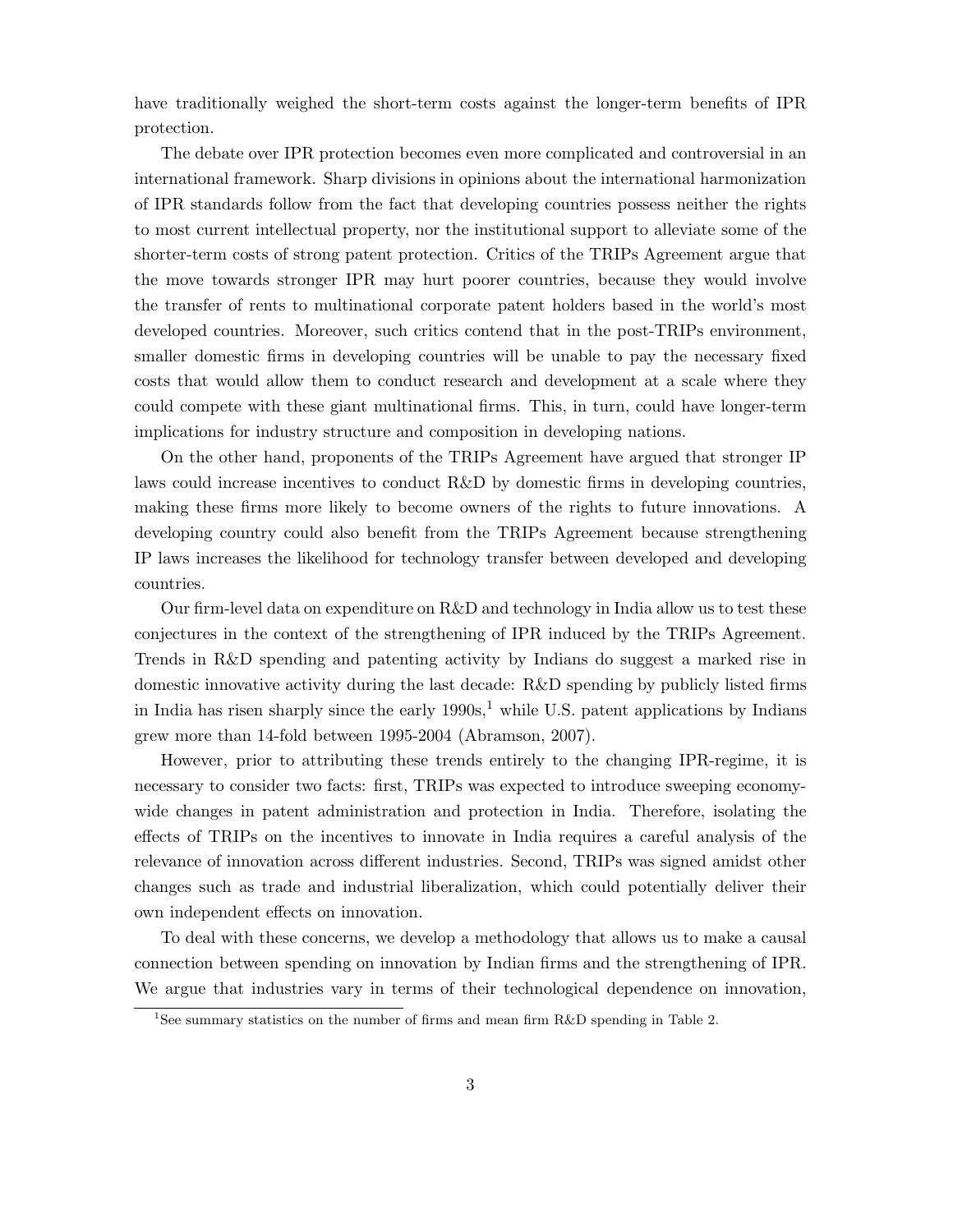have traditionally weighed the short-term costs against the longer-term benefits of IPR protection.

The debate over IPR protection becomes even more complicated and controversial in an international framework. Sharp divisions in opinions about the international harmonization of IPR standards follow from the fact that developing countries possess neither the rights to most current intellectual property, nor the institutional support to alleviate some of the shorter-term costs of strong patent protection. Critics of the TRIPs Agreement argue that the move towards stronger IPR may hurt poorer countries, because they would involve the transfer of rents to multinational corporate patent holders based in the world's most developed countries. Moreover, such critics contend that in the post-TRIPs environment, smaller domestic firms in developing countries will be unable to pay the necessary fixed costs that would allow them to conduct research and development at a scale where they could compete with these giant multinational firms. This, in turn, could have longer-term implications for industry structure and composition in developing nations.

On the other hand, proponents of the TRIPs Agreement have argued that stronger IP laws could increase incentives to conduct R&D by domestic firms in developing countries, making these firms more likely to become owners of the rights to future innovations. A developing country could also benefit from the TRIPs Agreement because strengthening IP laws increases the likelihood for technology transfer between developed and developing countries.

Our firm-level data on expenditure on R&D and technology in India allow us to test these conjectures in the context of the strengthening of IPR induced by the TRIPs Agreement. Trends in R&D spending and patenting activity by Indians do suggest a marked rise in domestic innovative activity during the last decade: R&D spending by publicly listed firms in India has risen sharply since the early 1990s,[1] while U.S. patent applications by Indians grew more than 14-fold between 1995-2004 (Abramson, 2007).

However, prior to attributing these trends entirely to the changing IPR-regime, it is necessary to consider two facts: first, TRIPs was expected to introduce sweeping economy-wide changes in patent administration and protection in India. Therefore, isolating the effects of TRIPs on the incentives to innovate in India requires a careful analysis of the relevance of innovation across different industries. Second, TRIPs was signed amidst other changes such as trade and industrial liberalization, which could potentially deliver their own independent effects on innovation.

To deal with these concerns, we develop a methodology that allows us to make a causal connection between spending on innovation by Indian firms and the strengthening of IPR. We argue that industries vary in terms of their technological dependence on innovation,

[1] See summary statistics on the number of firms and mean firm R&D spending in Table 2.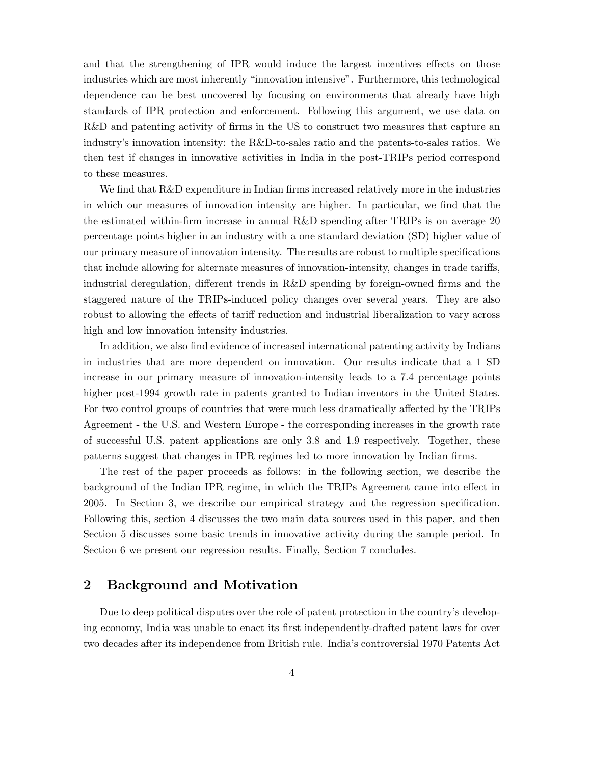and that the strengthening of IPR would induce the largest incentives effects on those industries which are most inherently "innovation intensive". Furthermore, this technological dependence can be best uncovered by focusing on environments that already have high standards of IPR protection and enforcement. Following this argument, we use data on R&D and patenting activity of firms in the US to construct two measures that capture an industry's innovation intensity: the R&D-to-sales ratio and the patents-to-sales ratios. We then test if changes in innovative activities in India in the post-TRIPs period correspond to these measures.

We find that R&D expenditure in Indian firms increased relatively more in the industries in which our measures of innovation intensity are higher. In particular, we find that the the estimated within-firm increase in annual R&D spending after TRIPs is on average 20 percentage points higher in an industry with a one standard deviation (SD) higher value of our primary measure of innovation intensity. The results are robust to multiple specifications that include allowing for alternate measures of innovation-intensity, changes in trade tariffs, industrial deregulation, different trends in R&D spending by foreign-owned firms and the staggered nature of the TRIPs-induced policy changes over several years. They are also robust to allowing the effects of tariff reduction and industrial liberalization to vary across high and low innovation intensity industries.

In addition, we also find evidence of increased international patenting activity by Indians in industries that are more dependent on innovation. Our results indicate that a 1 SD increase in our primary measure of innovation-intensity leads to a 7.4 percentage points higher post-1994 growth rate in patents granted to Indian inventors in the United States. For two control groups of countries that were much less dramatically affected by the TRIPs Agreement - the U.S. and Western Europe - the corresponding increases in the growth rate of successful U.S. patent applications are only 3.8 and 1.9 respectively. Together, these patterns suggest that changes in IPR regimes led to more innovation by Indian firms.

The rest of the paper proceeds as follows: in the following section, we describe the background of the Indian IPR regime, in which the TRIPs Agreement came into effect in 2005. In Section 3, we describe our empirical strategy and the regression specification. Following this, section 4 discusses the two main data sources used in this paper, and then Section 5 discusses some basic trends in innovative activity during the sample period. In Section 6 we present our regression results. Finally, Section 7 concludes.

## 2 Background and Motivation

Due to deep political disputes over the role of patent protection in the country's developing economy, India was unable to enact its first independently-drafted patent laws for over two decades after its independence from British rule. India's controversial 1970 Patents Act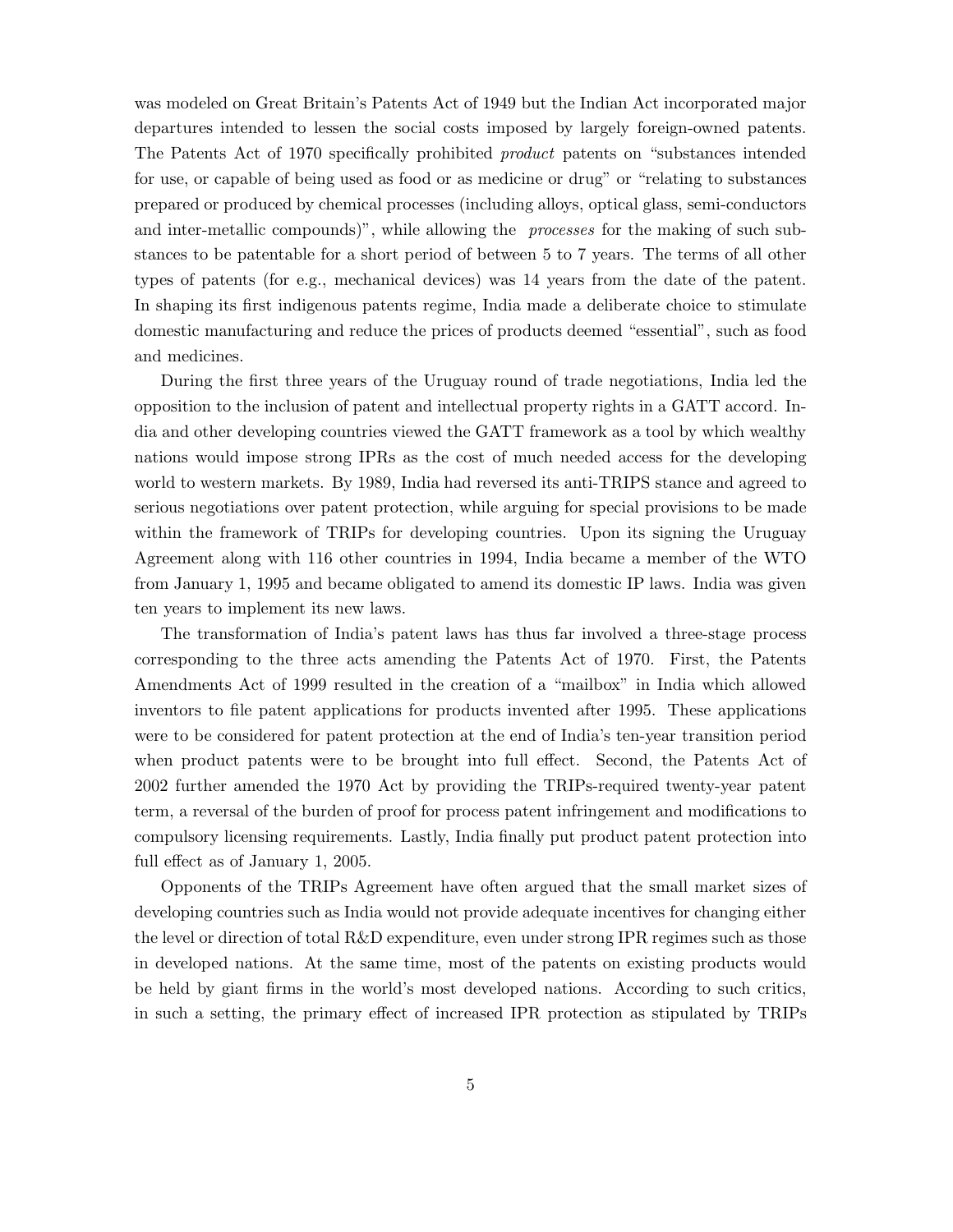was modeled on Great Britain's Patents Act of 1949 but the Indian Act incorporated major departures intended to lessen the social costs imposed by largely foreign-owned patents. The Patents Act of 1970 specifically prohibited *product* patents on "substances intended for use, or capable of being used as food or as medicine or drug" or "relating to substances prepared or produced by chemical processes (including alloys, optical glass, semi-conductors and inter-metallic compounds)", while allowing the *processes* for the making of such substances to be patentable for a short period of between 5 to 7 years. The terms of all other types of patents (for e.g., mechanical devices) was 14 years from the date of the patent. In shaping its first indigenous patents regime, India made a deliberate choice to stimulate domestic manufacturing and reduce the prices of products deemed "essential", such as food and medicines.

During the first three years of the Uruguay round of trade negotiations, India led the opposition to the inclusion of patent and intellectual property rights in a GATT accord. India and other developing countries viewed the GATT framework as a tool by which wealthy nations would impose strong IPRs as the cost of much needed access for the developing world to western markets. By 1989, India had reversed its anti-TRIPS stance and agreed to serious negotiations over patent protection, while arguing for special provisions to be made within the framework of TRIPs for developing countries. Upon its signing the Uruguay Agreement along with 116 other countries in 1994, India became a member of the WTO from January 1, 1995 and became obligated to amend its domestic IP laws. India was given ten years to implement its new laws.

The transformation of India's patent laws has thus far involved a three-stage process corresponding to the three acts amending the Patents Act of 1970. First, the Patents Amendments Act of 1999 resulted in the creation of a "mailbox" in India which allowed inventors to file patent applications for products invented after 1995. These applications were to be considered for patent protection at the end of India's ten-year transition period when product patents were to be brought into full effect. Second, the Patents Act of 2002 further amended the 1970 Act by providing the TRIPs-required twenty-year patent term, a reversal of the burden of proof for process patent infringement and modifications to compulsory licensing requirements. Lastly, India finally put product patent protection into full effect as of January 1, 2005.

Opponents of the TRIPs Agreement have often argued that the small market sizes of developing countries such as India would not provide adequate incentives for changing either the level or direction of total R&D expenditure, even under strong IPR regimes such as those in developed nations. At the same time, most of the patents on existing products would be held by giant firms in the world's most developed nations. According to such critics, in such a setting, the primary effect of increased IPR protection as stipulated by TRIPs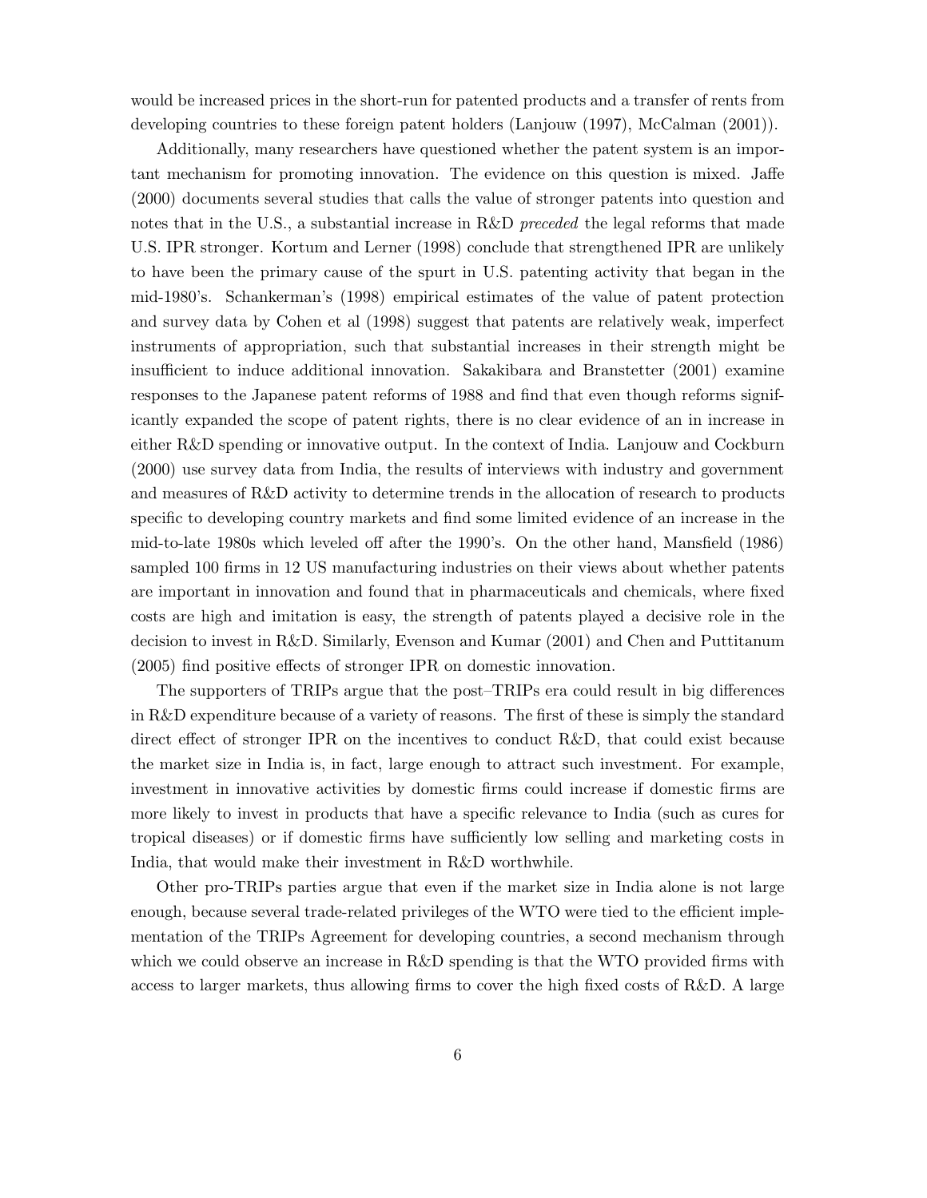would be increased prices in the short-run for patented products and a transfer of rents from developing countries to these foreign patent holders (Lanjouw (1997), McCalman (2001)).

Additionally, many researchers have questioned whether the patent system is an important mechanism for promoting innovation. The evidence on this question is mixed. Jaffe (2000) documents several studies that calls the value of stronger patents into question and notes that in the U.S., a substantial increase in R&D *preceded* the legal reforms that made U.S. IPR stronger. Kortum and Lerner (1998) conclude that strengthened IPR are unlikely to have been the primary cause of the spurt in U.S. patenting activity that began in the mid-1980's. Schankerman's (1998) empirical estimates of the value of patent protection and survey data by Cohen et al (1998) suggest that patents are relatively weak, imperfect instruments of appropriation, such that substantial increases in their strength might be insufficient to induce additional innovation. Sakakibara and Branstetter (2001) examine responses to the Japanese patent reforms of 1988 and find that even though reforms significantly expanded the scope of patent rights, there is no clear evidence of an in increase in either R&D spending or innovative output. In the context of India. Lanjouw and Cockburn (2000) use survey data from India, the results of interviews with industry and government and measures of R&D activity to determine trends in the allocation of research to products specific to developing country markets and find some limited evidence of an increase in the mid-to-late 1980s which leveled off after the 1990's. On the other hand, Mansfield (1986) sampled 100 firms in 12 US manufacturing industries on their views about whether patents are important in innovation and found that in pharmaceuticals and chemicals, where fixed costs are high and imitation is easy, the strength of patents played a decisive role in the decision to invest in R&D. Similarly, Evenson and Kumar (2001) and Chen and Puttitanum (2005) find positive effects of stronger IPR on domestic innovation.

The supporters of TRIPs argue that the post–TRIPs era could result in big differences in R&D expenditure because of a variety of reasons. The first of these is simply the standard direct effect of stronger IPR on the incentives to conduct R&D, that could exist because the market size in India is, in fact, large enough to attract such investment. For example, investment in innovative activities by domestic firms could increase if domestic firms are more likely to invest in products that have a specific relevance to India (such as cures for tropical diseases) or if domestic firms have sufficiently low selling and marketing costs in India, that would make their investment in R&D worthwhile.

Other pro-TRIPs parties argue that even if the market size in India alone is not large enough, because several trade-related privileges of the WTO were tied to the efficient implementation of the TRIPs Agreement for developing countries, a second mechanism through which we could observe an increase in R&D spending is that the WTO provided firms with access to larger markets, thus allowing firms to cover the high fixed costs of R&D. A large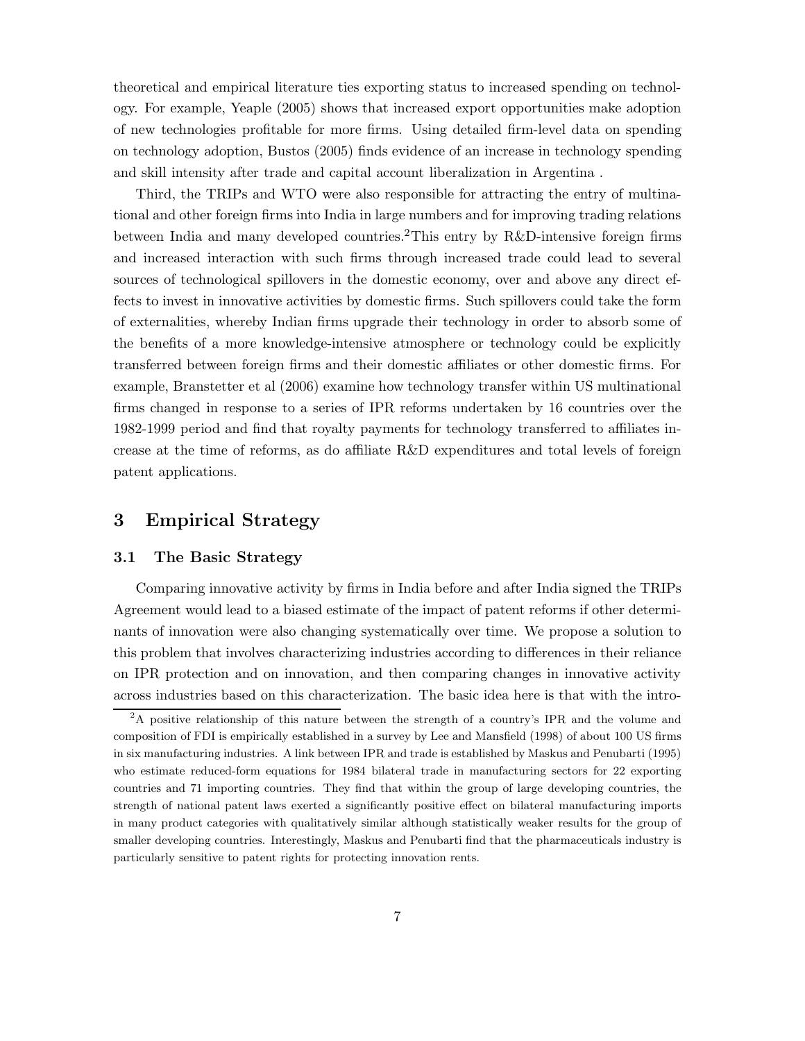theoretical and empirical literature ties exporting status to increased spending on technology. For example, Yeaple (2005) shows that increased export opportunities make adoption of new technologies profitable for more firms. Using detailed firm-level data on spending on technology adoption, Bustos (2005) finds evidence of an increase in technology spending and skill intensity after trade and capital account liberalization in Argentina .

Third, the TRIPs and WTO were also responsible for attracting the entry of multinational and other foreign firms into India in large numbers and for improving trading relations between India and many developed countries.[2]This entry by R&D-intensive foreign firms and increased interaction with such firms through increased trade could lead to several sources of technological spillovers in the domestic economy, over and above any direct effects to invest in innovative activities by domestic firms. Such spillovers could take the form of externalities, whereby Indian firms upgrade their technology in order to absorb some of the benefits of a more knowledge-intensive atmosphere or technology could be explicitly transferred between foreign firms and their domestic affiliates or other domestic firms. For example, Branstetter et al (2006) examine how technology transfer within US multinational firms changed in response to a series of IPR reforms undertaken by 16 countries over the 1982-1999 period and find that royalty payments for technology transferred to affiliates increase at the time of reforms, as do affiliate R&D expenditures and total levels of foreign patent applications.

# 3 Empirical Strategy

## 3.1 The Basic Strategy

Comparing innovative activity by firms in India before and after India signed the TRIPs Agreement would lead to a biased estimate of the impact of patent reforms if other determinants of innovation were also changing systematically over time. We propose a solution to this problem that involves characterizing industries according to differences in their reliance on IPR protection and on innovation, and then comparing changes in innovative activity across industries based on this characterization. The basic idea here is that with the intro-

[2]A positive relationship of this nature between the strength of a country's IPR and the volume and composition of FDI is empirically established in a survey by Lee and Mansfield (1998) of about 100 US firms in six manufacturing industries. A link between IPR and trade is established by Maskus and Penubarti (1995) who estimate reduced-form equations for 1984 bilateral trade in manufacturing sectors for 22 exporting countries and 71 importing countries. They find that within the group of large developing countries, the strength of national patent laws exerted a significantly positive effect on bilateral manufacturing imports in many product categories with qualitatively similar although statistically weaker results for the group of smaller developing countries. Interestingly, Maskus and Penubarti find that the pharmaceuticals industry is particularly sensitive to patent rights for protecting innovation rents.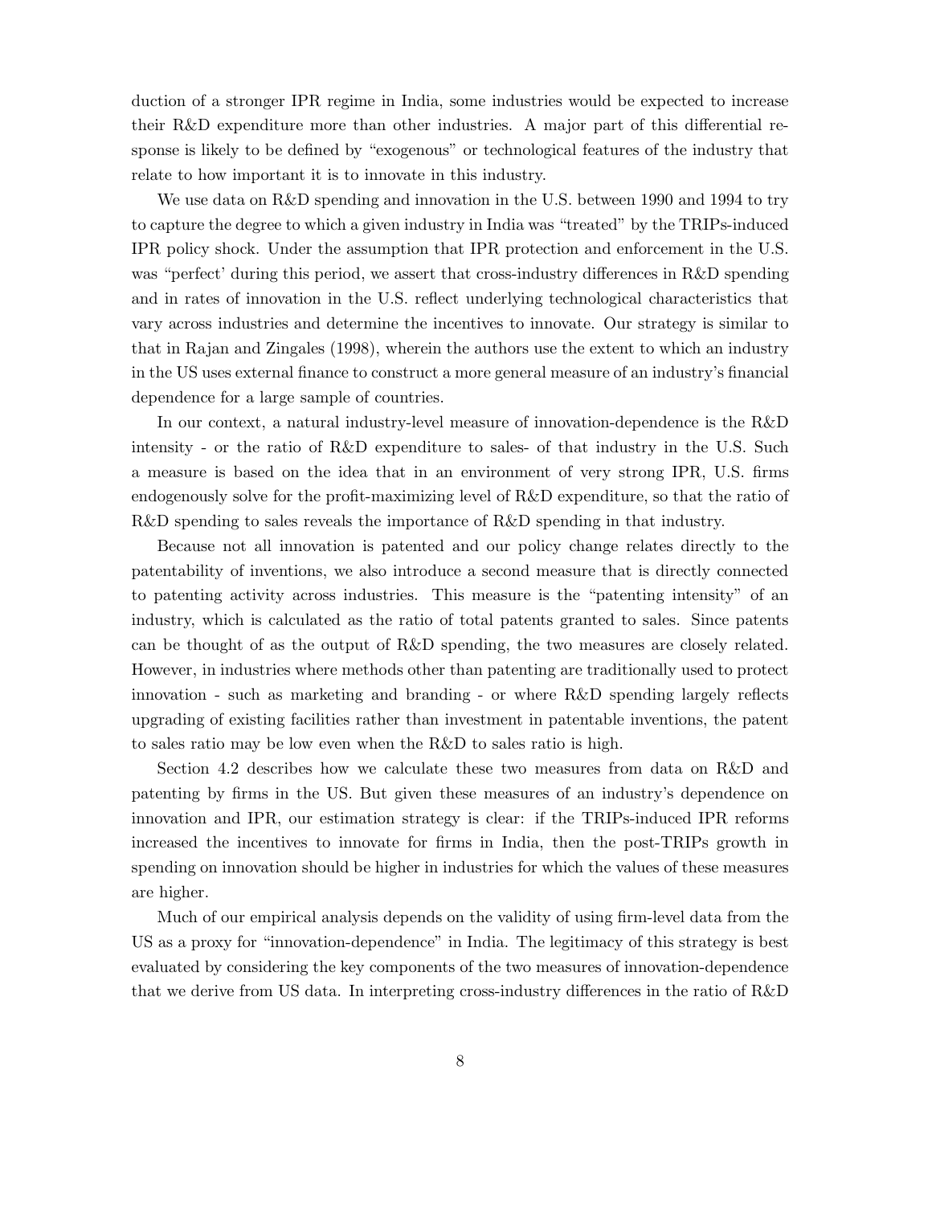duction of a stronger IPR regime in India, some industries would be expected to increase their R&D expenditure more than other industries. A major part of this differential response is likely to be defined by "exogenous" or technological features of the industry that relate to how important it is to innovate in this industry.

We use data on R&D spending and innovation in the U.S. between 1990 and 1994 to try to capture the degree to which a given industry in India was "treated" by the TRIPs-induced IPR policy shock. Under the assumption that IPR protection and enforcement in the U.S. was "perfect' during this period, we assert that cross-industry differences in R&D spending and in rates of innovation in the U.S. reflect underlying technological characteristics that vary across industries and determine the incentives to innovate. Our strategy is similar to that in Rajan and Zingales (1998), wherein the authors use the extent to which an industry in the US uses external finance to construct a more general measure of an industry's financial dependence for a large sample of countries.

In our context, a natural industry-level measure of innovation-dependence is the R&D intensity - or the ratio of R&D expenditure to sales- of that industry in the U.S. Such a measure is based on the idea that in an environment of very strong IPR, U.S. firms endogenously solve for the profit-maximizing level of R&D expenditure, so that the ratio of R&D spending to sales reveals the importance of R&D spending in that industry.

Because not all innovation is patented and our policy change relates directly to the patentability of inventions, we also introduce a second measure that is directly connected to patenting activity across industries. This measure is the "patenting intensity" of an industry, which is calculated as the ratio of total patents granted to sales. Since patents can be thought of as the output of R&D spending, the two measures are closely related. However, in industries where methods other than patenting are traditionally used to protect innovation - such as marketing and branding - or where R&D spending largely reflects upgrading of existing facilities rather than investment in patentable inventions, the patent to sales ratio may be low even when the R&D to sales ratio is high.

Section 4.2 describes how we calculate these two measures from data on R&D and patenting by firms in the US. But given these measures of an industry's dependence on innovation and IPR, our estimation strategy is clear: if the TRIPs-induced IPR reforms increased the incentives to innovate for firms in India, then the post-TRIPs growth in spending on innovation should be higher in industries for which the values of these measures are higher.

Much of our empirical analysis depends on the validity of using firm-level data from the US as a proxy for "innovation-dependence" in India. The legitimacy of this strategy is best evaluated by considering the key components of the two measures of innovation-dependence that we derive from US data. In interpreting cross-industry differences in the ratio of R&D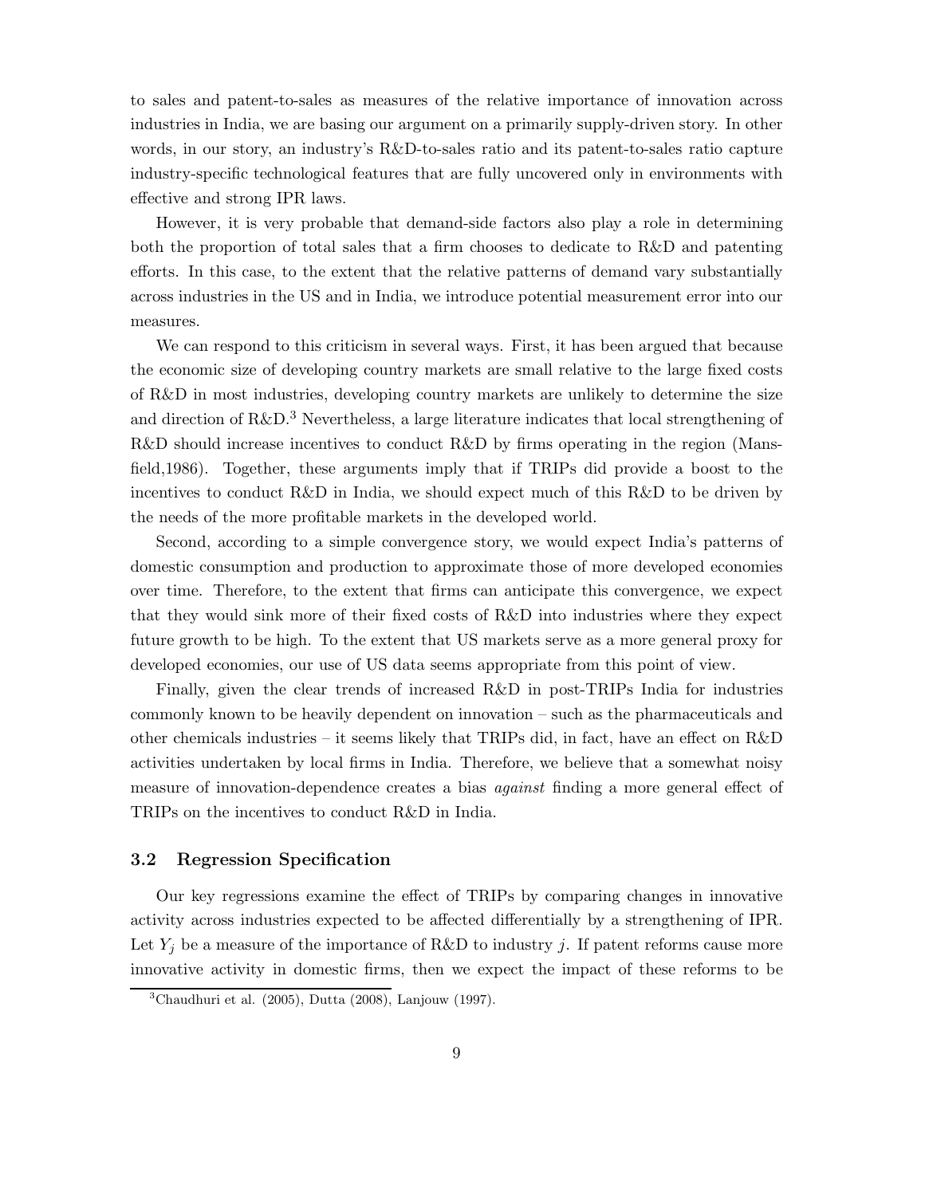to sales and patent-to-sales as measures of the relative importance of innovation across industries in India, we are basing our argument on a primarily supply-driven story. In other words, in our story, an industry's R&D-to-sales ratio and its patent-to-sales ratio capture industry-specific technological features that are fully uncovered only in environments with effective and strong IPR laws.

However, it is very probable that demand-side factors also play a role in determining both the proportion of total sales that a firm chooses to dedicate to R&D and patenting efforts. In this case, to the extent that the relative patterns of demand vary substantially across industries in the US and in India, we introduce potential measurement error into our measures.

We can respond to this criticism in several ways. First, it has been argued that because the economic size of developing country markets are small relative to the large fixed costs of R&D in most industries, developing country markets are unlikely to determine the size and direction of R&D.[3] Nevertheless, a large literature indicates that local strengthening of R&D should increase incentives to conduct R&D by firms operating in the region (Mansfield,1986). Together, these arguments imply that if TRIPs did provide a boost to the incentives to conduct R&D in India, we should expect much of this R&D to be driven by the needs of the more profitable markets in the developed world.

Second, according to a simple convergence story, we would expect India's patterns of domestic consumption and production to approximate those of more developed economies over time. Therefore, to the extent that firms can anticipate this convergence, we expect that they would sink more of their fixed costs of R&D into industries where they expect future growth to be high. To the extent that US markets serve as a more general proxy for developed economies, our use of US data seems appropriate from this point of view.

Finally, given the clear trends of increased R&D in post-TRIPs India for industries commonly known to be heavily dependent on innovation – such as the pharmaceuticals and other chemicals industries – it seems likely that TRIPs did, in fact, have an effect on R&D activities undertaken by local firms in India. Therefore, we believe that a somewhat noisy measure of innovation-dependence creates a bias *against* finding a more general effect of TRIPs on the incentives to conduct R&D in India.

### 3.2 Regression Specification

Our key regressions examine the effect of TRIPs by comparing changes in innovative activity across industries expected to be affected differentially by a strengthening of IPR. Let $Y_j$ be a measure of the importance of R&D to industry $j$. If patent reforms cause more innovative activity in domestic firms, then we expect the impact of these reforms to be

[3] Chaudhuri et al. (2005), Dutta (2008), Lanjouw (1997).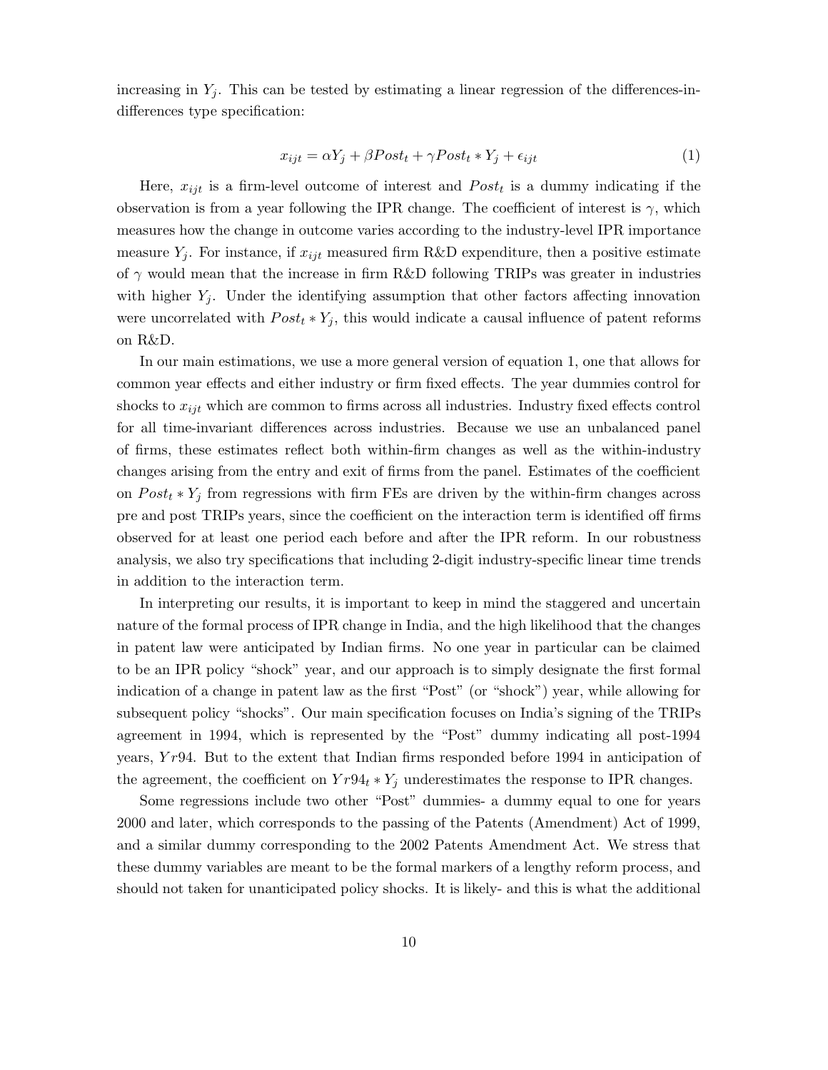increasing in $Y_j$. This can be tested by estimating a linear regression of the differences-in-differences type specification:

$$x_{ijt} = \alpha Y_j + \beta Post_t + \gamma Post_t * Y_j + \epsilon_{ijt} \tag{1}$$

Here, $x_{ijt}$ is a firm-level outcome of interest and $Post_t$ is a dummy indicating if the observation is from a year following the IPR change. The coefficient of interest is $\gamma$, which measures how the change in outcome varies according to the industry-level IPR importance measure $Y_j$. For instance, if $x_{ijt}$ measured firm R&D expenditure, then a positive estimate of $\gamma$ would mean that the increase in firm R&D following TRIPs was greater in industries with higher $Y_j$. Under the identifying assumption that other factors affecting innovation were uncorrelated with $Post_t * Y_j$, this would indicate a causal influence of patent reforms on R&D.

In our main estimations, we use a more general version of equation 1, one that allows for common year effects and either industry or firm fixed effects. The year dummies control for shocks to $x_{ijt}$ which are common to firms across all industries. Industry fixed effects control for all time-invariant differences across industries. Because we use an unbalanced panel of firms, these estimates reflect both within-firm changes as well as the within-industry changes arising from the entry and exit of firms from the panel. Estimates of the coefficient on $Post_t * Y_j$ from regressions with firm FEs are driven by the within-firm changes across pre and post TRIPs years, since the coefficient on the interaction term is identified off firms observed for at least one period each before and after the IPR reform. In our robustness analysis, we also try specifications that including 2-digit industry-specific linear time trends in addition to the interaction term.

In interpreting our results, it is important to keep in mind the staggered and uncertain nature of the formal process of IPR change in India, and the high likelihood that the changes in patent law were anticipated by Indian firms. No one year in particular can be claimed to be an IPR policy "shock" year, and our approach is to simply designate the first formal indication of a change in patent law as the first "Post" (or "shock") year, while allowing for subsequent policy "shocks". Our main specification focuses on India's signing of the TRIPs agreement in 1994, which is represented by the "Post" dummy indicating all post-1994 years, $Yr94$. But to the extent that Indian firms responded before 1994 in anticipation of the agreement, the coefficient on $Yr94_t * Y_j$ underestimates the response to IPR changes.

Some regressions include two other "Post" dummies- a dummy equal to one for years 2000 and later, which corresponds to the passing of the Patents (Amendment) Act of 1999, and a similar dummy corresponding to the 2002 Patents Amendment Act. We stress that these dummy variables are meant to be the formal markers of a lengthy reform process, and should not taken for unanticipated policy shocks. It is likely- and this is what the additional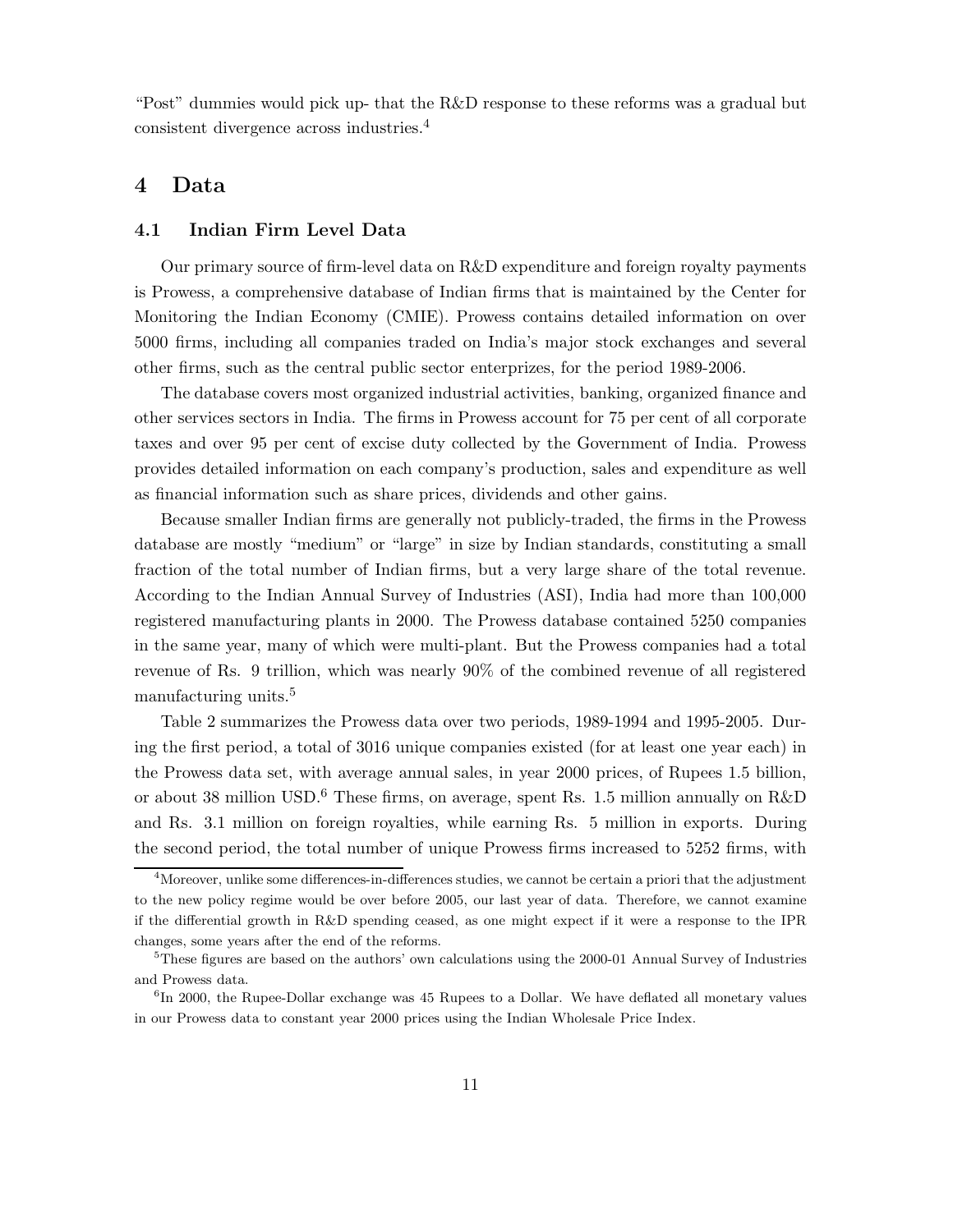"Post" dummies would pick up- that the R&D response to these reforms was a gradual but consistent divergence across industries.[4]

# 4 Data

## 4.1 Indian Firm Level Data

Our primary source of firm-level data on R&D expenditure and foreign royalty payments is Prowess, a comprehensive database of Indian firms that is maintained by the Center for Monitoring the Indian Economy (CMIE). Prowess contains detailed information on over 5000 firms, including all companies traded on India's major stock exchanges and several other firms, such as the central public sector enterprizes, for the period 1989-2006.

The database covers most organized industrial activities, banking, organized finance and other services sectors in India. The firms in Prowess account for 75 per cent of all corporate taxes and over 95 per cent of excise duty collected by the Government of India. Prowess provides detailed information on each company's production, sales and expenditure as well as financial information such as share prices, dividends and other gains.

Because smaller Indian firms are generally not publicly-traded, the firms in the Prowess database are mostly "medium" or "large" in size by Indian standards, constituting a small fraction of the total number of Indian firms, but a very large share of the total revenue. According to the Indian Annual Survey of Industries (ASI), India had more than 100,000 registered manufacturing plants in 2000. The Prowess database contained 5250 companies in the same year, many of which were multi-plant. But the Prowess companies had a total revenue of Rs. 9 trillion, which was nearly 90% of the combined revenue of all registered manufacturing units.[5]

Table 2 summarizes the Prowess data over two periods, 1989-1994 and 1995-2005. During the first period, a total of 3016 unique companies existed (for at least one year each) in the Prowess data set, with average annual sales, in year 2000 prices, of Rupees 1.5 billion, or about 38 million USD.[6] These firms, on average, spent Rs. 1.5 million annually on R&D and Rs. 3.1 million on foreign royalties, while earning Rs. 5 million in exports. During the second period, the total number of unique Prowess firms increased to 5252 firms, with

---

[4] Moreover, unlike some differences-in-differences studies, we cannot be certain a priori that the adjustment to the new policy regime would be over before 2005, our last year of data. Therefore, we cannot examine if the differential growth in R&D spending ceased, as one might expect if it were a response to the IPR changes, some years after the end of the reforms.

[5] These figures are based on the authors' own calculations using the 2000-01 Annual Survey of Industries and Prowess data.

[6] In 2000, the Rupee-Dollar exchange was 45 Rupees to a Dollar. We have deflated all monetary values in our Prowess data to constant year 2000 prices using the Indian Wholesale Price Index.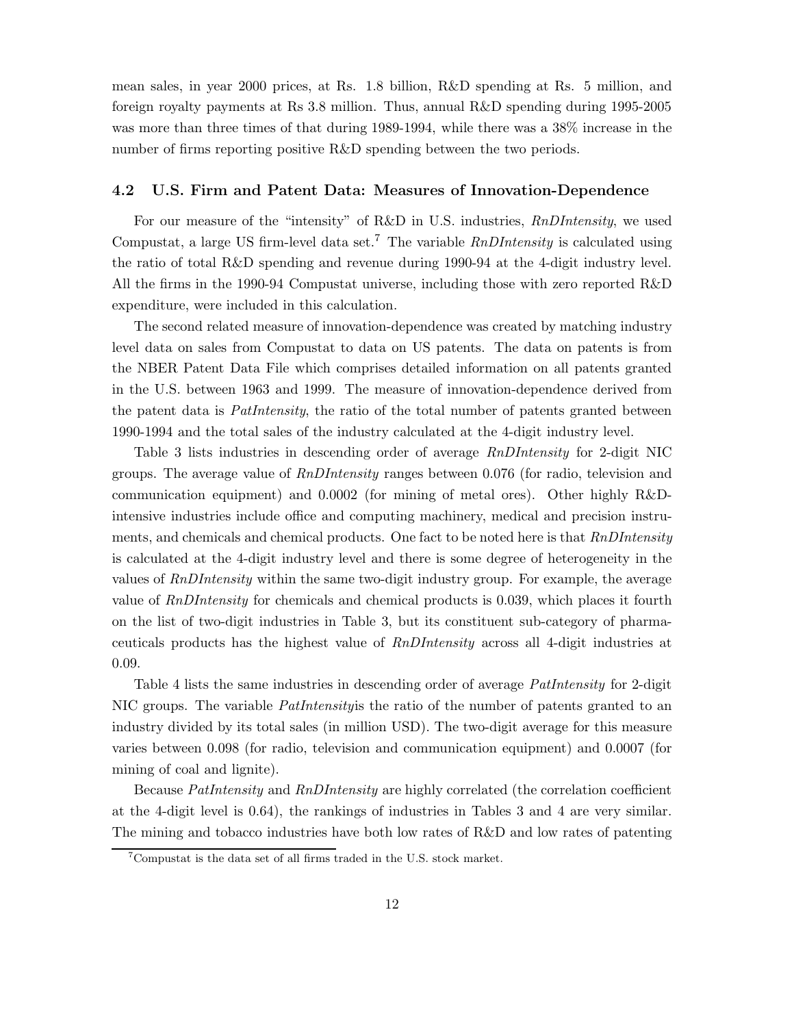mean sales, in year 2000 prices, at Rs. 1.8 billion, R&D spending at Rs. 5 million, and foreign royalty payments at Rs 3.8 million. Thus, annual R&D spending during 1995-2005 was more than three times of that during 1989-1994, while there was a 38% increase in the number of firms reporting positive R&D spending between the two periods.

### 4.2 U.S. Firm and Patent Data: Measures of Innovation-Dependence

For our measure of the "intensity" of R&D in U.S. industries, *RnDIntensity*, we used Compustat, a large US firm-level data set.[7] The variable *RnDIntensity* is calculated using the ratio of total R&D spending and revenue during 1990-94 at the 4-digit industry level. All the firms in the 1990-94 Compustat universe, including those with zero reported R&D expenditure, were included in this calculation.

The second related measure of innovation-dependence was created by matching industry level data on sales from Compustat to data on US patents. The data on patents is from the NBER Patent Data File which comprises detailed information on all patents granted in the U.S. between 1963 and 1999. The measure of innovation-dependence derived from the patent data is *PatIntensity*, the ratio of the total number of patents granted between 1990-1994 and the total sales of the industry calculated at the 4-digit industry level.

Table 3 lists industries in descending order of average *RnDIntensity* for 2-digit NIC groups. The average value of *RnDIntensity* ranges between 0.076 (for radio, television and communication equipment) and 0.0002 (for mining of metal ores). Other highly R&D-intensive industries include office and computing machinery, medical and precision instruments, and chemicals and chemical products. One fact to be noted here is that *RnDIntensity* is calculated at the 4-digit industry level and there is some degree of heterogeneity in the values of *RnDIntensity* within the same two-digit industry group. For example, the average value of *RnDIntensity* for chemicals and chemical products is 0.039, which places it fourth on the list of two-digit industries in Table 3, but its constituent sub-category of pharmaceuticals products has the highest value of *RnDIntensity* across all 4-digit industries at 0.09.

Table 4 lists the same industries in descending order of average *PatIntensity* for 2-digit NIC groups. The variable *PatIntensity*is the ratio of the number of patents granted to an industry divided by its total sales (in million USD). The two-digit average for this measure varies between 0.098 (for radio, television and communication equipment) and 0.0007 (for mining of coal and lignite).

Because *PatIntensity* and *RnDIntensity* are highly correlated (the correlation coefficient at the 4-digit level is 0.64), the rankings of industries in Tables 3 and 4 are very similar. The mining and tobacco industries have both low rates of R&D and low rates of patenting

[7] Compustat is the data set of all firms traded in the U.S. stock market.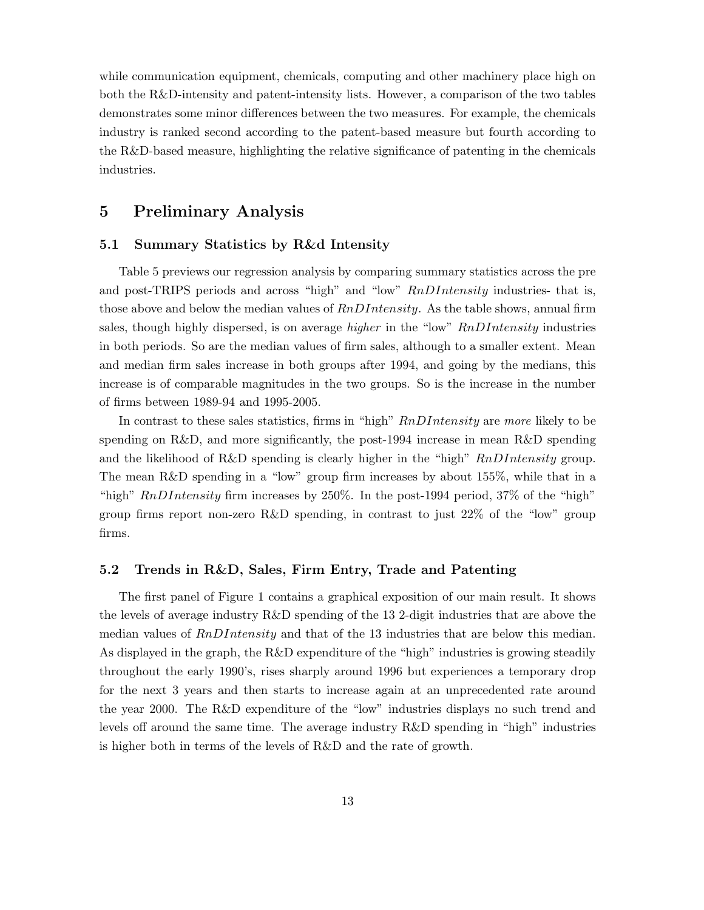while communication equipment, chemicals, computing and other machinery place high on both the R&D-intensity and patent-intensity lists. However, a comparison of the two tables demonstrates some minor differences between the two measures. For example, the chemicals industry is ranked second according to the patent-based measure but fourth according to the R&D-based measure, highlighting the relative significance of patenting in the chemicals industries.

# 5 Preliminary Analysis

## 5.1 Summary Statistics by R&d Intensity

Table 5 previews our regression analysis by comparing summary statistics across the pre and post-TRIPS periods and across "high" and "low" *RnDIntensity* industries- that is, those above and below the median values of *RnDIntensity*. As the table shows, annual firm sales, though highly dispersed, is on average *higher* in the "low" *RnDIntensity* industries in both periods. So are the median values of firm sales, although to a smaller extent. Mean and median firm sales increase in both groups after 1994, and going by the medians, this increase is of comparable magnitudes in the two groups. So is the increase in the number of firms between 1989-94 and 1995-2005.

In contrast to these sales statistics, firms in "high" *RnDIntensity* are *more* likely to be spending on R&D, and more significantly, the post-1994 increase in mean R&D spending and the likelihood of R&D spending is clearly higher in the "high" *RnDIntensity* group. The mean R&D spending in a "low" group firm increases by about 155%, while that in a "high" *RnDIntensity* firm increases by 250%. In the post-1994 period, 37% of the "high" group firms report non-zero R&D spending, in contrast to just 22% of the "low" group firms.

## 5.2 Trends in R&D, Sales, Firm Entry, Trade and Patenting

The first panel of Figure 1 contains a graphical exposition of our main result. It shows the levels of average industry R&D spending of the 13 2-digit industries that are above the median values of *RnDIntensity* and that of the 13 industries that are below this median. As displayed in the graph, the R&D expenditure of the "high" industries is growing steadily throughout the early 1990's, rises sharply around 1996 but experiences a temporary drop for the next 3 years and then starts to increase again at an unprecedented rate around the year 2000. The R&D expenditure of the "low" industries displays no such trend and levels off around the same time. The average industry R&D spending in "high" industries is higher both in terms of the levels of R&D and the rate of growth.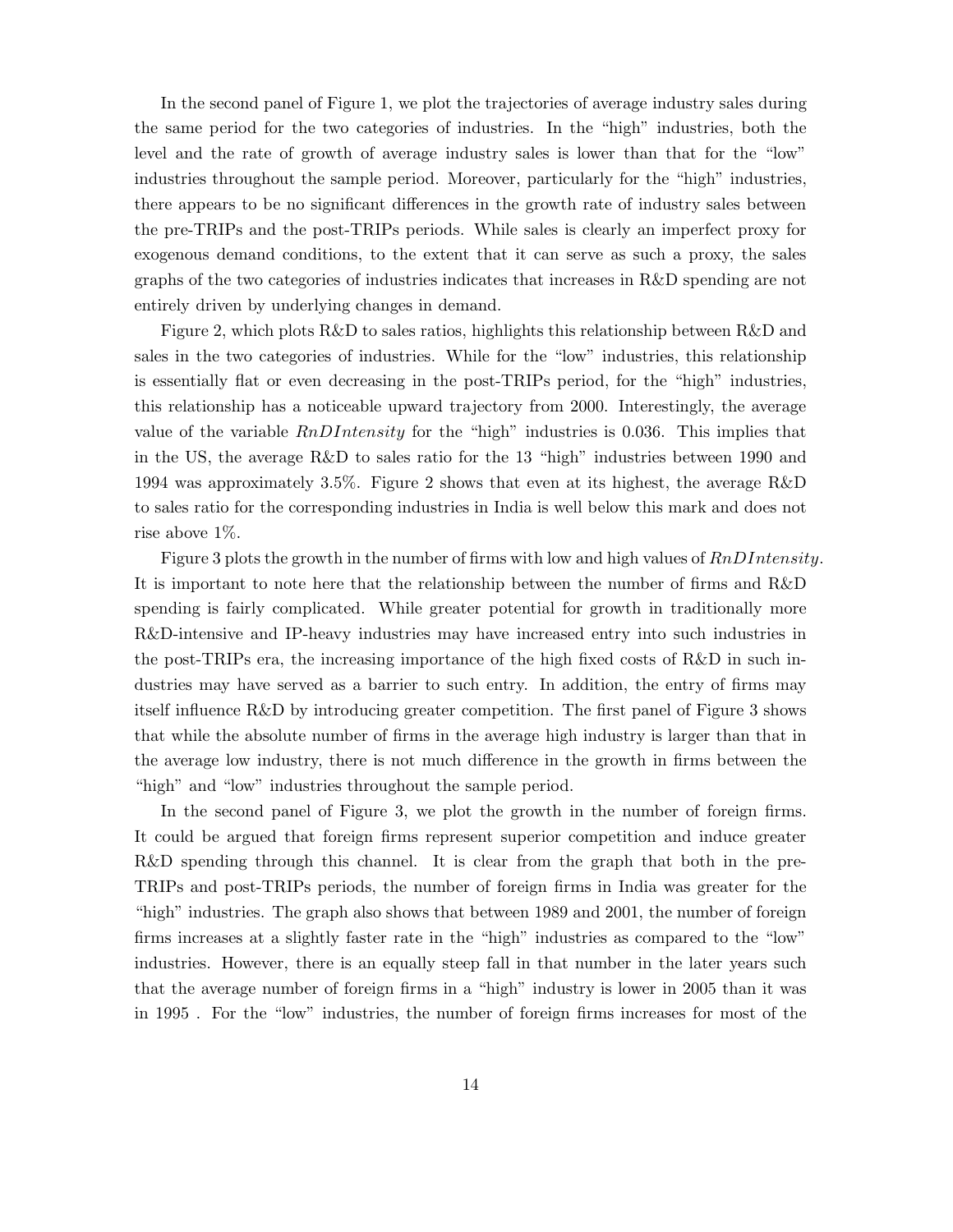In the second panel of Figure 1, we plot the trajectories of average industry sales during the same period for the two categories of industries. In the "high" industries, both the level and the rate of growth of average industry sales is lower than that for the "low" industries throughout the sample period. Moreover, particularly for the "high" industries, there appears to be no significant differences in the growth rate of industry sales between the pre-TRIPs and the post-TRIPs periods. While sales is clearly an imperfect proxy for exogenous demand conditions, to the extent that it can serve as such a proxy, the sales graphs of the two categories of industries indicates that increases in R&D spending are not entirely driven by underlying changes in demand.

Figure 2, which plots R&D to sales ratios, highlights this relationship between R&D and sales in the two categories of industries. While for the "low" industries, this relationship is essentially flat or even decreasing in the post-TRIPs period, for the "high" industries, this relationship has a noticeable upward trajectory from 2000. Interestingly, the average value of the variable $RnDIntensity$ for the "high" industries is 0.036. This implies that in the US, the average R&D to sales ratio for the 13 "high" industries between 1990 and 1994 was approximately 3.5%. Figure 2 shows that even at its highest, the average R&D to sales ratio for the corresponding industries in India is well below this mark and does not rise above 1%.

Figure 3 plots the growth in the number of firms with low and high values of $RnDIntensity$. It is important to note here that the relationship between the number of firms and R&D spending is fairly complicated. While greater potential for growth in traditionally more R&D-intensive and IP-heavy industries may have increased entry into such industries in the post-TRIPs era, the increasing importance of the high fixed costs of R&D in such industries may have served as a barrier to such entry. In addition, the entry of firms may itself influence R&D by introducing greater competition. The first panel of Figure 3 shows that while the absolute number of firms in the average high industry is larger than that in the average low industry, there is not much difference in the growth in firms between the "high" and "low" industries throughout the sample period.

In the second panel of Figure 3, we plot the growth in the number of foreign firms. It could be argued that foreign firms represent superior competition and induce greater R&D spending through this channel. It is clear from the graph that both in the pre-TRIPs and post-TRIPs periods, the number of foreign firms in India was greater for the "high" industries. The graph also shows that between 1989 and 2001, the number of foreign firms increases at a slightly faster rate in the "high" industries as compared to the "low" industries. However, there is an equally steep fall in that number in the later years such that the average number of foreign firms in a "high" industry is lower in 2005 than it was in 1995 . For the "low" industries, the number of foreign firms increases for most of the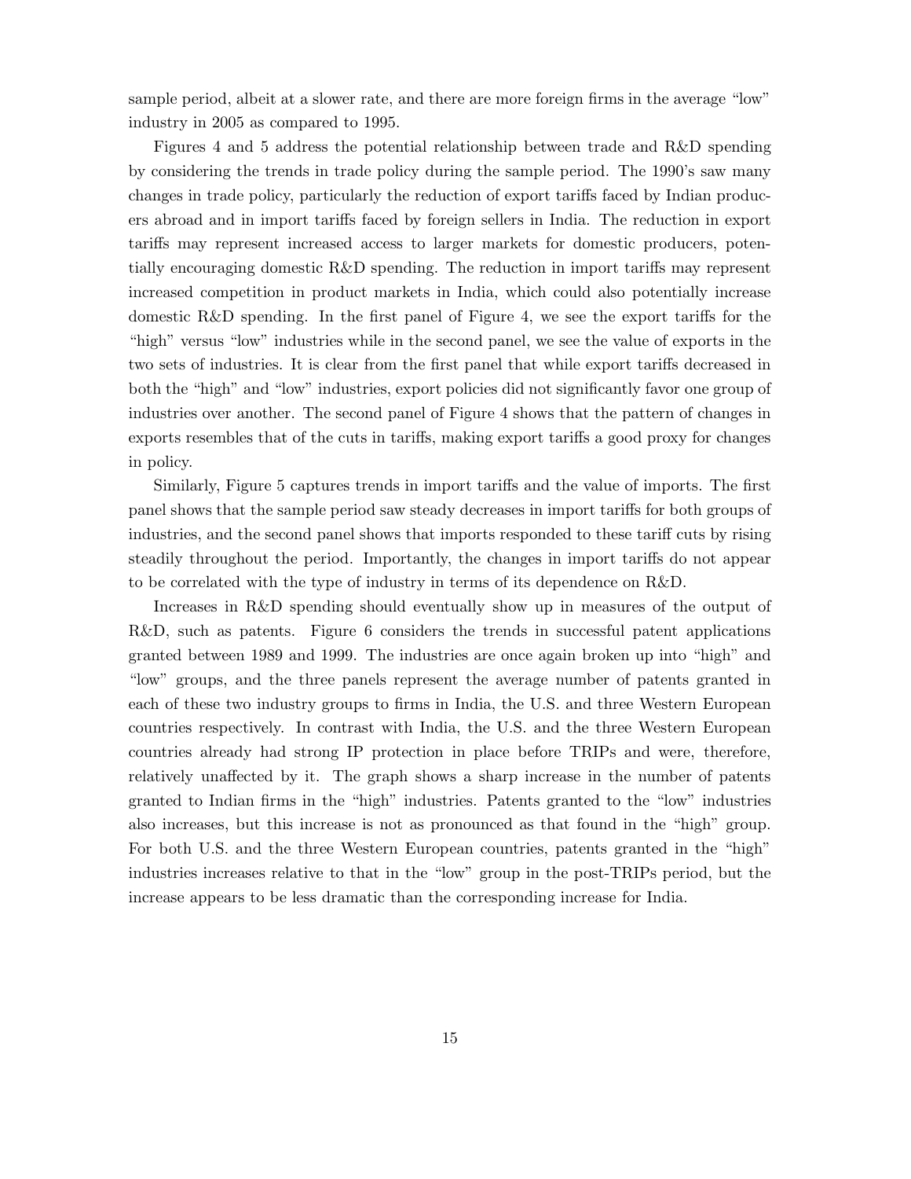sample period, albeit at a slower rate, and there are more foreign firms in the average "low" industry in 2005 as compared to 1995.

Figures 4 and 5 address the potential relationship between trade and R&D spending by considering the trends in trade policy during the sample period. The 1990's saw many changes in trade policy, particularly the reduction of export tariffs faced by Indian producers abroad and in import tariffs faced by foreign sellers in India. The reduction in export tariffs may represent increased access to larger markets for domestic producers, potentially encouraging domestic R&D spending. The reduction in import tariffs may represent increased competition in product markets in India, which could also potentially increase domestic R&D spending. In the first panel of Figure 4, we see the export tariffs for the "high" versus "low" industries while in the second panel, we see the value of exports in the two sets of industries. It is clear from the first panel that while export tariffs decreased in both the "high" and "low" industries, export policies did not significantly favor one group of industries over another. The second panel of Figure 4 shows that the pattern of changes in exports resembles that of the cuts in tariffs, making export tariffs a good proxy for changes in policy.

Similarly, Figure 5 captures trends in import tariffs and the value of imports. The first panel shows that the sample period saw steady decreases in import tariffs for both groups of industries, and the second panel shows that imports responded to these tariff cuts by rising steadily throughout the period. Importantly, the changes in import tariffs do not appear to be correlated with the type of industry in terms of its dependence on R&D.

Increases in R&D spending should eventually show up in measures of the output of R&D, such as patents. Figure 6 considers the trends in successful patent applications granted between 1989 and 1999. The industries are once again broken up into "high" and "low" groups, and the three panels represent the average number of patents granted in each of these two industry groups to firms in India, the U.S. and three Western European countries respectively. In contrast with India, the U.S. and the three Western European countries already had strong IP protection in place before TRIPs and were, therefore, relatively unaffected by it. The graph shows a sharp increase in the number of patents granted to Indian firms in the "high" industries. Patents granted to the "low" industries also increases, but this increase is not as pronounced as that found in the "high" group. For both U.S. and the three Western European countries, patents granted in the "high" industries increases relative to that in the "low" group in the post-TRIPs period, but the increase appears to be less dramatic than the corresponding increase for India.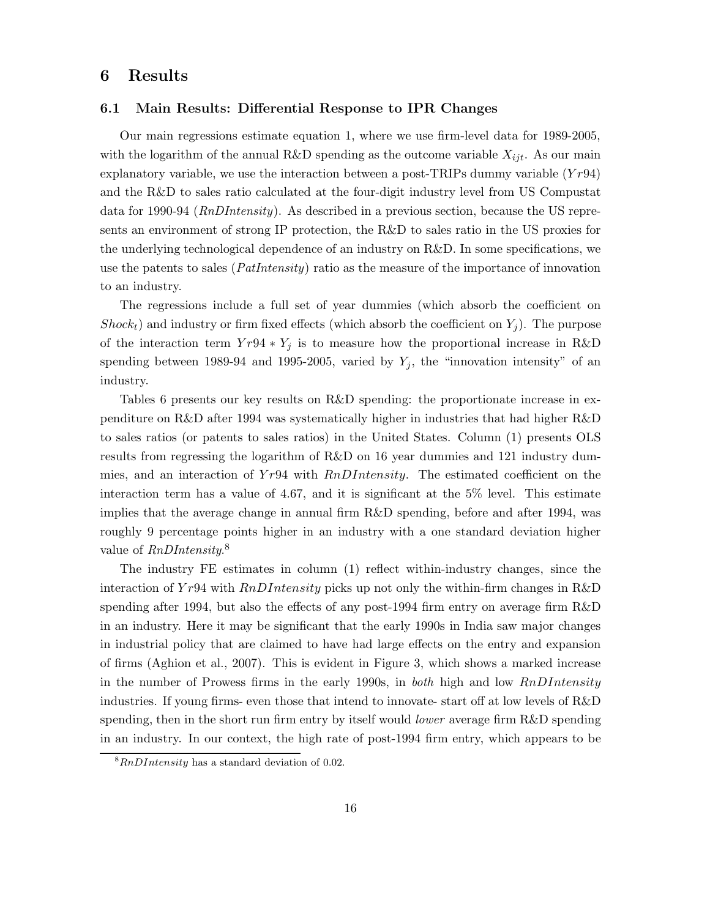# 6 Results

## 6.1 Main Results: Differential Response to IPR Changes

Our main regressions estimate equation 1, where we use firm-level data for 1989-2005, with the logarithm of the annual R&D spending as the outcome variable $X_{ijt}$. As our main explanatory variable, we use the interaction between a post-TRIPs dummy variable ($Yr94$) and the R&D to sales ratio calculated at the four-digit industry level from US Compustat data for 1990-94 (*RnDIntensity*). As described in a previous section, because the US represents an environment of strong IP protection, the R&D to sales ratio in the US proxies for the underlying technological dependence of an industry on R&D. In some specifications, we use the patents to sales (*PatIntensity*) ratio as the measure of the importance of innovation to an industry.

The regressions include a full set of year dummies (which absorb the coefficient on $Shock_t$) and industry or firm fixed effects (which absorb the coefficient on $Y_j$). The purpose of the interaction term $Yr94 * Y_j$ is to measure how the proportional increase in R&D spending between 1989-94 and 1995-2005, varied by $Y_j$, the "innovation intensity" of an industry.

Tables 6 presents our key results on R&D spending: the proportionate increase in expenditure on R&D after 1994 was systematically higher in industries that had higher R&D to sales ratios (or patents to sales ratios) in the United States. Column (1) presents OLS results from regressing the logarithm of R&D on 16 year dummies and 121 industry dummies, and an interaction of $Yr94$ with $RnDIntensity$. The estimated coefficient on the interaction term has a value of 4.67, and it is significant at the 5% level. This estimate implies that the average change in annual firm R&D spending, before and after 1994, was roughly 9 percentage points higher in an industry with a one standard deviation higher value of *RnDIntensity*.[8]

The industry FE estimates in column (1) reflect within-industry changes, since the interaction of $Yr94$ with $RnDIntensity$ picks up not only the within-firm changes in R&D spending after 1994, but also the effects of any post-1994 firm entry on average firm R&D in an industry. Here it may be significant that the early 1990s in India saw major changes in industrial policy that are claimed to have had large effects on the entry and expansion of firms (Aghion et al., 2007). This is evident in Figure 3, which shows a marked increase in the number of Prowess firms in the early 1990s, in *both* high and low $RnDIntensity$ industries. If young firms- even those that intend to innovate- start off at low levels of R&D spending, then in the short run firm entry by itself would *lower* average firm R&D spending in an industry. In our context, the high rate of post-1994 firm entry, which appears to be

[8] $RnDIntensity$ has a standard deviation of 0.02.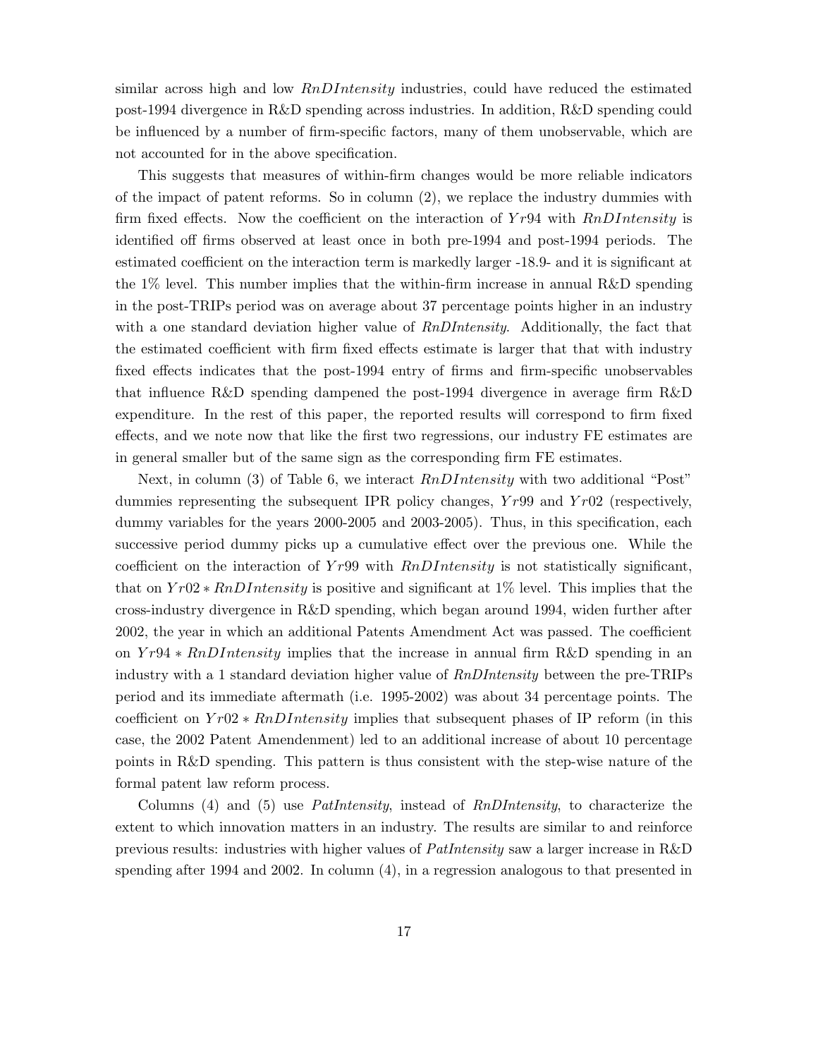similar across high and low *RnDIntensity* industries, could have reduced the estimated post-1994 divergence in R&D spending across industries. In addition, R&D spending could be influenced by a number of firm-specific factors, many of them unobservable, which are not accounted for in the above specification.

This suggests that measures of within-firm changes would be more reliable indicators of the impact of patent reforms. So in column (2), we replace the industry dummies with firm fixed effects. Now the coefficient on the interaction of $Yr94$ with *RnDIntensity* is identified off firms observed at least once in both pre-1994 and post-1994 periods. The estimated coefficient on the interaction term is markedly larger -18.9- and it is significant at the 1% level. This number implies that the within-firm increase in annual R&D spending in the post-TRIPs period was on average about 37 percentage points higher in an industry with a one standard deviation higher value of *RnDIntensity*. Additionally, the fact that the estimated coefficient with firm fixed effects estimate is larger that that with industry fixed effects indicates that the post-1994 entry of firms and firm-specific unobservables that influence R&D spending dampened the post-1994 divergence in average firm R&D expenditure. In the rest of this paper, the reported results will correspond to firm fixed effects, and we note now that like the first two regressions, our industry FE estimates are in general smaller but of the same sign as the corresponding firm FE estimates.

Next, in column (3) of Table 6, we interact *RnDIntensity* with two additional "Post" dummies representing the subsequent IPR policy changes, $Yr99$ and $Yr02$ (respectively, dummy variables for the years 2000-2005 and 2003-2005). Thus, in this specification, each successive period dummy picks up a cumulative effect over the previous one. While the coefficient on the interaction of $Yr99$ with *RnDIntensity* is not statistically significant, that on $Yr02 * RnDIntensity$ is positive and significant at 1% level. This implies that the cross-industry divergence in R&D spending, which began around 1994, widen further after 2002, the year in which an additional Patents Amendment Act was passed. The coefficient on $Yr94 * RnDIntensity$ implies that the increase in annual firm R&D spending in an industry with a 1 standard deviation higher value of *RnDIntensity* between the pre-TRIPs period and its immediate aftermath (i.e. 1995-2002) was about 34 percentage points. The coefficient on $Yr02 * RnDIntensity$ implies that subsequent phases of IP reform (in this case, the 2002 Patent Amendenment) led to an additional increase of about 10 percentage points in R&D spending. This pattern is thus consistent with the step-wise nature of the formal patent law reform process.

Columns (4) and (5) use *PatIntensity*, instead of *RnDIntensity*, to characterize the extent to which innovation matters in an industry. The results are similar to and reinforce previous results: industries with higher values of *PatIntensity* saw a larger increase in R&D spending after 1994 and 2002. In column (4), in a regression analogous to that presented in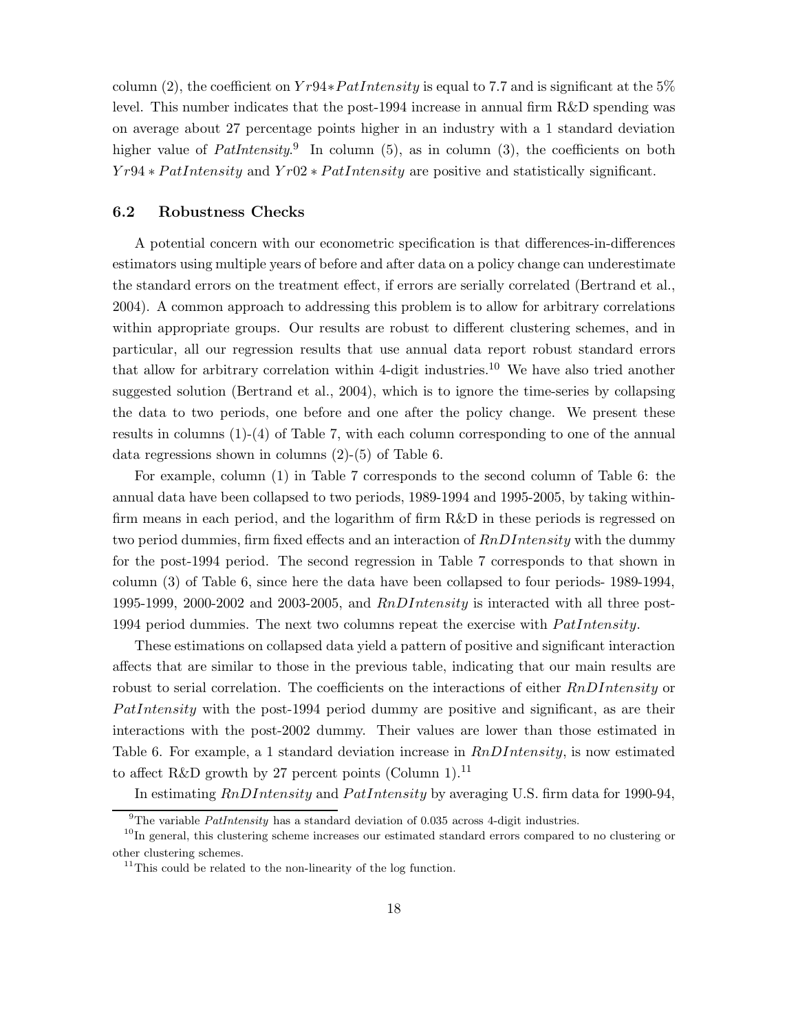column (2), the coefficient on $Yr94*PatIntensity$ is equal to 7.7 and is significant at the 5% level. This number indicates that the post-1994 increase in annual firm R&D spending was on average about 27 percentage points higher in an industry with a 1 standard deviation higher value of *PatIntensity*.[9] In column (5), as in column (3), the coefficients on both $Yr94 * PatIntensity$ and $Yr02 * PatIntensity$ are positive and statistically significant.

### 6.2 Robustness Checks

A potential concern with our econometric specification is that differences-in-differences estimators using multiple years of before and after data on a policy change can underestimate the standard errors on the treatment effect, if errors are serially correlated (Bertrand et al., 2004). A common approach to addressing this problem is to allow for arbitrary correlations within appropriate groups. Our results are robust to different clustering schemes, and in particular, all our regression results that use annual data report robust standard errors that allow for arbitrary correlation within 4-digit industries.[10] We have also tried another suggested solution (Bertrand et al., 2004), which is to ignore the time-series by collapsing the data to two periods, one before and one after the policy change. We present these results in columns (1)-(4) of Table 7, with each column corresponding to one of the annual data regressions shown in columns (2)-(5) of Table 6.

For example, column (1) in Table 7 corresponds to the second column of Table 6: the annual data have been collapsed to two periods, 1989-1994 and 1995-2005, by taking within-firm means in each period, and the logarithm of firm R&D in these periods is regressed on two period dummies, firm fixed effects and an interaction of $RnDIntensity$ with the dummy for the post-1994 period. The second regression in Table 7 corresponds to that shown in column (3) of Table 6, since here the data have been collapsed to four periods- 1989-1994, 1995-1999, 2000-2002 and 2003-2005, and $RnDIntensity$ is interacted with all three post-1994 period dummies. The next two columns repeat the exercise with $PatIntensity$.

These estimations on collapsed data yield a pattern of positive and significant interaction affects that are similar to those in the previous table, indicating that our main results are robust to serial correlation. The coefficients on the interactions of either $RnDIntensity$ or $PatIntensity$ with the post-1994 period dummy are positive and significant, as are their interactions with the post-2002 dummy. Their values are lower than those estimated in Table 6. For example, a 1 standard deviation increase in $RnDIntensity$, is now estimated to affect R&D growth by 27 percent points (Column 1).[11]

In estimating $RnDIntensity$ and $PatIntensity$ by averaging U.S. firm data for 1990-94,

[9] The variable *PatIntensity* has a standard deviation of 0.035 across 4-digit industries.

[10] In general, this clustering scheme increases our estimated standard errors compared to no clustering or other clustering schemes.

[11] This could be related to the non-linearity of the log function.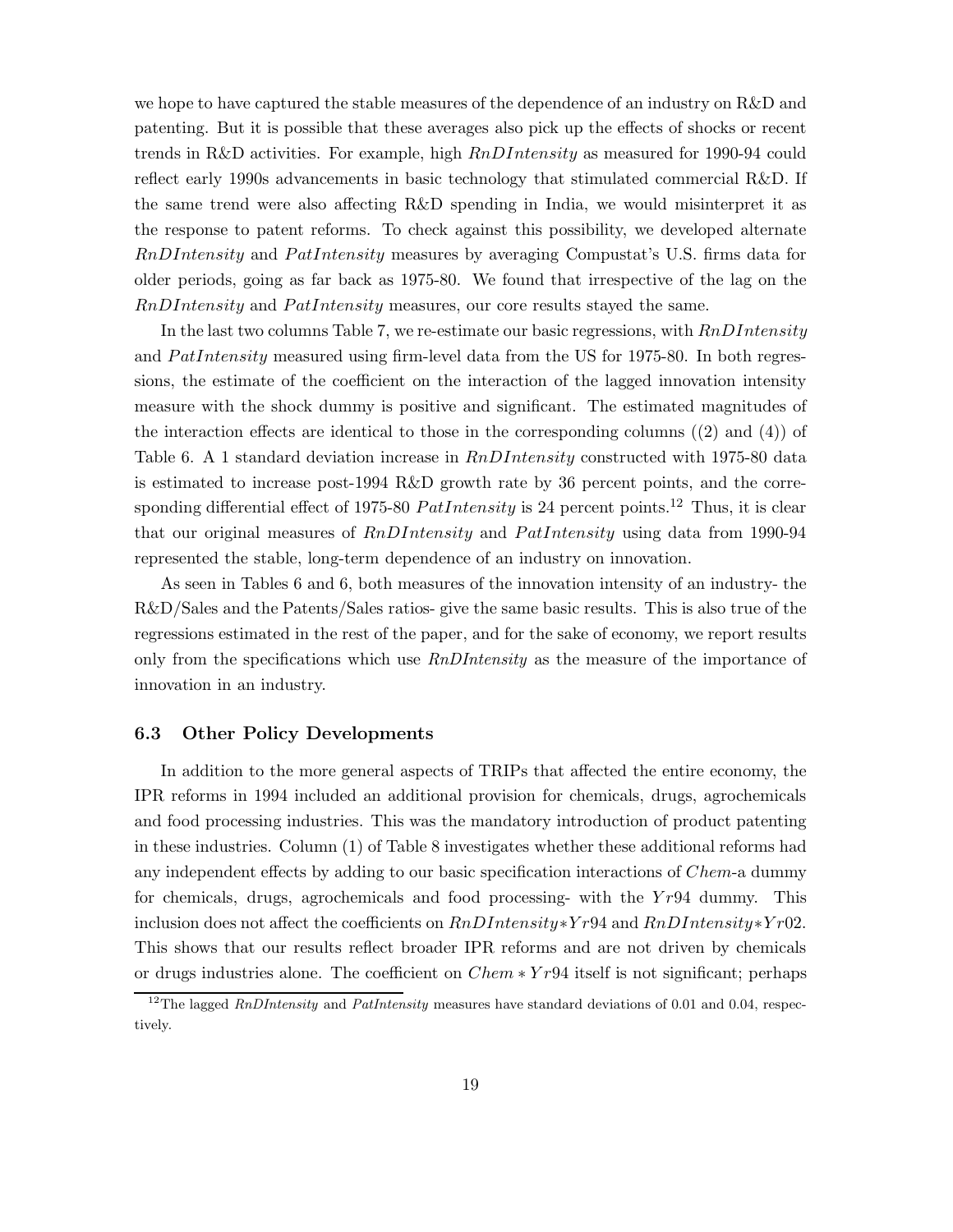we hope to have captured the stable measures of the dependence of an industry on R&D and patenting. But it is possible that these averages also pick up the effects of shocks or recent trends in R&D activities. For example, high $RnDIntensity$ as measured for 1990-94 could reflect early 1990s advancements in basic technology that stimulated commercial R&D. If the same trend were also affecting R&D spending in India, we would misinterpret it as the response to patent reforms. To check against this possibility, we developed alternate $RnDIntensity$ and $PatIntensity$ measures by averaging Compustat's U.S. firms data for older periods, going as far back as 1975-80. We found that irrespective of the lag on the $RnDIntensity$ and $PatIntensity$ measures, our core results stayed the same.

In the last two columns Table 7, we re-estimate our basic regressions, with $RnDIntensity$ and $PatIntensity$ measured using firm-level data from the US for 1975-80. In both regressions, the estimate of the coefficient on the interaction of the lagged innovation intensity measure with the shock dummy is positive and significant. The estimated magnitudes of the interaction effects are identical to those in the corresponding columns ((2) and (4)) of Table 6. A 1 standard deviation increase in $RnDIntensity$ constructed with 1975-80 data is estimated to increase post-1994 R&D growth rate by 36 percent points, and the corresponding differential effect of 1975-80 $PatIntensity$ is 24 percent points.[12] Thus, it is clear that our original measures of $RnDIntensity$ and $PatIntensity$ using data from 1990-94 represented the stable, long-term dependence of an industry on innovation.

As seen in Tables 6 and 6, both measures of the innovation intensity of an industry- the R&D/Sales and the Patents/Sales ratios- give the same basic results. This is also true of the regressions estimated in the rest of the paper, and for the sake of economy, we report results only from the specifications which use *RnDIntensity* as the measure of the importance of innovation in an industry.

### 6.3 Other Policy Developments

In addition to the more general aspects of TRIPs that affected the entire economy, the IPR reforms in 1994 included an additional provision for chemicals, drugs, agrochemicals and food processing industries. This was the mandatory introduction of product patenting in these industries. Column (1) of Table 8 investigates whether these additional reforms had any independent effects by adding to our basic specification interactions of $Chem$-a dummy for chemicals, drugs, agrochemicals and food processing- with the $Yr94$ dummy. This inclusion does not affect the coefficients on $RnDIntensity*Yr94$ and $RnDIntensity*Yr02$. This shows that our results reflect broader IPR reforms and are not driven by chemicals or drugs industries alone. The coefficient on $Chem * Yr94$ itself is not significant; perhaps

[12] The lagged *RnDIntensity* and *PatIntensity* measures have standard deviations of 0.01 and 0.04, respectively.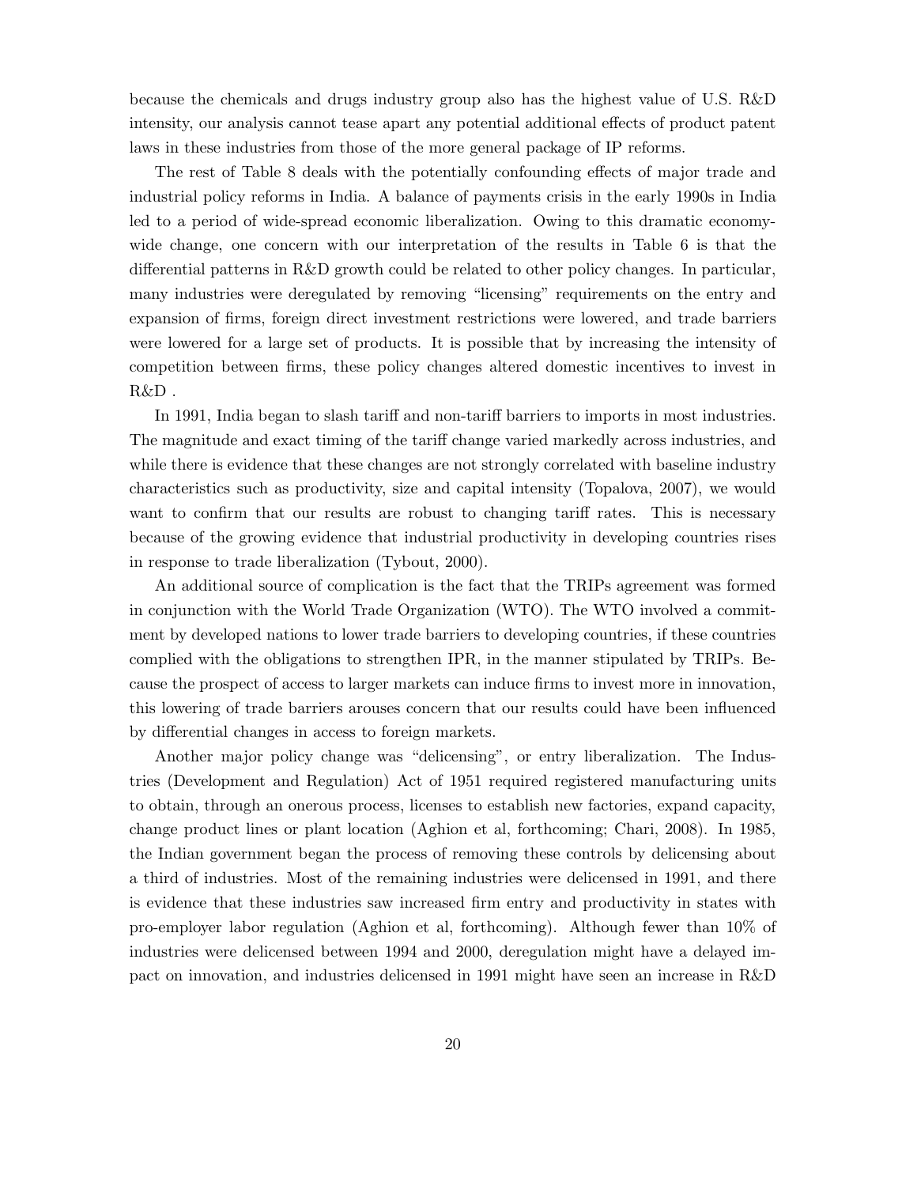because the chemicals and drugs industry group also has the highest value of U.S. R&D intensity, our analysis cannot tease apart any potential additional effects of product patent laws in these industries from those of the more general package of IP reforms.

The rest of Table 8 deals with the potentially confounding effects of major trade and industrial policy reforms in India. A balance of payments crisis in the early 1990s in India led to a period of wide-spread economic liberalization. Owing to this dramatic economy-wide change, one concern with our interpretation of the results in Table 6 is that the differential patterns in R&D growth could be related to other policy changes. In particular, many industries were deregulated by removing "licensing" requirements on the entry and expansion of firms, foreign direct investment restrictions were lowered, and trade barriers were lowered for a large set of products. It is possible that by increasing the intensity of competition between firms, these policy changes altered domestic incentives to invest in R&D .

In 1991, India began to slash tariff and non-tariff barriers to imports in most industries. The magnitude and exact timing of the tariff change varied markedly across industries, and while there is evidence that these changes are not strongly correlated with baseline industry characteristics such as productivity, size and capital intensity (Topalova, 2007), we would want to confirm that our results are robust to changing tariff rates. This is necessary because of the growing evidence that industrial productivity in developing countries rises in response to trade liberalization (Tybout, 2000).

An additional source of complication is the fact that the TRIPs agreement was formed in conjunction with the World Trade Organization (WTO). The WTO involved a commitment by developed nations to lower trade barriers to developing countries, if these countries complied with the obligations to strengthen IPR, in the manner stipulated by TRIPs. Because the prospect of access to larger markets can induce firms to invest more in innovation, this lowering of trade barriers arouses concern that our results could have been influenced by differential changes in access to foreign markets.

Another major policy change was "delicensing", or entry liberalization. The Industries (Development and Regulation) Act of 1951 required registered manufacturing units to obtain, through an onerous process, licenses to establish new factories, expand capacity, change product lines or plant location (Aghion et al, forthcoming; Chari, 2008). In 1985, the Indian government began the process of removing these controls by delicensing about a third of industries. Most of the remaining industries were delicensed in 1991, and there is evidence that these industries saw increased firm entry and productivity in states with pro-employer labor regulation (Aghion et al, forthcoming). Although fewer than 10% of industries were delicensed between 1994 and 2000, deregulation might have a delayed impact on innovation, and industries delicensed in 1991 might have seen an increase in R&D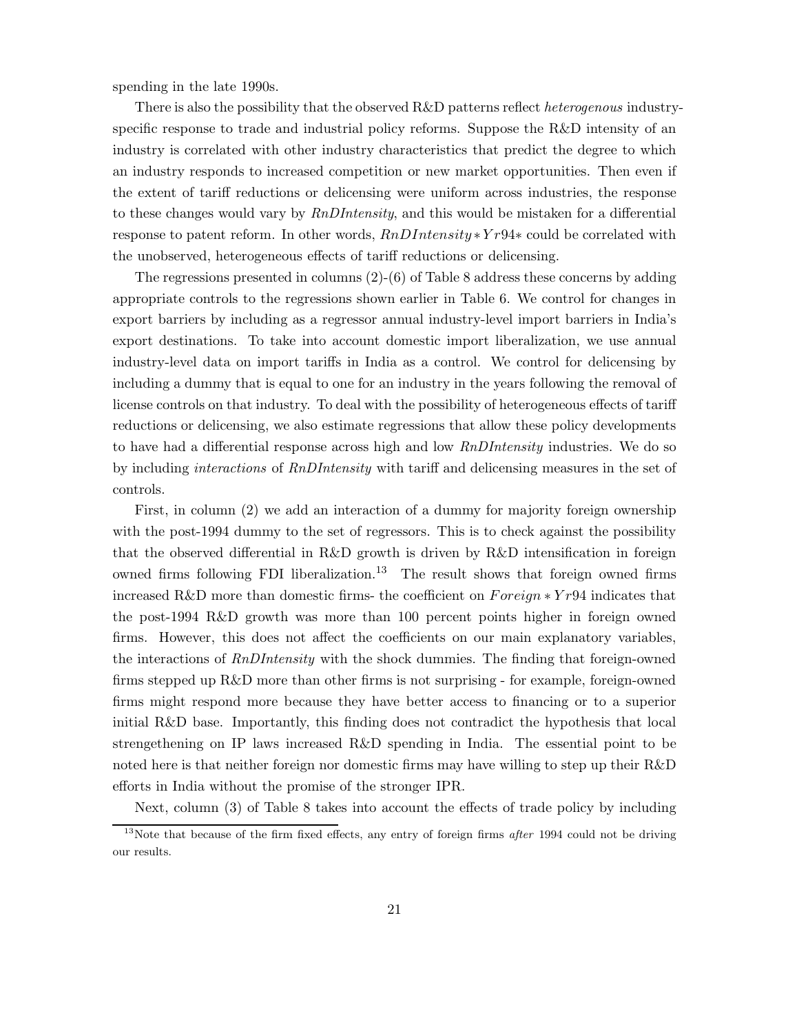spending in the late 1990s.

There is also the possibility that the observed R&D patterns reflect *heterogenous* industry-specific response to trade and industrial policy reforms. Suppose the R&D intensity of an industry is correlated with other industry characteristics that predict the degree to which an industry responds to increased competition or new market opportunities. Then even if the extent of tariff reductions or delicensing were uniform across industries, the response to these changes would vary by *RnDIntensity*, and this would be mistaken for a differential response to patent reform. In other words, $RnDIntensity * Yr94*$ could be correlated with the unobserved, heterogeneous effects of tariff reductions or delicensing.

The regressions presented in columns (2)-(6) of Table 8 address these concerns by adding appropriate controls to the regressions shown earlier in Table 6. We control for changes in export barriers by including as a regressor annual industry-level import barriers in India's export destinations. To take into account domestic import liberalization, we use annual industry-level data on import tariffs in India as a control. We control for delicensing by including a dummy that is equal to one for an industry in the years following the removal of license controls on that industry. To deal with the possibility of heterogeneous effects of tariff reductions or delicensing, we also estimate regressions that allow these policy developments to have had a differential response across high and low *RnDIntensity* industries. We do so by including *interactions* of *RnDIntensity* with tariff and delicensing measures in the set of controls.

First, in column (2) we add an interaction of a dummy for majority foreign ownership with the post-1994 dummy to the set of regressors. This is to check against the possibility that the observed differential in R&D growth is driven by R&D intensification in foreign owned firms following FDI liberalization.[13] The result shows that foreign owned firms increased R&D more than domestic firms- the coefficient on $Foreign * Yr94$ indicates that the post-1994 R&D growth was more than 100 percent points higher in foreign owned firms. However, this does not affect the coefficients on our main explanatory variables, the interactions of *RnDIntensity* with the shock dummies. The finding that foreign-owned firms stepped up R&D more than other firms is not surprising - for example, foreign-owned firms might respond more because they have better access to financing or to a superior initial R&D base. Importantly, this finding does not contradict the hypothesis that local strengethening on IP laws increased R&D spending in India. The essential point to be noted here is that neither foreign nor domestic firms may have willing to step up their R&D efforts in India without the promise of the stronger IPR.

Next, column (3) of Table 8 takes into account the effects of trade policy by including

[13]Note that because of the firm fixed effects, any entry of foreign firms *after* 1994 could not be driving our results.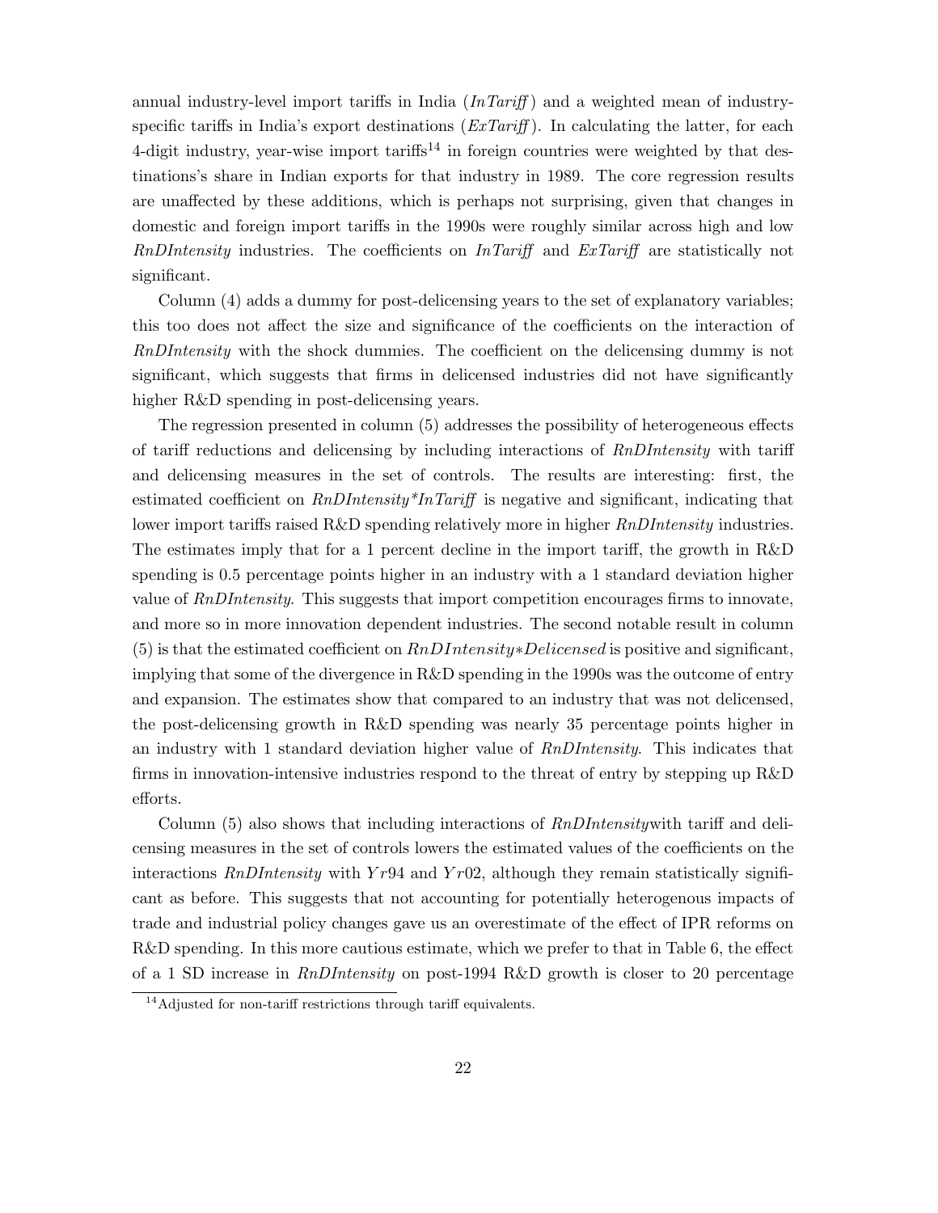annual industry-level import tariffs in India (*InTariff*) and a weighted mean of industry-specific tariffs in India's export destinations (*ExTariff*). In calculating the latter, for each 4-digit industry, year-wise import tariffs[14] in foreign countries were weighted by that destinations's share in Indian exports for that industry in 1989. The core regression results are unaffected by these additions, which is perhaps not surprising, given that changes in domestic and foreign import tariffs in the 1990s were roughly similar across high and low *RnDIntensity* industries. The coefficients on *InTariff* and *ExTariff* are statistically not significant.

Column (4) adds a dummy for post-delicensing years to the set of explanatory variables; this too does not affect the size and significance of the coefficients on the interaction of *RnDIntensity* with the shock dummies. The coefficient on the delicensing dummy is not significant, which suggests that firms in delicensed industries did not have significantly higher R&D spending in post-delicensing years.

The regression presented in column (5) addresses the possibility of heterogeneous effects of tariff reductions and delicensing by including interactions of *RnDIntensity* with tariff and delicensing measures in the set of controls. The results are interesting: first, the estimated coefficient on *RnDIntensity*\**InTariff* is negative and significant, indicating that lower import tariffs raised R&D spending relatively more in higher *RnDIntensity* industries. The estimates imply that for a 1 percent decline in the import tariff, the growth in R&D spending is 0.5 percentage points higher in an industry with a 1 standard deviation higher value of *RnDIntensity*. This suggests that import competition encourages firms to innovate, and more so in more innovation dependent industries. The second notable result in column (5) is that the estimated coefficient on $RnDIntensity*Delicensed$ is positive and significant, implying that some of the divergence in R&D spending in the 1990s was the outcome of entry and expansion. The estimates show that compared to an industry that was not delicensed, the post-delicensing growth in R&D spending was nearly 35 percentage points higher in an industry with 1 standard deviation higher value of *RnDIntensity*. This indicates that firms in innovation-intensive industries respond to the threat of entry by stepping up R&D efforts.

Column (5) also shows that including interactions of *RnDIntensity*with tariff and delicensing measures in the set of controls lowers the estimated values of the coefficients on the interactions *RnDIntensity* with $Yr94$ and $Yr02$, although they remain statistically significant as before. This suggests that not accounting for potentially heterogenous impacts of trade and industrial policy changes gave us an overestimate of the effect of IPR reforms on R&D spending. In this more cautious estimate, which we prefer to that in Table 6, the effect of a 1 SD increase in *RnDIntensity* on post-1994 R&D growth is closer to 20 percentage

[14] Adjusted for non-tariff restrictions through tariff equivalents.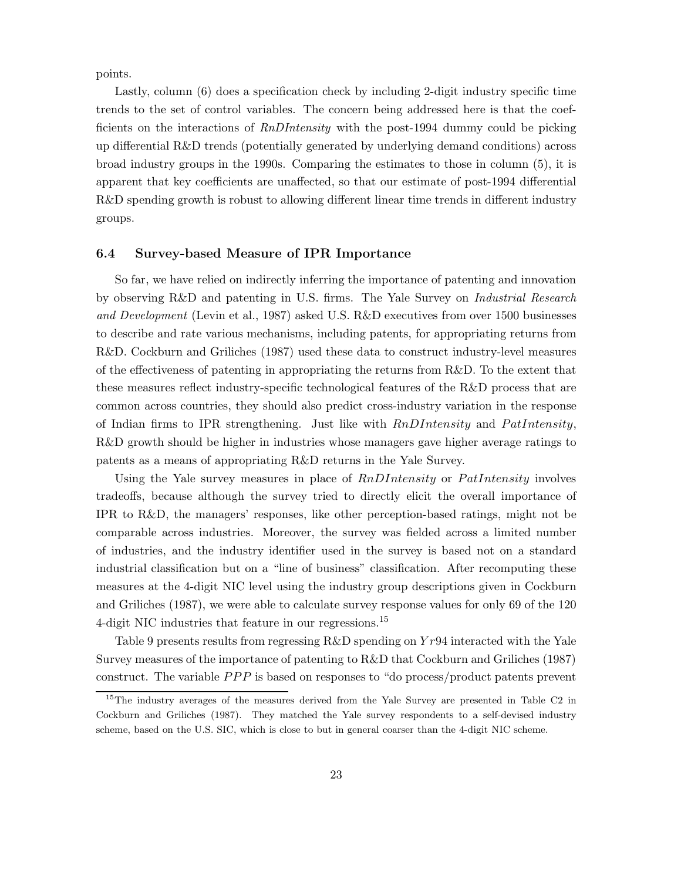points.

Lastly, column (6) does a specification check by including 2-digit industry specific time trends to the set of control variables. The concern being addressed here is that the coefficients on the interactions of *RnDIntensity* with the post-1994 dummy could be picking up differential R&D trends (potentially generated by underlying demand conditions) across broad industry groups in the 1990s. Comparing the estimates to those in column (5), it is apparent that key coefficients are unaffected, so that our estimate of post-1994 differential R&D spending growth is robust to allowing different linear time trends in different industry groups.

### 6.4 Survey-based Measure of IPR Importance

So far, we have relied on indirectly inferring the importance of patenting and innovation by observing R&D and patenting in U.S. firms. The Yale Survey on *Industrial Research and Development* (Levin et al., 1987) asked U.S. R&D executives from over 1500 businesses to describe and rate various mechanisms, including patents, for appropriating returns from R&D. Cockburn and Griliches (1987) used these data to construct industry-level measures of the effectiveness of patenting in appropriating the returns from R&D. To the extent that these measures reflect industry-specific technological features of the R&D process that are common across countries, they should also predict cross-industry variation in the response of Indian firms to IPR strengthening. Just like with *RnDIntensity* and *PatIntensity*, R&D growth should be higher in industries whose managers gave higher average ratings to patents as a means of appropriating R&D returns in the Yale Survey.

Using the Yale survey measures in place of *RnDIntensity* or *PatIntensity* involves tradeoffs, because although the survey tried to directly elicit the overall importance of IPR to R&D, the managers' responses, like other perception-based ratings, might not be comparable across industries. Moreover, the survey was fielded across a limited number of industries, and the industry identifier used in the survey is based not on a standard industrial classification but on a "line of business" classification. After recomputing these measures at the 4-digit NIC level using the industry group descriptions given in Cockburn and Griliches (1987), we were able to calculate survey response values for only 69 of the 120 4-digit NIC industries that feature in our regressions.[15]

Table 9 presents results from regressing R&D spending on $Yr94$ interacted with the Yale Survey measures of the importance of patenting to R&D that Cockburn and Griliches (1987) construct. The variable $PPP$ is based on responses to "do process/product patents prevent

[15]The industry averages of the measures derived from the Yale Survey are presented in Table C2 in Cockburn and Griliches (1987). They matched the Yale survey respondents to a self-devised industry scheme, based on the U.S. SIC, which is close to but in general coarser than the 4-digit NIC scheme.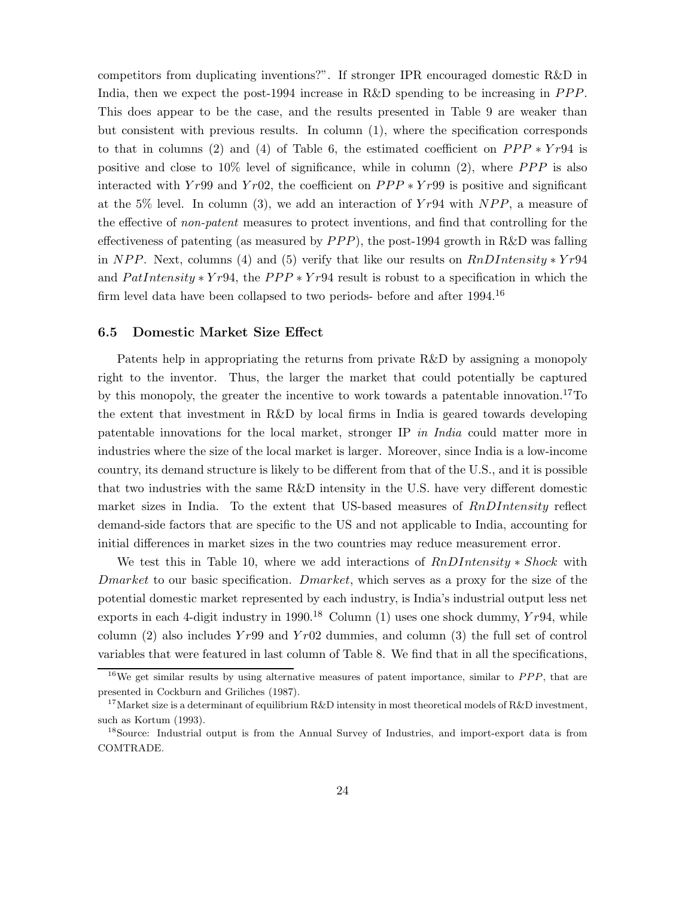competitors from duplicating inventions?". If stronger IPR encouraged domestic R&D in India, then we expect the post-1994 increase in R&D spending to be increasing in $PPP$. This does appear to be the case, and the results presented in Table 9 are weaker than but consistent with previous results. In column (1), where the specification corresponds to that in columns (2) and (4) of Table 6, the estimated coefficient on $PPP * Yr94$ is positive and close to 10% level of significance, while in column (2), where $PPP$ is also interacted with $Yr99$ and $Yr02$, the coefficient on $PPP * Yr99$ is positive and significant at the 5% level. In column (3), we add an interaction of $Yr94$ with $NPP$, a measure of the effective of *non-patent* measures to protect inventions, and find that controlling for the effectiveness of patenting (as measured by $PPP$), the post-1994 growth in R&D was falling in $NPP$. Next, columns (4) and (5) verify that like our results on $RnDIntensity * Yr94$ and $PatIntensity * Yr94$, the $PPP * Yr94$ result is robust to a specification in which the firm level data have been collapsed to two periods- before and after 1994.[16]

### 6.5 Domestic Market Size Effect

Patents help in appropriating the returns from private R&D by assigning a monopoly right to the inventor. Thus, the larger the market that could potentially be captured by this monopoly, the greater the incentive to work towards a patentable innovation.[17]To the extent that investment in R&D by local firms in India is geared towards developing patentable innovations for the local market, stronger IP *in India* could matter more in industries where the size of the local market is larger. Moreover, since India is a low-income country, its demand structure is likely to be different from that of the U.S., and it is possible that two industries with the same R&D intensity in the U.S. have very different domestic market sizes in India. To the extent that US-based measures of $RnDIntensity$ reflect demand-side factors that are specific to the US and not applicable to India, accounting for initial differences in market sizes in the two countries may reduce measurement error.

We test this in Table 10, where we add interactions of $RnDIntensity * Shock$ with $Dmarket$ to our basic specification. $Dmarket$, which serves as a proxy for the size of the potential domestic market represented by each industry, is India's industrial output less net exports in each 4-digit industry in 1990.[18] Column (1) uses one shock dummy, $Yr94$, while column (2) also includes $Yr99$ and $Yr02$ dummies, and column (3) the full set of control variables that were featured in last column of Table 8. We find that in all the specifications,

[16]We get similar results by using alternative measures of patent importance, similar to $PPP$, that are presented in Cockburn and Griliches (1987).

[17]Market size is a determinant of equilibrium R&D intensity in most theoretical models of R&D investment, such as Kortum (1993).

[18]Source: Industrial output is from the Annual Survey of Industries, and import-export data is from COMTRADE.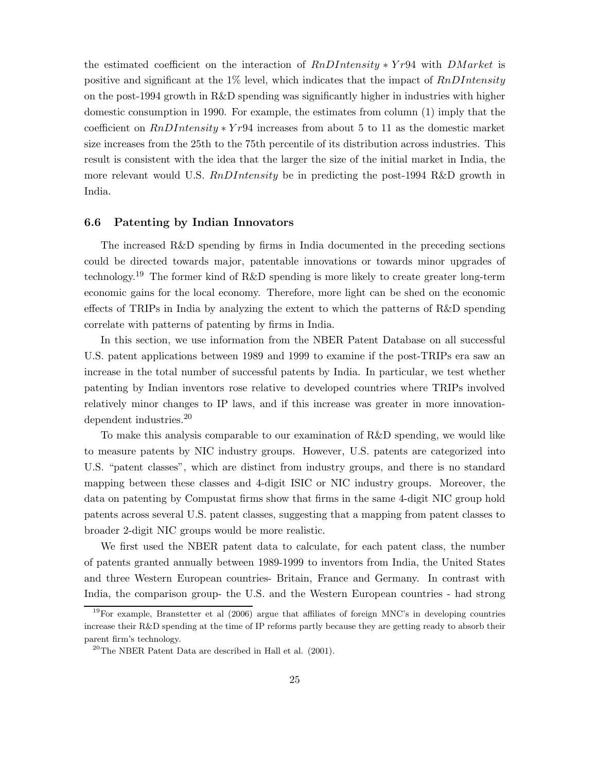the estimated coefficient on the interaction of $RnDIntensity * Yr94$ with $DMarket$ is positive and significant at the 1% level, which indicates that the impact of $RnDIntensity$ on the post-1994 growth in R&D spending was significantly higher in industries with higher domestic consumption in 1990. For example, the estimates from column (1) imply that the coefficient on $RnDIntensity * Yr94$ increases from about 5 to 11 as the domestic market size increases from the 25th to the 75th percentile of its distribution across industries. This result is consistent with the idea that the larger the size of the initial market in India, the more relevant would U.S. $RnDIntensity$ be in predicting the post-1994 R&D growth in India.

### 6.6 Patenting by Indian Innovators

The increased R&D spending by firms in India documented in the preceding sections could be directed towards major, patentable innovations or towards minor upgrades of technology.[19] The former kind of R&D spending is more likely to create greater long-term economic gains for the local economy. Therefore, more light can be shed on the economic effects of TRIPs in India by analyzing the extent to which the patterns of R&D spending correlate with patterns of patenting by firms in India.

In this section, we use information from the NBER Patent Database on all successful U.S. patent applications between 1989 and 1999 to examine if the post-TRIPs era saw an increase in the total number of successful patents by India. In particular, we test whether patenting by Indian inventors rose relative to developed countries where TRIPs involved relatively minor changes to IP laws, and if this increase was greater in more innovation-dependent industries.[20]

To make this analysis comparable to our examination of R&D spending, we would like to measure patents by NIC industry groups. However, U.S. patents are categorized into U.S. "patent classes", which are distinct from industry groups, and there is no standard mapping between these classes and 4-digit ISIC or NIC industry groups. Moreover, the data on patenting by Compustat firms show that firms in the same 4-digit NIC group hold patents across several U.S. patent classes, suggesting that a mapping from patent classes to broader 2-digit NIC groups would be more realistic.

We first used the NBER patent data to calculate, for each patent class, the number of patents granted annually between 1989-1999 to inventors from India, the United States and three Western European countries- Britain, France and Germany. In contrast with India, the comparison group- the U.S. and the Western European countries - had strong

[19] For example, Branstetter et al (2006) argue that affiliates of foreign MNC's in developing countries increase their R&D spending at the time of IP reforms partly because they are getting ready to absorb their parent firm's technology.

[20] The NBER Patent Data are described in Hall et al. (2001).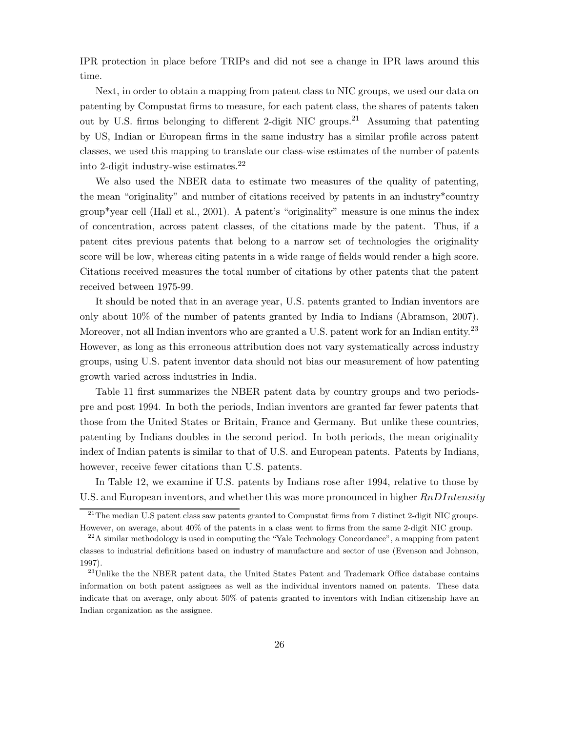IPR protection in place before TRIPs and did not see a change in IPR laws around this time.

Next, in order to obtain a mapping from patent class to NIC groups, we used our data on patenting by Compustat firms to measure, for each patent class, the shares of patents taken out by U.S. firms belonging to different 2-digit NIC groups.[21] Assuming that patenting by US, Indian or European firms in the same industry has a similar profile across patent classes, we used this mapping to translate our class-wise estimates of the number of patents into 2-digit industry-wise estimates.[22]

We also used the NBER data to estimate two measures of the quality of patenting, the mean "originality" and number of citations received by patents in an industry*country group*year cell (Hall et al., 2001). A patent's "originality" measure is one minus the index of concentration, across patent classes, of the citations made by the patent. Thus, if a patent cites previous patents that belong to a narrow set of technologies the originality score will be low, whereas citing patents in a wide range of fields would render a high score. Citations received measures the total number of citations by other patents that the patent received between 1975-99.

It should be noted that in an average year, U.S. patents granted to Indian inventors are only about 10% of the number of patents granted by India to Indians (Abramson, 2007). Moreover, not all Indian inventors who are granted a U.S. patent work for an Indian entity.[23] However, as long as this erroneous attribution does not vary systematically across industry groups, using U.S. patent inventor data should not bias our measurement of how patenting growth varied across industries in India.

Table 11 first summarizes the NBER patent data by country groups and two periods-pre and post 1994. In both the periods, Indian inventors are granted far fewer patents that those from the United States or Britain, France and Germany. But unlike these countries, patenting by Indians doubles in the second period. In both periods, the mean originality index of Indian patents is similar to that of U.S. and European patents. Patents by Indians, however, receive fewer citations than U.S. patents.

In Table 12, we examine if U.S. patents by Indians rose after 1994, relative to those by U.S. and European inventors, and whether this was more pronounced in higher $RnDIntensity$

---

[21] The median U.S patent class saw patents granted to Compustat firms from 7 distinct 2-digit NIC groups. However, on average, about 40% of the patents in a class went to firms from the same 2-digit NIC group.

[22] A similar methodology is used in computing the "Yale Technology Concordance", a mapping from patent classes to industrial definitions based on industry of manufacture and sector of use (Evenson and Johnson, 1997).

[23] Unlike the the NBER patent data, the United States Patent and Trademark Office database contains information on both patent assignees as well as the individual inventors named on patents. These data indicate that on average, only about 50% of patents granted to inventors with Indian citizenship have an Indian organization as the assignee.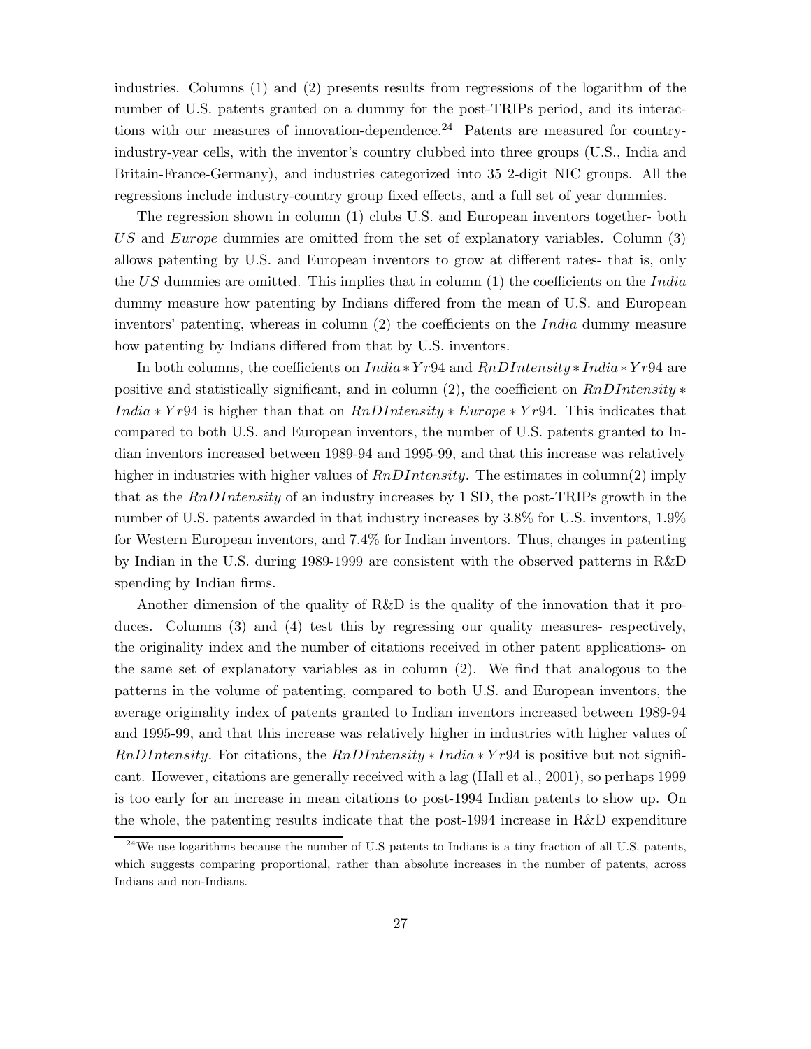industries. Columns (1) and (2) presents results from regressions of the logarithm of the number of U.S. patents granted on a dummy for the post-TRIPs period, and its interactions with our measures of innovation-dependence.[24] Patents are measured for country-industry-year cells, with the inventor's country clubbed into three groups (U.S., India and Britain-France-Germany), and industries categorized into 35 2-digit NIC groups. All the regressions include industry-country group fixed effects, and a full set of year dummies.

The regression shown in column (1) clubs U.S. and European inventors together- both $US$ and $Europe$ dummies are omitted from the set of explanatory variables. Column (3) allows patenting by U.S. and European inventors to grow at different rates- that is, only the $US$ dummies are omitted. This implies that in column (1) the coefficients on the $India$ dummy measure how patenting by Indians differed from the mean of U.S. and European inventors' patenting, whereas in column (2) the coefficients on the $India$ dummy measure how patenting by Indians differed from that by U.S. inventors.

In both columns, the coefficients on $India * Yr94$ and $RnDIntensity * India * Yr94$ are positive and statistically significant, and in column (2), the coefficient on $RnDIntensity * India * Yr94$ is higher than that on $RnDIntensity * Europe * Yr94$. This indicates that compared to both U.S. and European inventors, the number of U.S. patents granted to Indian inventors increased between 1989-94 and 1995-99, and that this increase was relatively higher in industries with higher values of $RnDIntensity$. The estimates in column(2) imply that as the $RnDIntensity$ of an industry increases by 1 SD, the post-TRIPs growth in the number of U.S. patents awarded in that industry increases by 3.8% for U.S. inventors, 1.9% for Western European inventors, and 7.4% for Indian inventors. Thus, changes in patenting by Indian in the U.S. during 1989-1999 are consistent with the observed patterns in R&D spending by Indian firms.

Another dimension of the quality of R&D is the quality of the innovation that it produces. Columns (3) and (4) test this by regressing our quality measures- respectively, the originality index and the number of citations received in other patent applications- on the same set of explanatory variables as in column (2). We find that analogous to the patterns in the volume of patenting, compared to both U.S. and European inventors, the average originality index of patents granted to Indian inventors increased between 1989-94 and 1995-99, and that this increase was relatively higher in industries with higher values of $RnDIntensity$. For citations, the $RnDIntensity * India * Yr94$ is positive but not significant. However, citations are generally received with a lag (Hall et al., 2001), so perhaps 1999 is too early for an increase in mean citations to post-1994 Indian patents to show up. On the whole, the patenting results indicate that the post-1994 increase in R&D expenditure

[24] We use logarithms because the number of U.S patents to Indians is a tiny fraction of all U.S. patents, which suggests comparing proportional, rather than absolute increases in the number of patents, across Indians and non-Indians.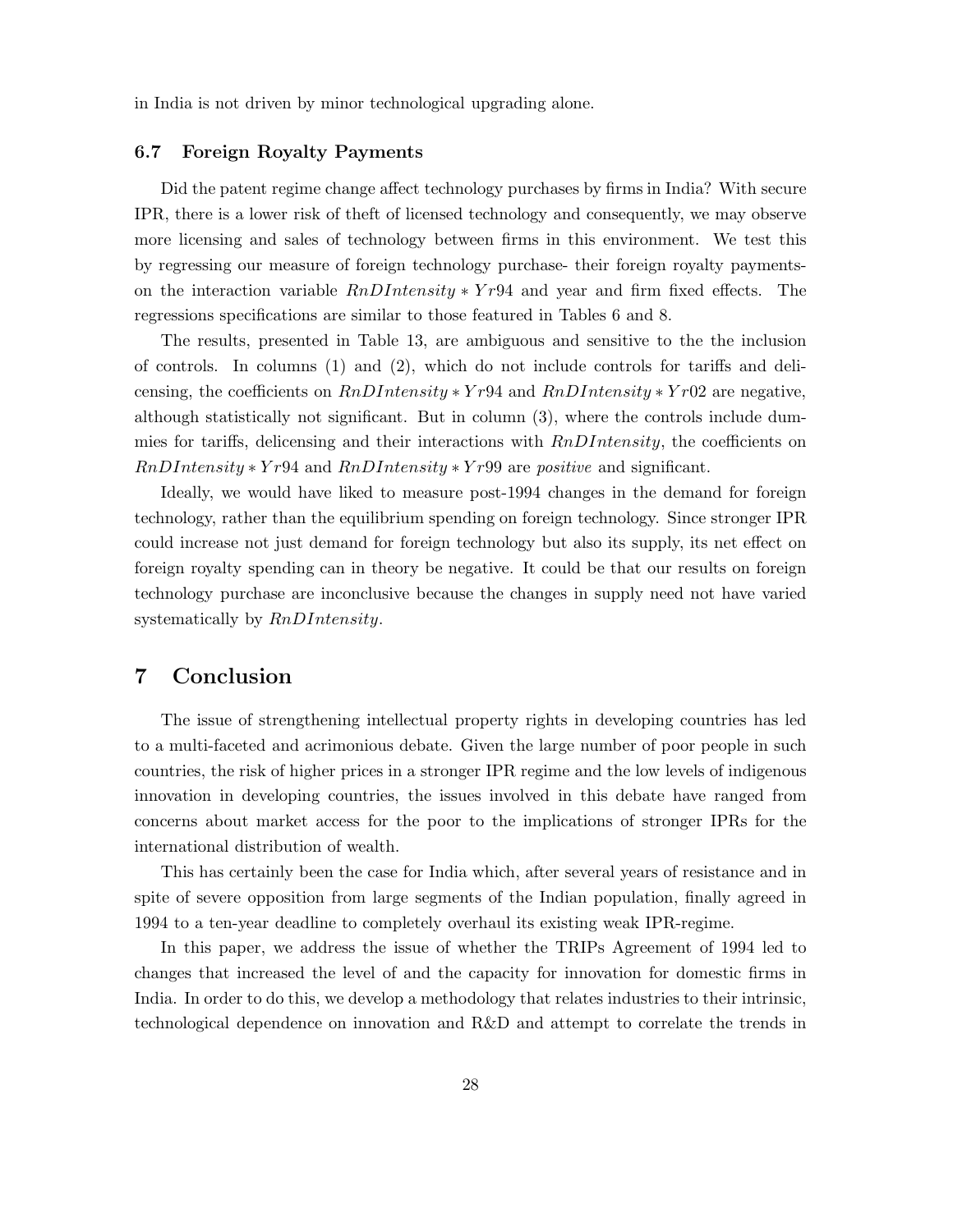in India is not driven by minor technological upgrading alone.

### 6.7 Foreign Royalty Payments

Did the patent regime change affect technology purchases by firms in India? With secure IPR, there is a lower risk of theft of licensed technology and consequently, we may observe more licensing and sales of technology between firms in this environment. We test this by regressing our measure of foreign technology purchase- their foreign royalty payments- on the interaction variable $RnDIntensity * Yr94$ and year and firm fixed effects. The regressions specifications are similar to those featured in Tables 6 and 8.

The results, presented in Table 13, are ambiguous and sensitive to the the inclusion of controls. In columns (1) and (2), which do not include controls for tariffs and delicensing, the coefficients on $RnDIntensity * Yr94$ and $RnDIntensity * Yr02$ are negative, although statistically not significant. But in column (3), where the controls include dummies for tariffs, delicensing and their interactions with $RnDIntensity$, the coefficients on $RnDIntensity * Yr94$ and $RnDIntensity * Yr99$ are *positive* and significant.

Ideally, we would have liked to measure post-1994 changes in the demand for foreign technology, rather than the equilibrium spending on foreign technology. Since stronger IPR could increase not just demand for foreign technology but also its supply, its net effect on foreign royalty spending can in theory be negative. It could be that our results on foreign technology purchase are inconclusive because the changes in supply need not have varied systematically by $RnDIntensity$.

## 7 Conclusion

The issue of strengthening intellectual property rights in developing countries has led to a multi-faceted and acrimonious debate. Given the large number of poor people in such countries, the risk of higher prices in a stronger IPR regime and the low levels of indigenous innovation in developing countries, the issues involved in this debate have ranged from concerns about market access for the poor to the implications of stronger IPRs for the international distribution of wealth.

This has certainly been the case for India which, after several years of resistance and in spite of severe opposition from large segments of the Indian population, finally agreed in 1994 to a ten-year deadline to completely overhaul its existing weak IPR-regime.

In this paper, we address the issue of whether the TRIPs Agreement of 1994 led to changes that increased the level of and the capacity for innovation for domestic firms in India. In order to do this, we develop a methodology that relates industries to their intrinsic, technological dependence on innovation and R&D and attempt to correlate the trends in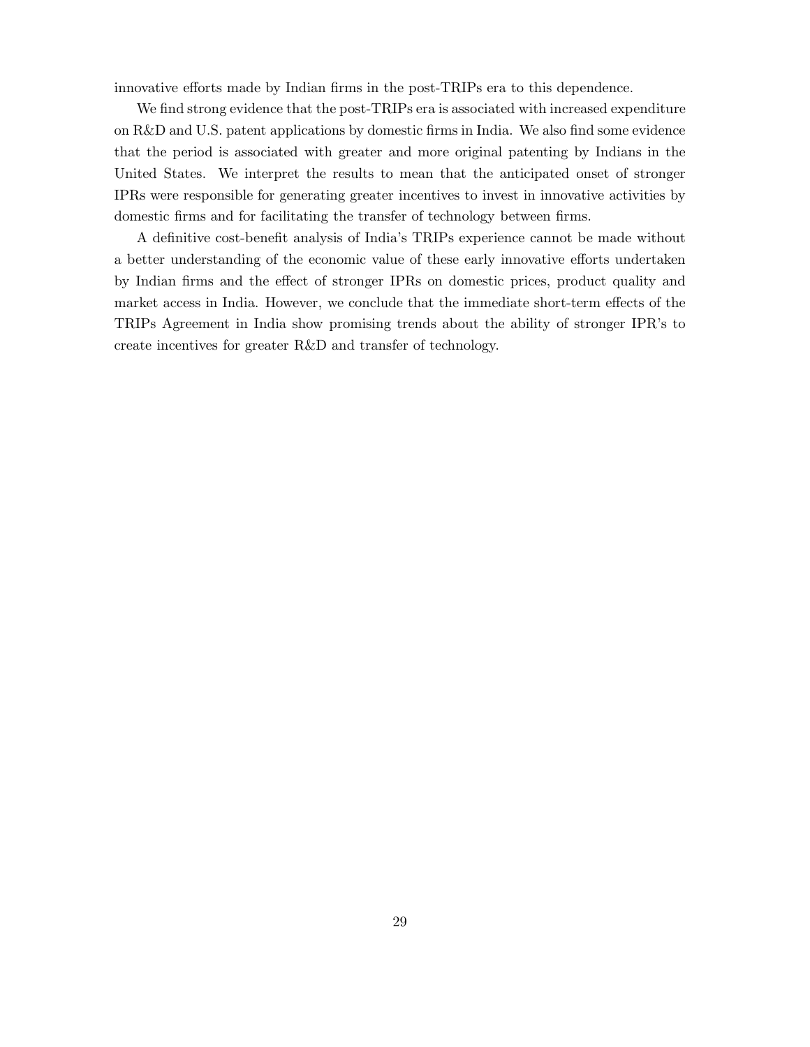innovative efforts made by Indian firms in the post-TRIPs era to this dependence.

We find strong evidence that the post-TRIPs era is associated with increased expenditure on R&D and U.S. patent applications by domestic firms in India. We also find some evidence that the period is associated with greater and more original patenting by Indians in the United States. We interpret the results to mean that the anticipated onset of stronger IPRs were responsible for generating greater incentives to invest in innovative activities by domestic firms and for facilitating the transfer of technology between firms.

A definitive cost-benefit analysis of India's TRIPs experience cannot be made without a better understanding of the economic value of these early innovative efforts undertaken by Indian firms and the effect of stronger IPRs on domestic prices, product quality and market access in India. However, we conclude that the immediate short-term effects of the TRIPs Agreement in India show promising trends about the ability of stronger IPR's to create incentives for greater R&D and transfer of technology.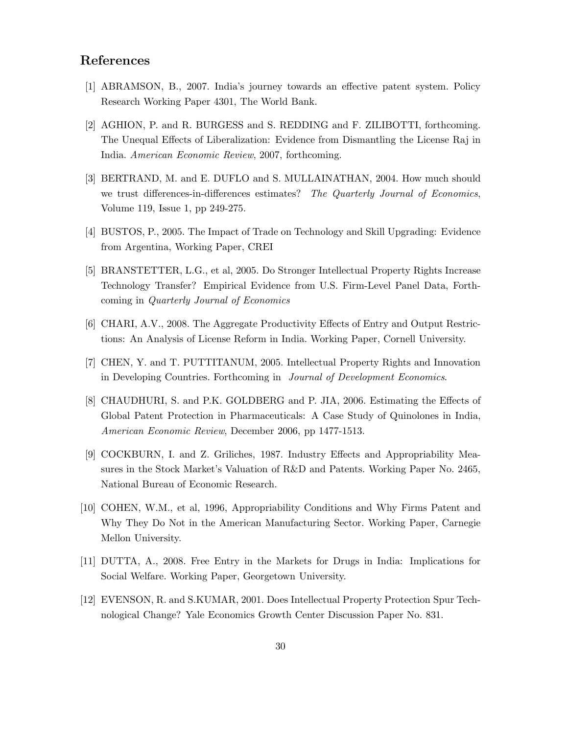## References

[1] ABRAMSON, B., 2007. India's journey towards an effective patent system. Policy Research Working Paper 4301, The World Bank.

[2] AGHION, P. and R. BURGESS and S. REDDING and F. ZILIBOTTI, forthcoming. The Unequal Effects of Liberalization: Evidence from Dismantling the License Raj in India. *American Economic Review*, 2007, forthcoming.

[3] BERTRAND, M. and E. DUFLO and S. MULLAINATHAN, 2004. How much should we trust differences-in-differences estimates? *The Quarterly Journal of Economics*, Volume 119, Issue 1, pp 249-275.

[4] BUSTOS, P., 2005. The Impact of Trade on Technology and Skill Upgrading: Evidence from Argentina, Working Paper, CREI

[5] BRANSTETTER, L.G., et al, 2005. Do Stronger Intellectual Property Rights Increase Technology Transfer? Empirical Evidence from U.S. Firm-Level Panel Data, Forthcoming in *Quarterly Journal of Economics*

[6] CHARI, A.V., 2008. The Aggregate Productivity Effects of Entry and Output Restrictions: An Analysis of License Reform in India. Working Paper, Cornell University.

[7] CHEN, Y. and T. PUTTITANUM, 2005. Intellectual Property Rights and Innovation in Developing Countries. Forthcoming in *Journal of Development Economics*.

[8] CHAUDHURI, S. and P.K. GOLDBERG and P. JIA, 2006. Estimating the Effects of Global Patent Protection in Pharmaceuticals: A Case Study of Quinolones in India, *American Economic Review*, December 2006, pp 1477-1513.

[9] COCKBURN, I. and Z. Griliches, 1987. Industry Effects and Appropriability Measures in the Stock Market's Valuation of R&D and Patents. Working Paper No. 2465, National Bureau of Economic Research.

[10] COHEN, W.M., et al, 1996, Appropriability Conditions and Why Firms Patent and Why They Do Not in the American Manufacturing Sector. Working Paper, Carnegie Mellon University.

[11] DUTTA, A., 2008. Free Entry in the Markets for Drugs in India: Implications for Social Welfare. Working Paper, Georgetown University.

[12] EVENSON, R. and S.KUMAR, 2001. Does Intellectual Property Protection Spur Technological Change? Yale Economics Growth Center Discussion Paper No. 831.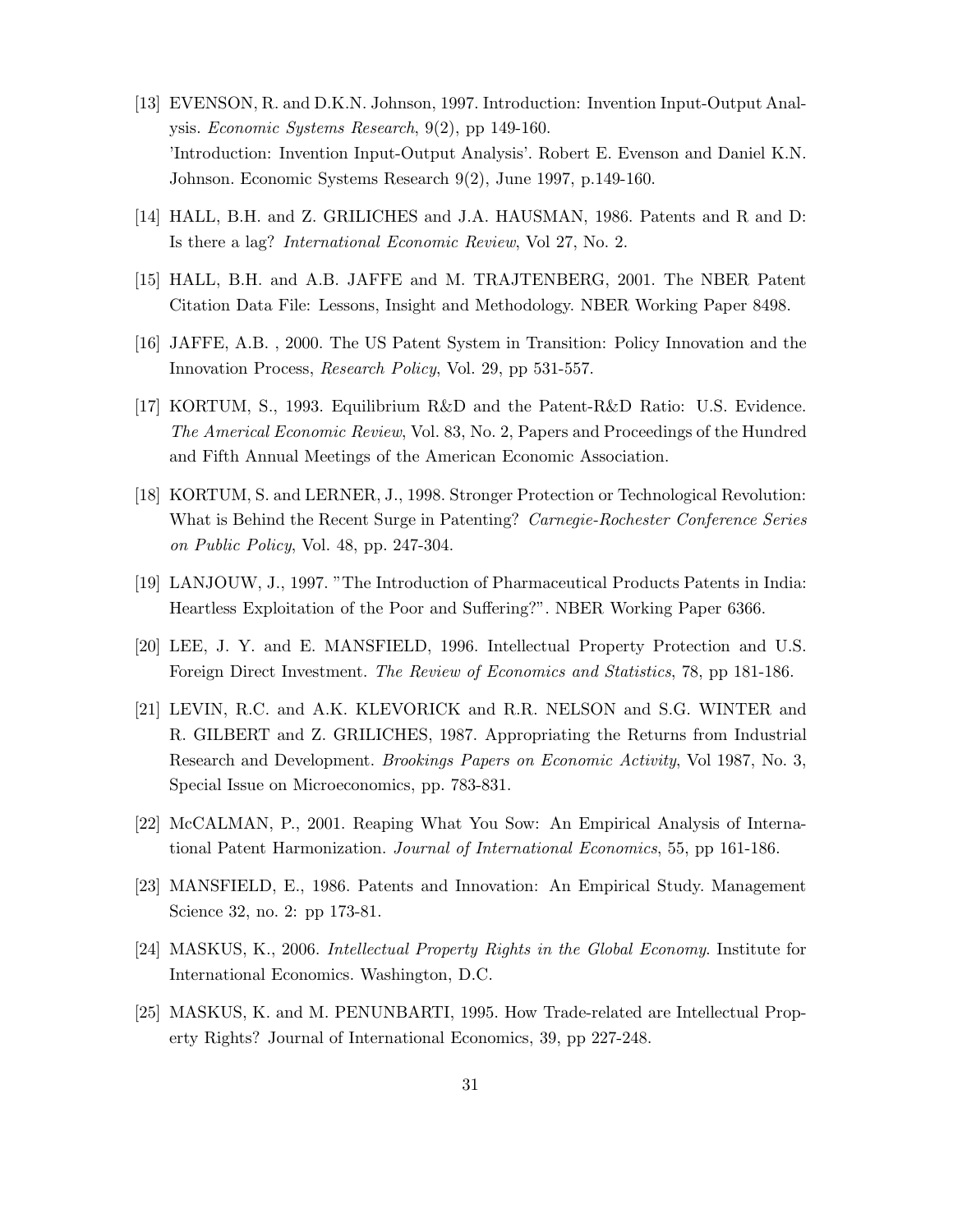[13] EVENSON, R. and D.K.N. Johnson, 1997. Introduction: Invention Input-Output Analysis. *Economic Systems Research*, 9(2), pp 149-160.
'Introduction: Invention Input-Output Analysis'. Robert E. Evenson and Daniel K.N. Johnson. Economic Systems Research 9(2), June 1997, p.149-160.

[14] HALL, B.H. and Z. GRILICHES and J.A. HAUSMAN, 1986. Patents and R and D: Is there a lag? *International Economic Review*, Vol 27, No. 2.

[15] HALL, B.H. and A.B. JAFFE and M. TRAJTENBERG, 2001. The NBER Patent Citation Data File: Lessons, Insight and Methodology. NBER Working Paper 8498.

[16] JAFFE, A.B. , 2000. The US Patent System in Transition: Policy Innovation and the Innovation Process, *Research Policy*, Vol. 29, pp 531-557.

[17] KORTUM, S., 1993. Equilibrium R&D and the Patent-R&D Ratio: U.S. Evidence. *The Americal Economic Review*, Vol. 83, No. 2, Papers and Proceedings of the Hundred and Fifth Annual Meetings of the American Economic Association.

[18] KORTUM, S. and LERNER, J., 1998. Stronger Protection or Technological Revolution: What is Behind the Recent Surge in Patenting? *Carnegie-Rochester Conference Series on Public Policy*, Vol. 48, pp. 247-304.

[19] LANJOUW, J., 1997. "The Introduction of Pharmaceutical Products Patents in India: Heartless Exploitation of the Poor and Suffering?". NBER Working Paper 6366.

[20] LEE, J. Y. and E. MANSFIELD, 1996. Intellectual Property Protection and U.S. Foreign Direct Investment. *The Review of Economics and Statistics*, 78, pp 181-186.

[21] LEVIN, R.C. and A.K. KLEVORICK and R.R. NELSON and S.G. WINTER and R. GILBERT and Z. GRILICHES, 1987. Appropriating the Returns from Industrial Research and Development. *Brookings Papers on Economic Activity*, Vol 1987, No. 3, Special Issue on Microeconomics, pp. 783-831.

[22] McCALMAN, P., 2001. Reaping What You Sow: An Empirical Analysis of International Patent Harmonization. *Journal of International Economics*, 55, pp 161-186.

[23] MANSFIELD, E., 1986. Patents and Innovation: An Empirical Study. Management Science 32, no. 2: pp 173-81.

[24] MASKUS, K., 2006. *Intellectual Property Rights in the Global Economy.* Institute for International Economics. Washington, D.C.

[25] MASKUS, K. and M. PENUNBARTI, 1995. How Trade-related are Intellectual Property Rights? Journal of International Economics, 39, pp 227-248.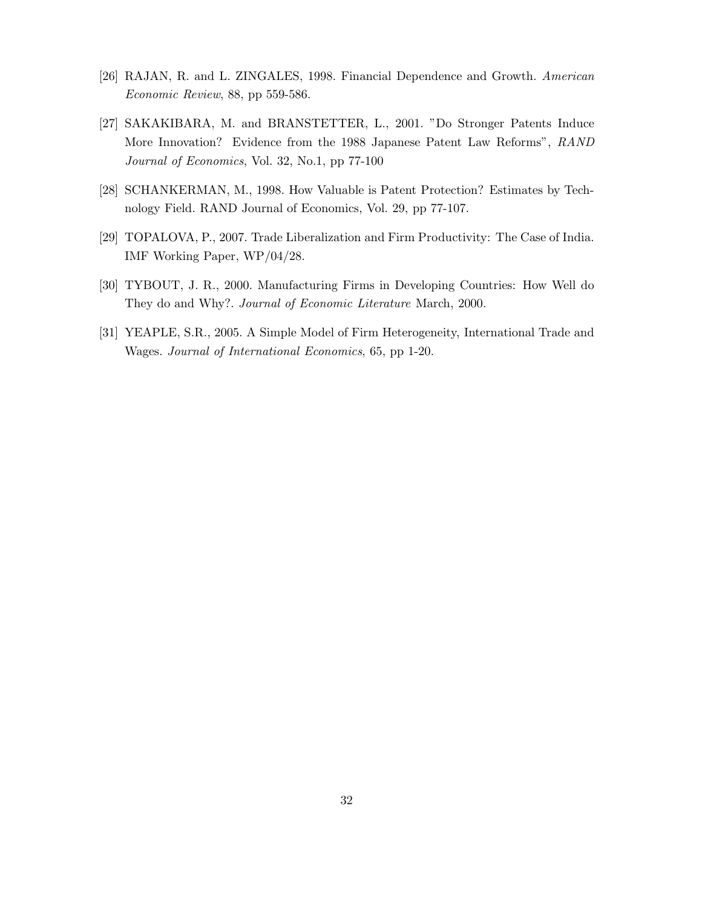[26] RAJAN, R. and L. ZINGALES, 1998. Financial Dependence and Growth. *American Economic Review*, 88, pp 559-586.

[27] SAKAKIBARA, M. and BRANSTETTER, L., 2001. "Do Stronger Patents Induce More Innovation? Evidence from the 1988 Japanese Patent Law Reforms", *RAND Journal of Economics*, Vol. 32, No.1, pp 77-100

[28] SCHANKERMAN, M., 1998. How Valuable is Patent Protection? Estimates by Technology Field. RAND Journal of Economics, Vol. 29, pp 77-107.

[29] TOPALOVA, P., 2007. Trade Liberalization and Firm Productivity: The Case of India. IMF Working Paper, WP/04/28.

[30] TYBOUT, J. R., 2000. Manufacturing Firms in Developing Countries: How Well do They do and Why?. *Journal of Economic Literature* March, 2000.

[31] YEAPLE, S.R., 2005. A Simple Model of Firm Heterogeneity, International Trade and Wages. *Journal of International Economics*, 65, pp 1-20.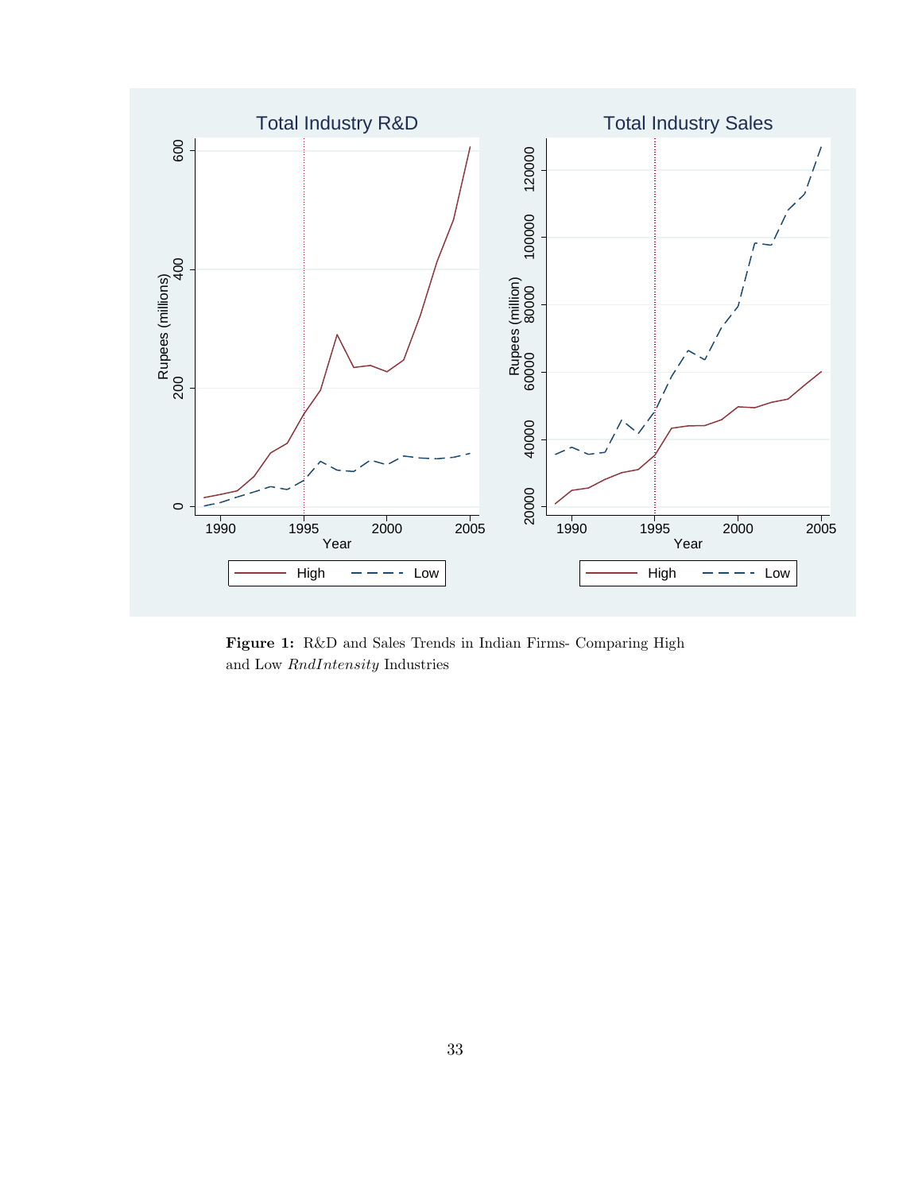**Figure 1:** R&D and Sales Trends in Indian Firms- Comparing High and Low *RndIntensity* Industries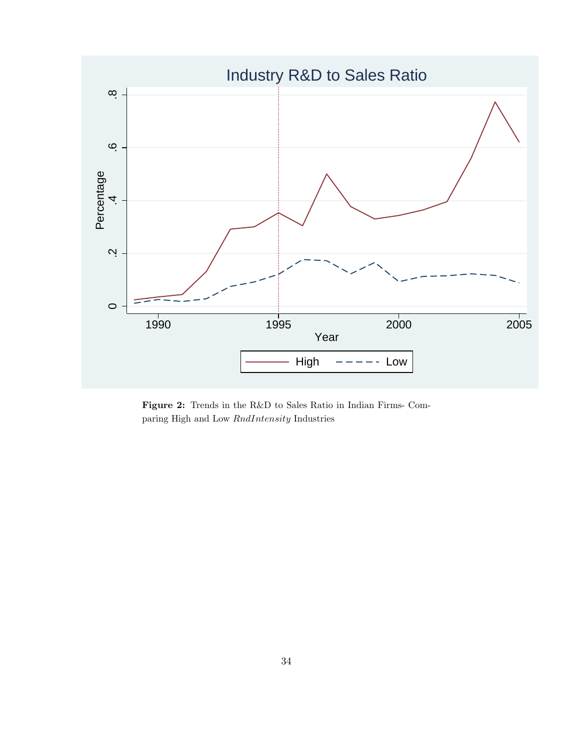**Figure 2:** Trends in the R&D to Sales Ratio in Indian Firms- Comparing High and Low *RndIntensity* Industries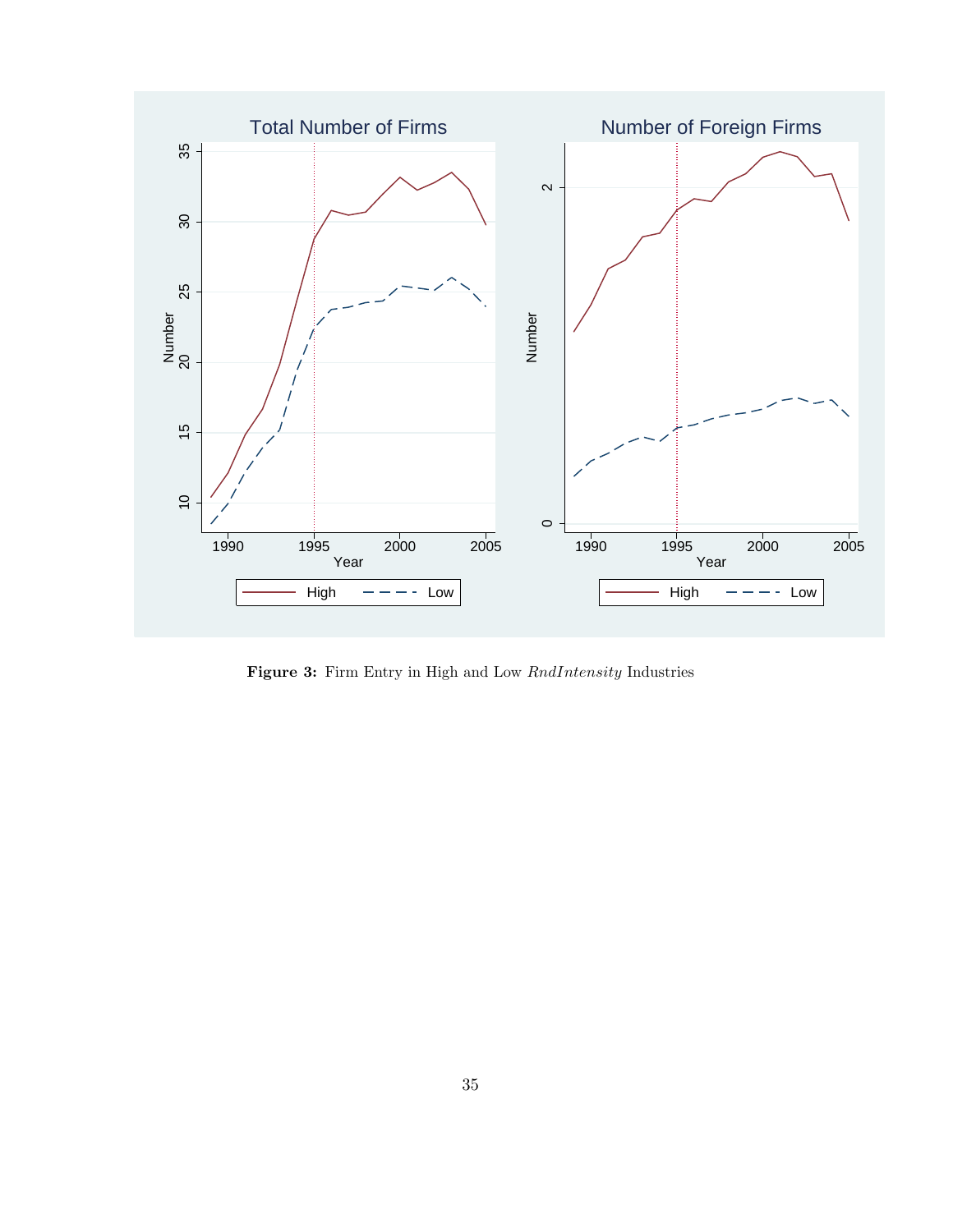**Figure 3:** Firm Entry in High and Low *RndIntensity* Industries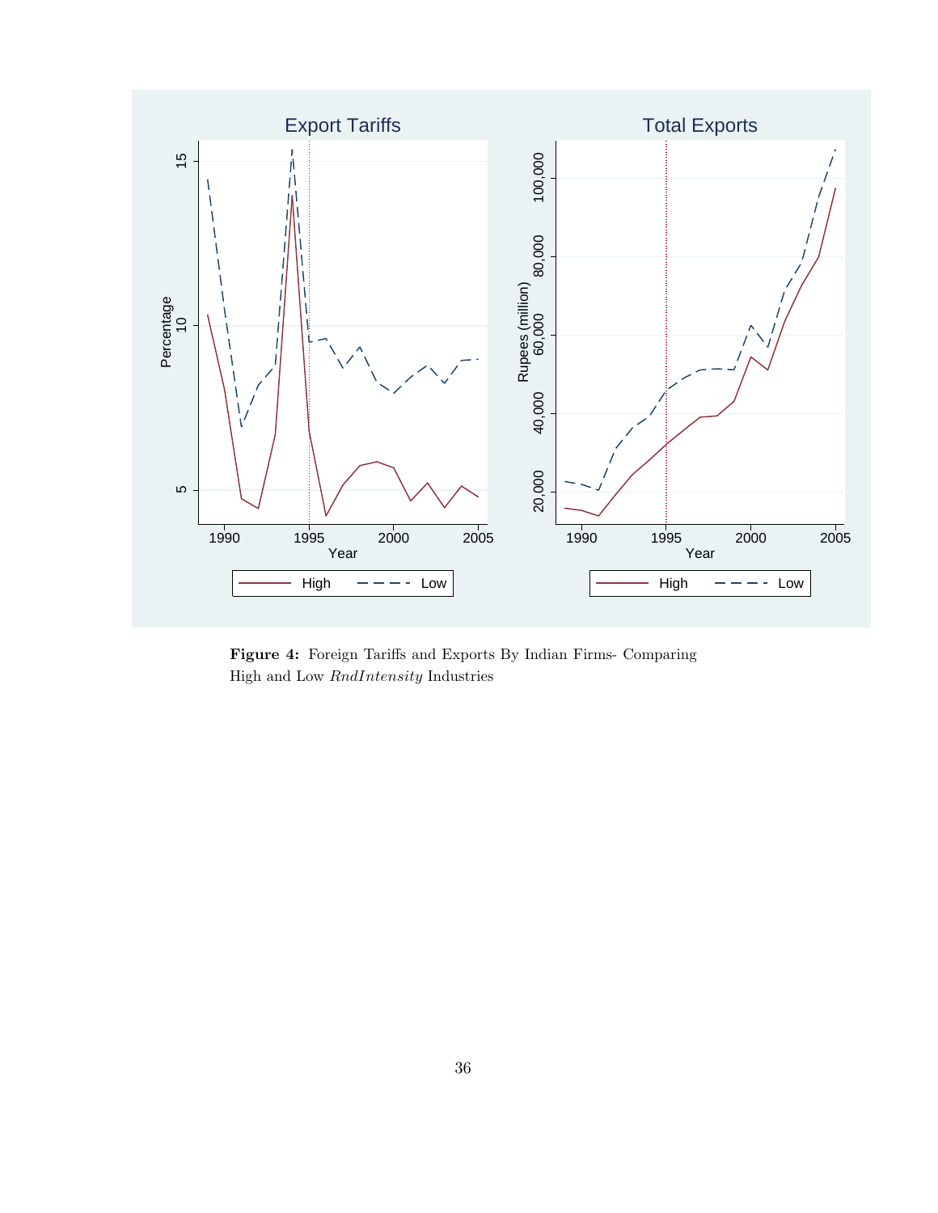**Figure 4:** Foreign Tariffs and Exports By Indian Firms- Comparing High and Low *RndIntensity* Industries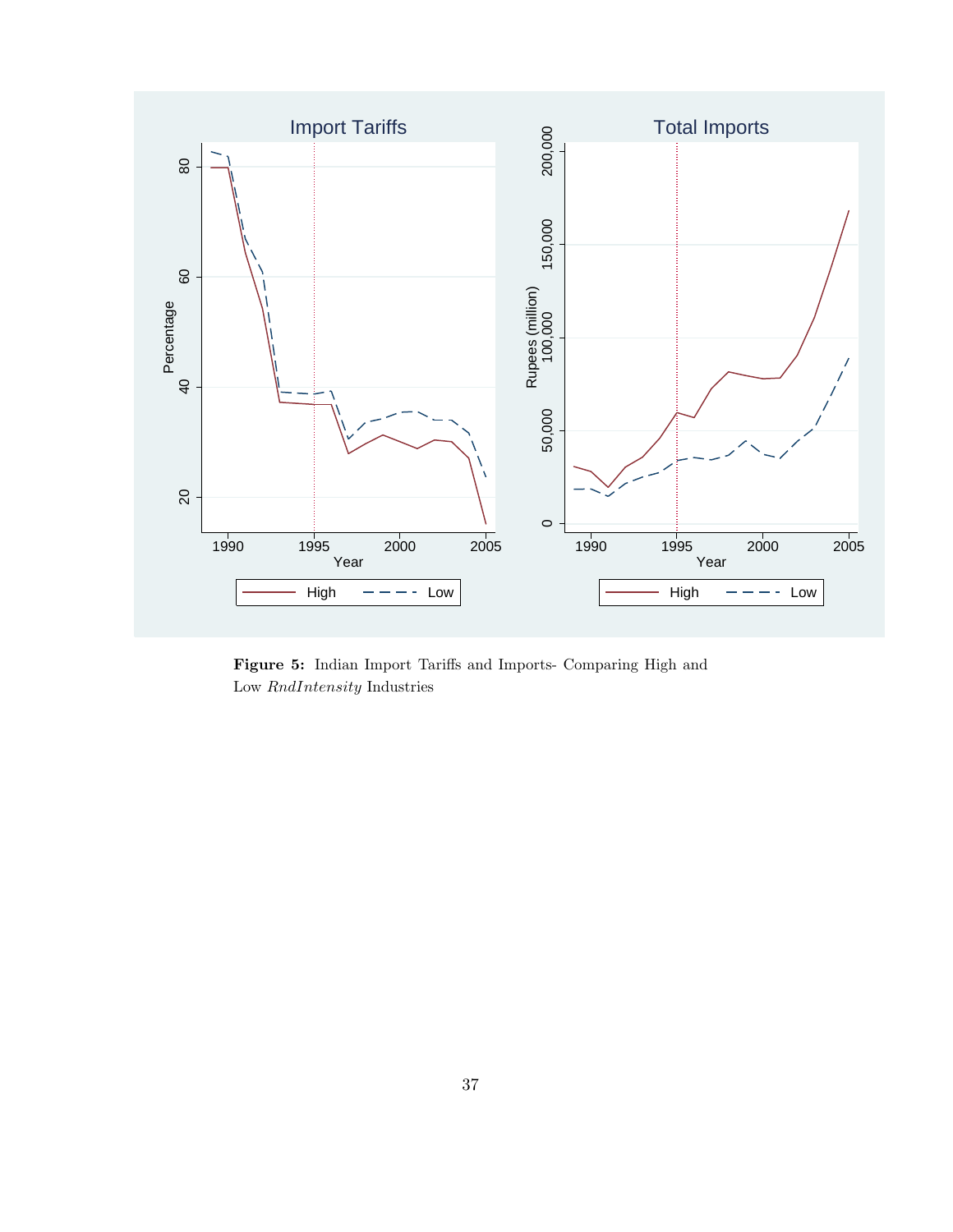**Figure 5:** Indian Import Tariffs and Imports- Comparing High and Low *RndIntensity* Industries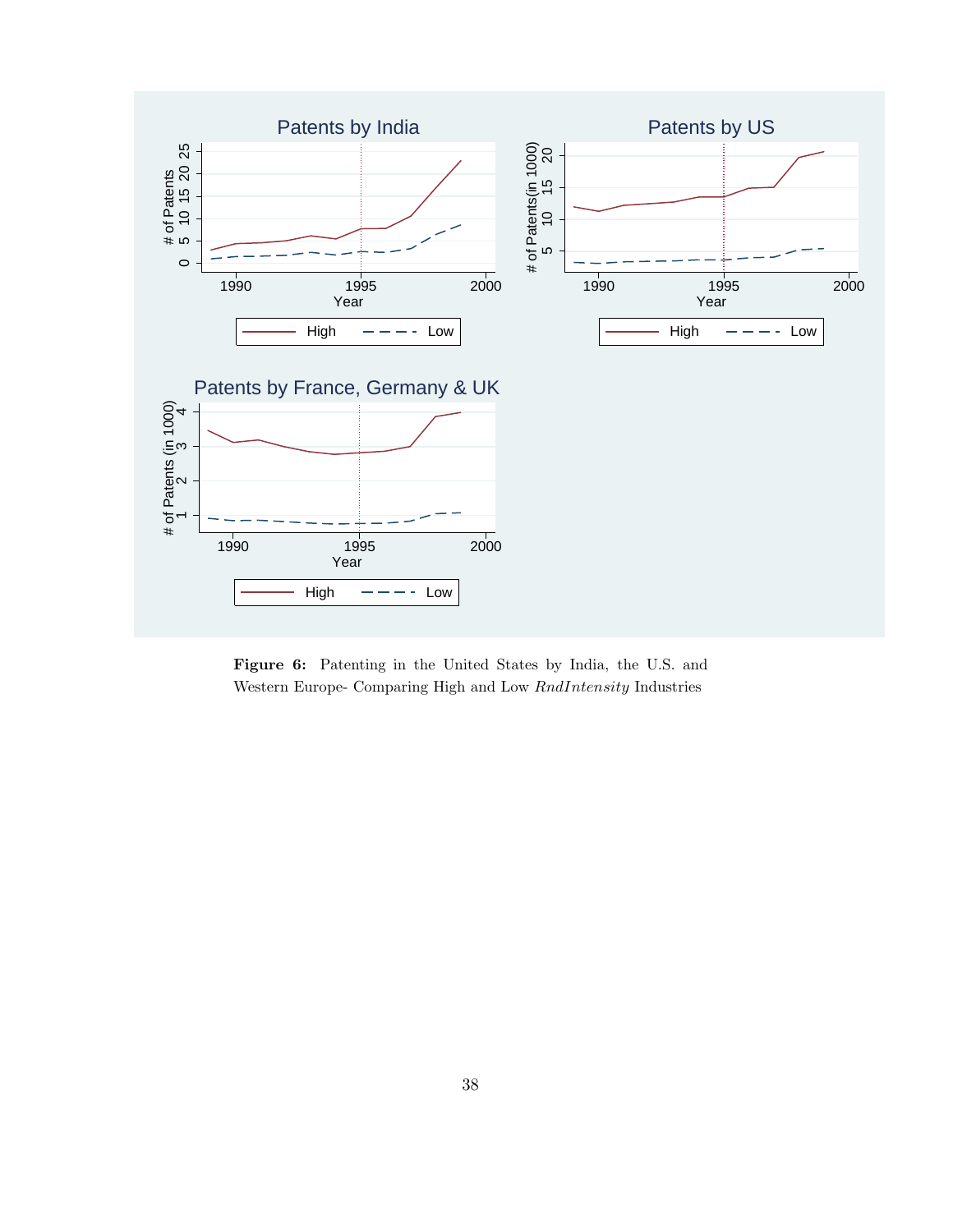**Figure 6:** Patenting in the United States by India, the U.S. and Western Europe- Comparing High and Low *RndIntensity* Industries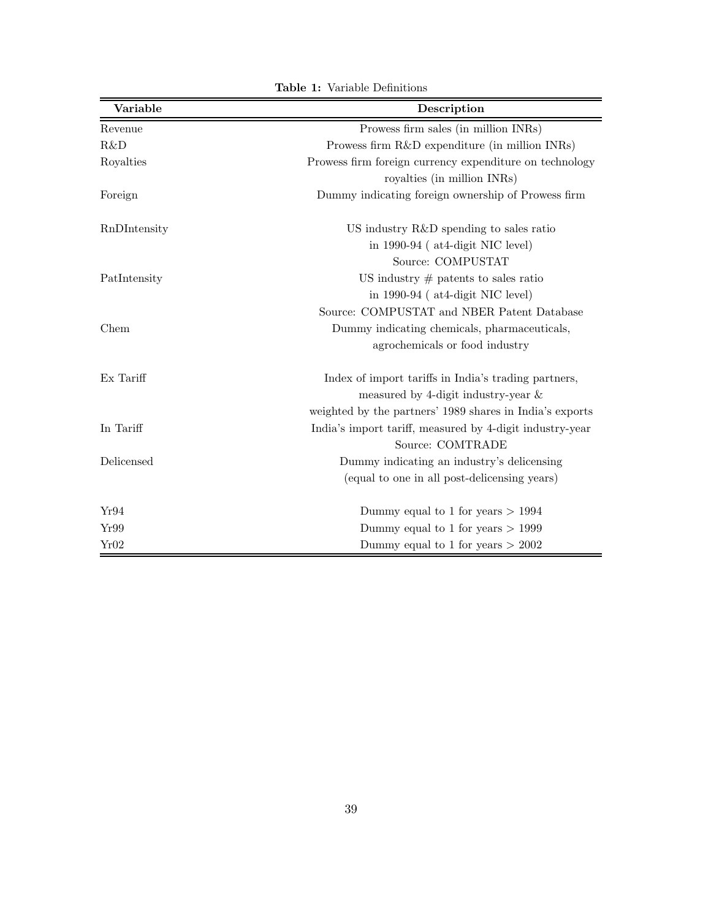**Table 1:** Variable Definitions

| Variable | Description |
|---|---|
| Revenue | Prowess firm sales (in million INRs) |
| R&D | Prowess firm R&D expenditure (in million INRs) |
| Royalties | Prowess firm foreign currency expenditure on technology royalties (in million INRs) |
| Foreign | Dummy indicating foreign ownership of Prowess firm |
| RnDIntensity | US industry R&D spending to sales ratio in 1990-94 ( at4-digit NIC level) Source: COMPUSTAT |
| PatIntensity | US industry # patents to sales ratio in 1990-94 ( at4-digit NIC level) Source: COMPUSTAT and NBER Patent Database |
| Chem | Dummy indicating chemicals, pharmaceuticals, agrochemicals or food industry |
| Ex Tariff | Index of import tariffs in India's trading partners, measured by 4-digit industry-year & weighted by the partners' 1989 shares in India's exports |
| In Tariff | India's import tariff, measured by 4-digit industry-year Source: COMTRADE |
| Delicensed | Dummy indicating an industry's delicensing (equal to one in all post-delicensing years) |
| Yr94 | Dummy equal to 1 for years > 1994 |
| Yr99 | Dummy equal to 1 for years > 1999 |
| Yr02 | Dummy equal to 1 for years > 2002 |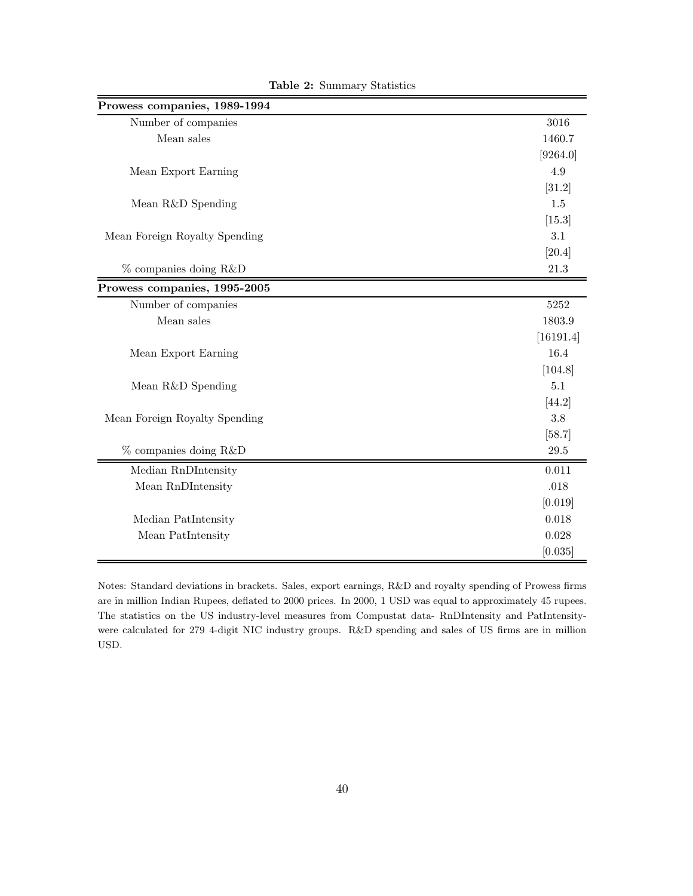**Table 2:** Summary Statistics

| | |
|---|---|
| **Prowess companies, 1989-1994** | |
| Number of companies | 3016 |
| Mean sales | 1460.7 |
| | [9264.0] |
| Mean Export Earning | 4.9 |
| | [31.2] |
| Mean R&D Spending | 1.5 |
| | [15.3] |
| Mean Foreign Royalty Spending | 3.1 |
| | [20.4] |
| % companies doing R&D | 21.3 |
| **Prowess companies, 1995-2005** | |
| Number of companies | 5252 |
| Mean sales | 1803.9 |
| | [16191.4] |
| Mean Export Earning | 16.4 |
| | [104.8] |
| Mean R&D Spending | 5.1 |
| | [44.2] |
| Mean Foreign Royalty Spending | 3.8 |
| | [58.7] |
| % companies doing R&D | 29.5 |
| Median RnDIntensity | 0.011 |
| Mean RnDIntensity | .018 |
| | [0.019] |
| Median PatIntensity | 0.018 |
| Mean PatIntensity | 0.028 |
| | [0.035] |

Notes: Standard deviations in brackets. Sales, export earnings, R&D and royalty spending of Prowess firms are in million Indian Rupees, deflated to 2000 prices. In 2000, 1 USD was equal to approximately 45 rupees. The statistics on the US industry-level measures from Compustat data- RnDIntensity and PatIntensity- were calculated for 279 4-digit NIC industry groups. R&D spending and sales of US firms are in million USD.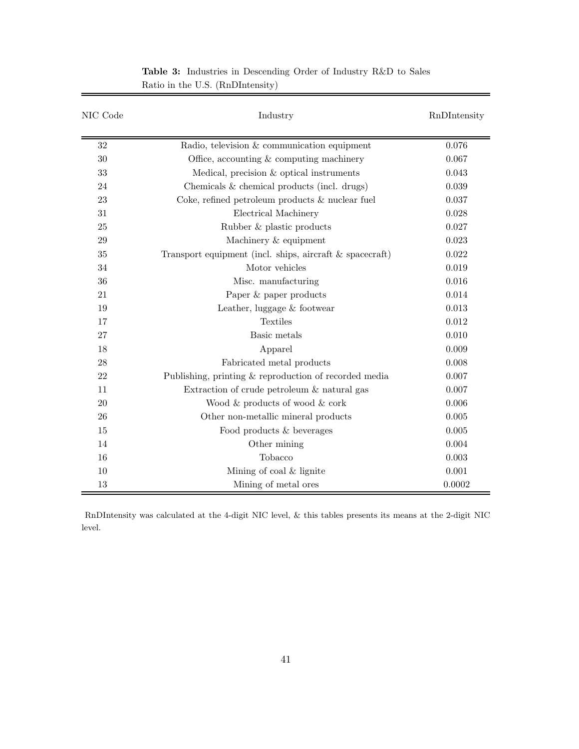**Table 3:** Industries in Descending Order of Industry R&D to Sales Ratio in the U.S. (RnDIntensity)

| NIC Code | Industry | RnDIntensity |
|---|---|---|
| 32 | Radio, television & communication equipment | 0.076 |
| 30 | Office, accounting & computing machinery | 0.067 |
| 33 | Medical, precision & optical instruments | 0.043 |
| 24 | Chemicals & chemical products (incl. drugs) | 0.039 |
| 23 | Coke, refined petroleum products & nuclear fuel | 0.037 |
| 31 | Electrical Machinery | 0.028 |
| 25 | Rubber & plastic products | 0.027 |
| 29 | Machinery & equipment | 0.023 |
| 35 | Transport equipment (incl. ships, aircraft & spacecraft) | 0.022 |
| 34 | Motor vehicles | 0.019 |
| 36 | Misc. manufacturing | 0.016 |
| 21 | Paper & paper products | 0.014 |
| 19 | Leather, luggage & footwear | 0.013 |
| 17 | Textiles | 0.012 |
| 27 | Basic metals | 0.010 |
| 18 | Apparel | 0.009 |
| 28 | Fabricated metal products | 0.008 |
| 22 | Publishing, printing & reproduction of recorded media | 0.007 |
| 11 | Extraction of crude petroleum & natural gas | 0.007 |
| 20 | Wood & products of wood & cork | 0.006 |
| 26 | Other non-metallic mineral products | 0.005 |
| 15 | Food products & beverages | 0.005 |
| 14 | Other mining | 0.004 |
| 16 | Tobacco | 0.003 |
| 10 | Mining of coal & lignite | 0.001 |
| 13 | Mining of metal ores | 0.0002 |

RnDIntensity was calculated at the 4-digit NIC level, & this tables presents its means at the 2-digit NIC level.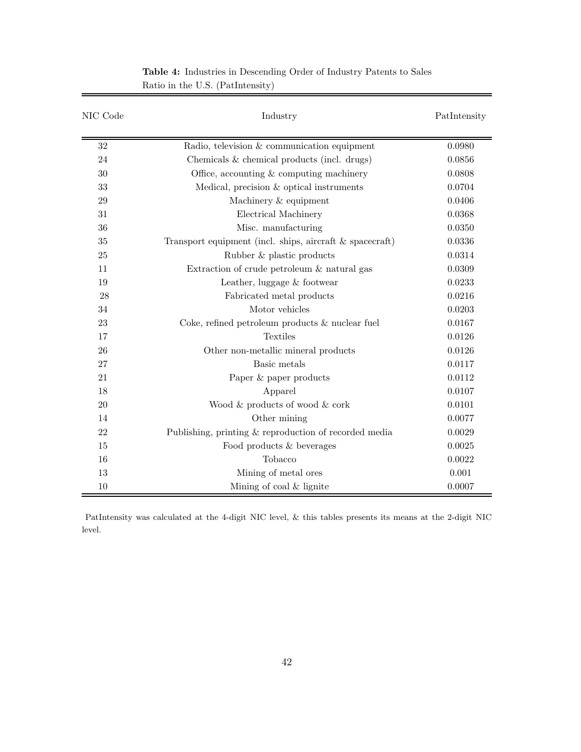**Table 4:** Industries in Descending Order of Industry Patents to Sales Ratio in the U.S. (PatIntensity)

| NIC Code | Industry | PatIntensity |
|---|---|---|
| 32 | Radio, television & communication equipment | 0.0980 |
| 24 | Chemicals & chemical products (incl. drugs) | 0.0856 |
| 30 | Office, accounting & computing machinery | 0.0808 |
| 33 | Medical, precision & optical instruments | 0.0704 |
| 29 | Machinery & equipment | 0.0406 |
| 31 | Electrical Machinery | 0.0368 |
| 36 | Misc. manufacturing | 0.0350 |
| 35 | Transport equipment (incl. ships, aircraft & spacecraft) | 0.0336 |
| 25 | Rubber & plastic products | 0.0314 |
| 11 | Extraction of crude petroleum & natural gas | 0.0309 |
| 19 | Leather, luggage & footwear | 0.0233 |
| 28 | Fabricated metal products | 0.0216 |
| 34 | Motor vehicles | 0.0203 |
| 23 | Coke, refined petroleum products & nuclear fuel | 0.0167 |
| 17 | Textiles | 0.0126 |
| 26 | Other non-metallic mineral products | 0.0126 |
| 27 | Basic metals | 0.0117 |
| 21 | Paper & paper products | 0.0112 |
| 18 | Apparel | 0.0107 |
| 20 | Wood & products of wood & cork | 0.0101 |
| 14 | Other mining | 0.0077 |
| 22 | Publishing, printing & reproduction of recorded media | 0.0029 |
| 15 | Food products & beverages | 0.0025 |
| 16 | Tobacco | 0.0022 |
| 13 | Mining of metal ores | 0.001 |
| 10 | Mining of coal & lignite | 0.0007 |

PatIntensity was calculated at the 4-digit NIC level, & this tables presents its means at the 2-digit NIC level.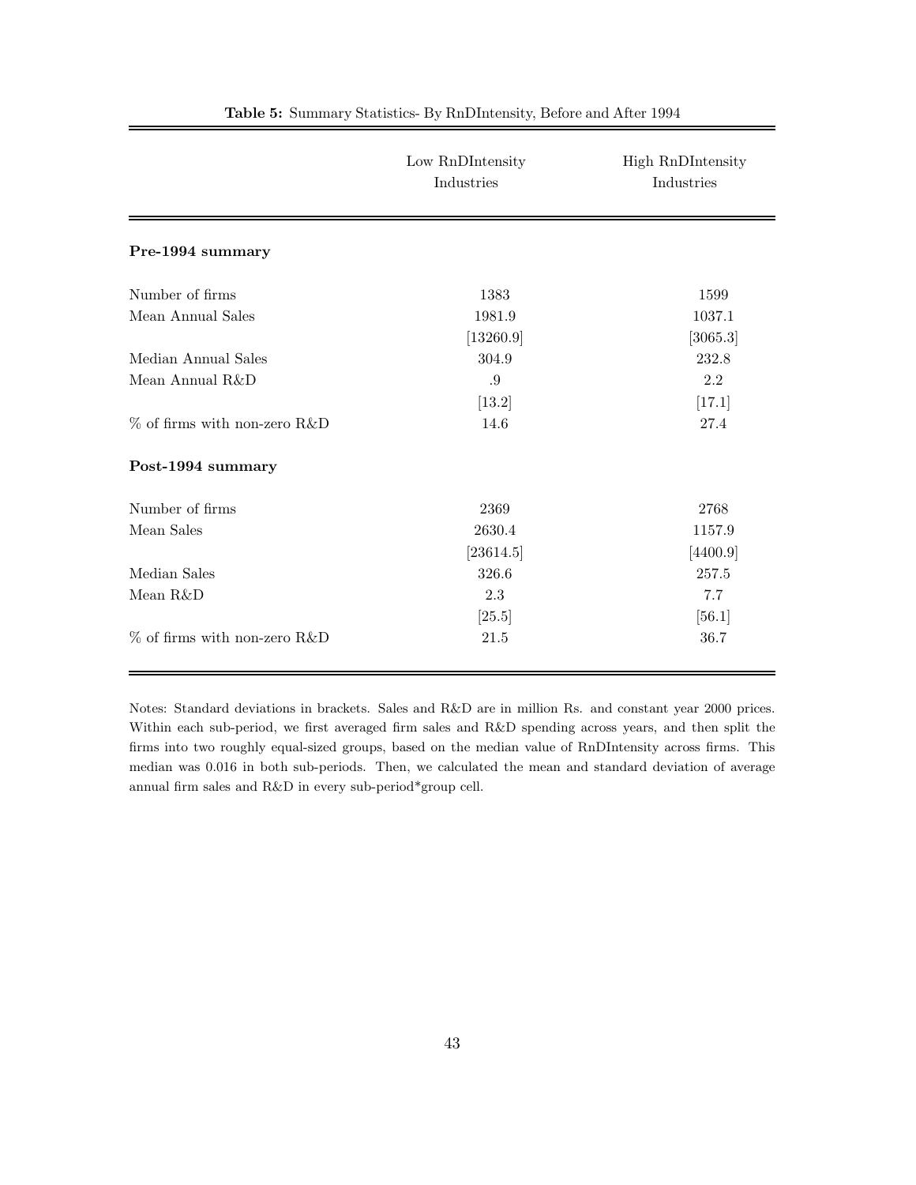**Table 5:** Summary Statistics- By RnDIntensity, Before and After 1994

| | Low RnDIntensity Industries | High RnDIntensity Industries |
|---|---|---|
| **Pre-1994 summary** | | |
| Number of firms | 1383 | 1599 |
| Mean Annual Sales | 1981.9 | 1037.1 |
| | [13260.9] | [3065.3] |
| Median Annual Sales | 304.9 | 232.8 |
| Mean Annual R&D | .9 | 2.2 |
| | [13.2] | [17.1] |
| % of firms with non-zero R&D | 14.6 | 27.4 |
| **Post-1994 summary** | | |
| Number of firms | 2369 | 2768 |
| Mean Sales | 2630.4 | 1157.9 |
| | [23614.5] | [4400.9] |
| Median Sales | 326.6 | 257.5 |
| Mean R&D | 2.3 | 7.7 |
| | [25.5] | [56.1] |
| % of firms with non-zero R&D | 21.5 | 36.7 |

Notes: Standard deviations in brackets. Sales and R&D are in million Rs. and constant year 2000 prices. Within each sub-period, we first averaged firm sales and R&D spending across years, and then split the firms into two roughly equal-sized groups, based on the median value of RnDIntensity across firms. This median was 0.016 in both sub-periods. Then, we calculated the mean and standard deviation of average annual firm sales and R&D in every sub-period*group cell.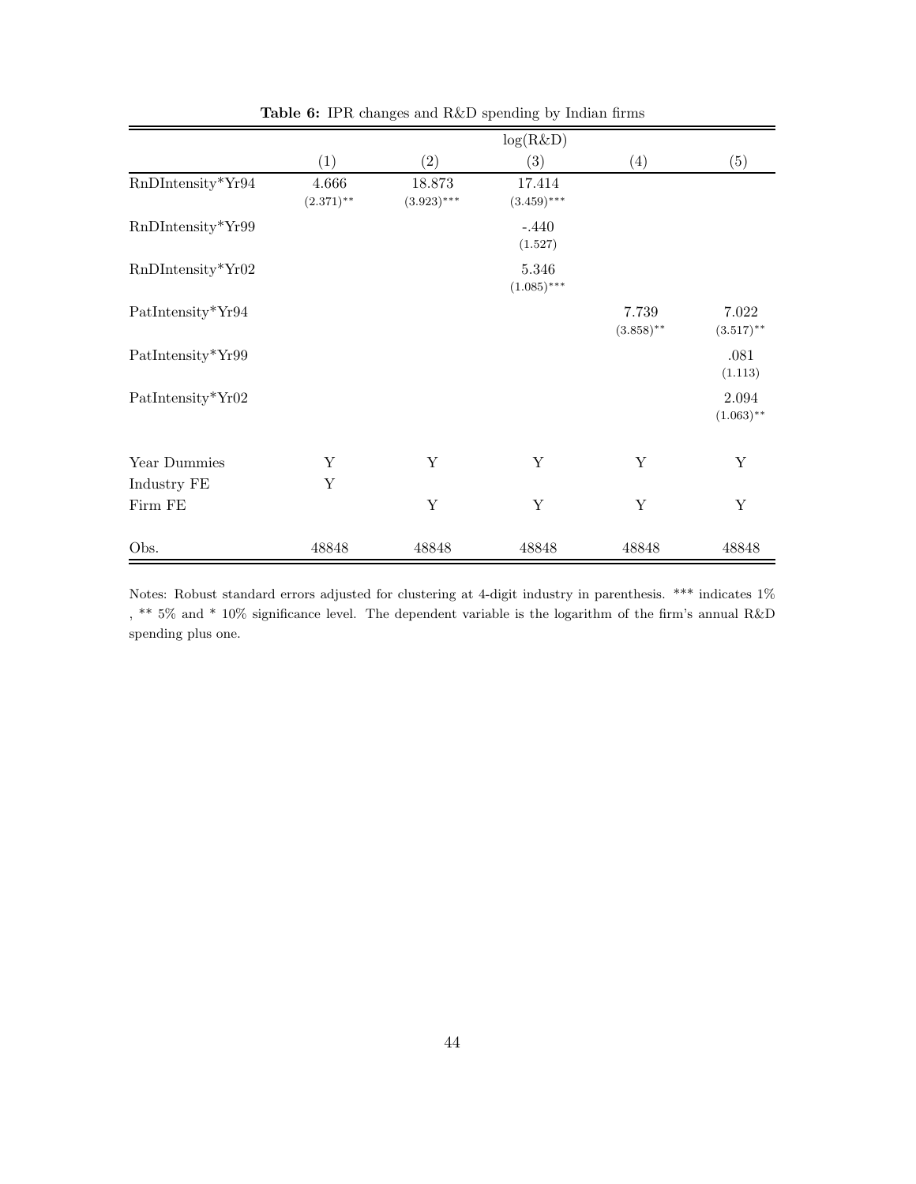**Table 6:** IPR changes and R&D spending by Indian firms

| | log(R&D) | | | | |
|---|---|---|---|---|---|
| | (1) | (2) | (3) | (4) | (5) |
| RnDIntensity*Yr94 | 4.666 | 18.873 | 17.414 | | |
| | (2.371)** | (3.923)*** | (3.459)*** | | |
| RnDIntensity*Yr99 | | | -.440 | | |
| | | | (1.527) | | |
| RnDIntensity*Yr02 | | | 5.346 | | |
| | | | (1.085)*** | | |
| PatIntensity*Yr94 | | | | 7.739 | 7.022 |
| | | | | (3.858)** | (3.517)** |
| PatIntensity*Yr99 | | | | | .081 |
| | | | | | (1.113) |
| PatIntensity*Yr02 | | | | | 2.094 |
| | | | | | (1.063)** |
| Year Dummies | Y | Y | Y | Y | Y |
| Industry FE | Y | | | | |
| Firm FE | | Y | Y | Y | Y |
| Obs. | 48848 | 48848 | 48848 | 48848 | 48848 |

Notes: Robust standard errors adjusted for clustering at 4-digit industry in parenthesis. *** indicates 1% , ** 5% and * 10% significance level. The dependent variable is the logarithm of the firm's annual R&D spending plus one.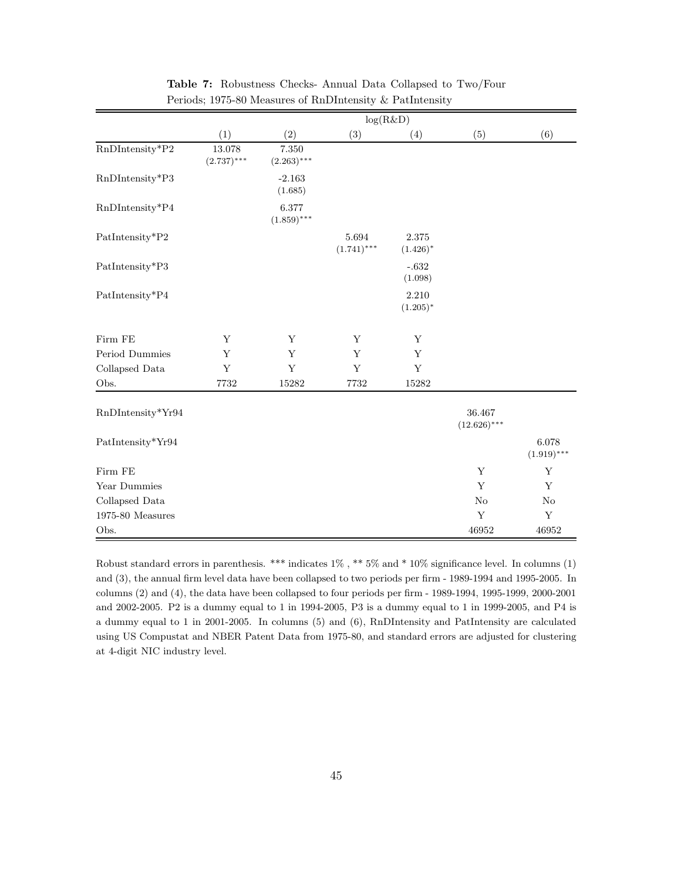**Table 7:** Robustness Checks- Annual Data Collapsed to Two/Four Periods; 1975-80 Measures of RnDIntensity & PatIntensity

| | log(R&D) | | | | | |
|---|---|---|---|---|---|---|
| | (1) | (2) | (3) | (4) | (5) | (6) |
| RnDIntensity*P2 | 13.078 (2.737)*** | 7.350 (2.263)*** | | | | |
| RnDIntensity*P3 | | -2.163 (1.685) | | | | |
| RnDIntensity*P4 | | 6.377 (1.859)*** | | | | |
| PatIntensity*P2 | | | 5.694 (1.741)*** | 2.375 (1.426)* | | |
| PatIntensity*P3 | | | | -.632 (1.098) | | |
| PatIntensity*P4 | | | | 2.210 (1.205)* | | |
| Firm FE | Y | Y | Y | Y | | |
| Period Dummies | Y | Y | Y | Y | | |
| Collapsed Data | Y | Y | Y | Y | | |
| Obs. | 7732 | 15282 | 7732 | 15282 | | |
| RnDIntensity*Yr94 | | | | | 36.467 (12.626)*** | |
| PatIntensity*Yr94 | | | | | | 6.078 (1.919)*** |
| Firm FE | | | | | Y | Y |
| Year Dummies | | | | | Y | Y |
| Collapsed Data | | | | | No | No |
| 1975-80 Measures | | | | | Y | Y |
| Obs. | | | | | 46952 | 46952 |

Robust standard errors in parenthesis. *** indicates 1% , ** 5% and * 10% significance level. In columns (1) and (3), the annual firm level data have been collapsed to two periods per firm - 1989-1994 and 1995-2005. In columns (2) and (4), the data have been collapsed to four periods per firm - 1989-1994, 1995-1999, 2000-2001 and 2002-2005. P2 is a dummy equal to 1 in 1994-2005, P3 is a dummy equal to 1 in 1999-2005, and P4 is a dummy equal to 1 in 2001-2005. In columns (5) and (6), RnDIntensity and PatIntensity are calculated using US Compustat and NBER Patent Data from 1975-80, and standard errors are adjusted for clustering at 4-digit NIC industry level.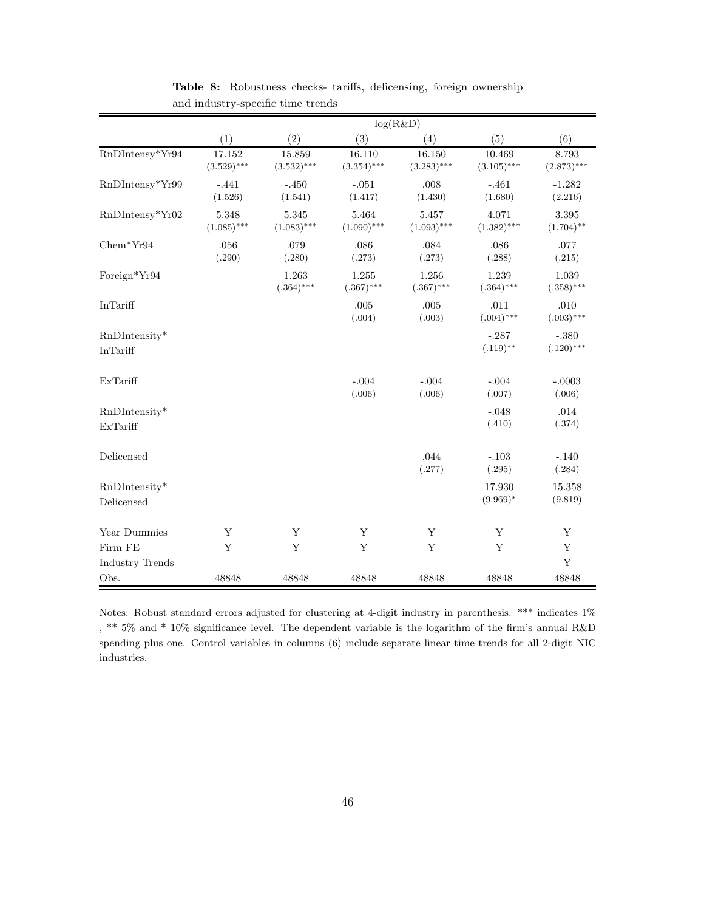**Table 8:** Robustness checks- tariffs, delicensing, foreign ownership and industry-specific time trends

| | log(R&D) | | | | | |
|---|---|---|---|---|---|---|
| | (1) | (2) | (3) | (4) | (5) | (6) |
| RnDIntensy*Yr94 | 17.152 | 15.859 | 16.110 | 16.150 | 10.469 | 8.793 |
| | (3.529)*** | (3.532)*** | (3.354)*** | (3.283)*** | (3.105)*** | (2.873)*** |
| RnDIntensy*Yr99 | -.441 | -.450 | -.051 | .008 | -.461 | -1.282 |
| | (1.526) | (1.541) | (1.417) | (1.430) | (1.680) | (2.216) |
| RnDIntensy*Yr02 | 5.348 | 5.345 | 5.464 | 5.457 | 4.071 | 3.395 |
| | (1.085)*** | (1.083)*** | (1.090)*** | (1.093)*** | (1.382)*** | (1.704)** |
| Chem*Yr94 | .056 | .079 | .086 | .084 | .086 | .077 |
| | (.290) | (.280) | (.273) | (.273) | (.288) | (.215) |
| Foreign*Yr94 | | 1.263 | 1.255 | 1.256 | 1.239 | 1.039 |
| | | (.364)*** | (.367)*** | (.367)*** | (.364)*** | (.358)*** |
| InTariff | | | .005 | .005 | .011 | .010 |
| | | | (.004) | (.003) | (.004)*** | (.003)*** |
| RnDIntensity* InTariff | | | | | -.287 | -.380 |
| | | | | | (.119)** | (.120)*** |
| ExTariff | | | -.004 | -.004 | -.004 | -.0003 |
| | | | (.006) | (.006) | (.007) | (.006) |
| RnDIntensity* ExTariff | | | | | -.048 | .014 |
| | | | | | (.410) | (.374) |
| Delicensed | | | | .044 | -.103 | -.140 |
| | | | | (.277) | (.295) | (.284) |
| RnDIntensity* Delicensed | | | | | 17.930 | 15.358 |
| | | | | | (9.969)* | (9.819) |
| Year Dummies | Y | Y | Y | Y | Y | Y |
| Firm FE | Y | Y | Y | Y | Y | Y |
| Industry Trends | | | | | | Y |
| Obs. | 48848 | 48848 | 48848 | 48848 | 48848 | 48848 |

Notes: Robust standard errors adjusted for clustering at 4-digit industry in parenthesis. *** indicates 1% , ** 5% and * 10% significance level. The dependent variable is the logarithm of the firm's annual R&D spending plus one. Control variables in columns (6) include separate linear time trends for all 2-digit NIC industries.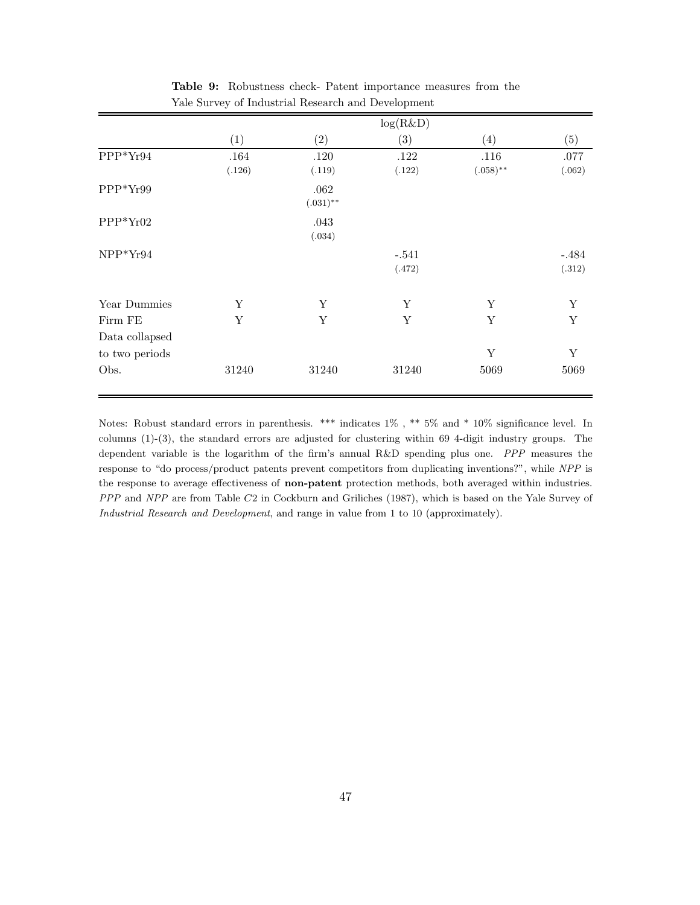**Table 9:** Robustness check- Patent importance measures from the Yale Survey of Industrial Research and Development

| | log(R&D) | | | | |
|---|---|---|---|---|---|
| | (1) | (2) | (3) | (4) | (5) |
| PPP*Yr94 | .164 | .120 | .122 | .116 | .077 |
| | (.126) | (.119) | (.122) | (.058)** | (.062) |
| PPP*Yr99 | | .062 | | | |
| | | (.031)** | | | |
| PPP*Yr02 | | .043 | | | |
| | | (.034) | | | |
| NPP*Yr94 | | | -.541 | | -.484 |
| | | | (.472) | | (.312) |
| Year Dummies | Y | Y | Y | Y | Y |
| Firm FE | Y | Y | Y | Y | Y |
| Data collapsed to two periods | | | | Y | Y |
| Obs. | 31240 | 31240 | 31240 | 5069 | 5069 |

Notes: Robust standard errors in parenthesis. *** indicates 1% , ** 5% and * 10% significance level. In columns (1)-(3), the standard errors are adjusted for clustering within 69 4-digit industry groups. The dependent variable is the logarithm of the firm's annual R&D spending plus one. *PPP* measures the response to "do process/product patents prevent competitors from duplicating inventions?", while *NPP* is the response to average effectiveness of **non-patent** protection methods, both averaged within industries. *PPP* and *NPP* are from Table *C*2 in Cockburn and Griliches (1987), which is based on the Yale Survey of *Industrial Research and Development*, and range in value from 1 to 10 (approximately).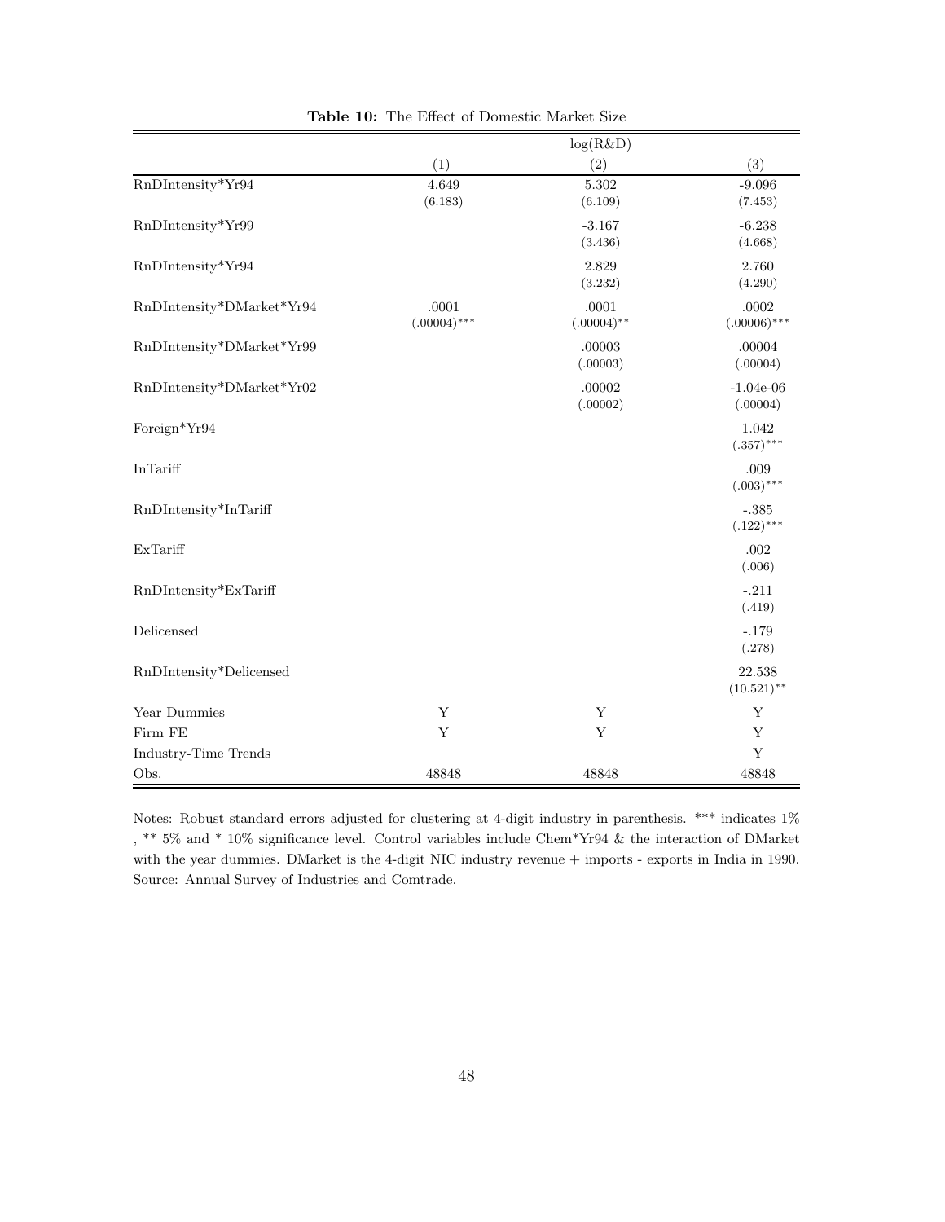**Table 10:** The Effect of Domestic Market Size

| | log(R&D) | | |
|---|---|---|---|
| | (1) | (2) | (3) |
| RnDIntensity*Yr94 | 4.649 | 5.302 | -9.096 |
| | (6.183) | (6.109) | (7.453) |
| RnDIntensity*Yr99 | | -3.167 | -6.238 |
| | | (3.436) | (4.668) |
| RnDIntensity*Yr94 | | 2.829 | 2.760 |
| | | (3.232) | (4.290) |
| RnDIntensity*DMarket*Yr94 | .0001 | .0001 | .0002 |
| | (.00004)*** | (.00004)** | (.00006)*** |
| RnDIntensity*DMarket*Yr99 | | .00003 | .00004 |
| | | (.00003) | (.00004) |
| RnDIntensity*DMarket*Yr02 | | .00002 | -1.04e-06 |
| | | (.00002) | (.00004) |
| Foreign*Yr94 | | | 1.042 |
| | | | (.357)*** |
| InTariff | | | .009 |
| | | | (.003)*** |
| RnDIntensity*InTariff | | | -.385 |
| | | | (.122)*** |
| ExTariff | | | .002 |
| | | | (.006) |
| RnDIntensity*ExTariff | | | -.211 |
| | | | (.419) |
| Delicensed | | | -.179 |
| | | | (.278) |
| RnDIntensity*Delicensed | | | 22.538 |
| | | | (10.521)** |
| Year Dummies | Y | Y | Y |
| Firm FE | Y | Y | Y |
| Industry-Time Trends | | | Y |
| Obs. | 48848 | 48848 | 48848 |

Notes: Robust standard errors adjusted for clustering at 4-digit industry in parenthesis. *** indicates 1% , ** 5% and * 10% significance level. Control variables include Chem*Yr94 & the interaction of DMarket with the year dummies. DMarket is the 4-digit NIC industry revenue + imports - exports in India in 1990. Source: Annual Survey of Industries and Comtrade.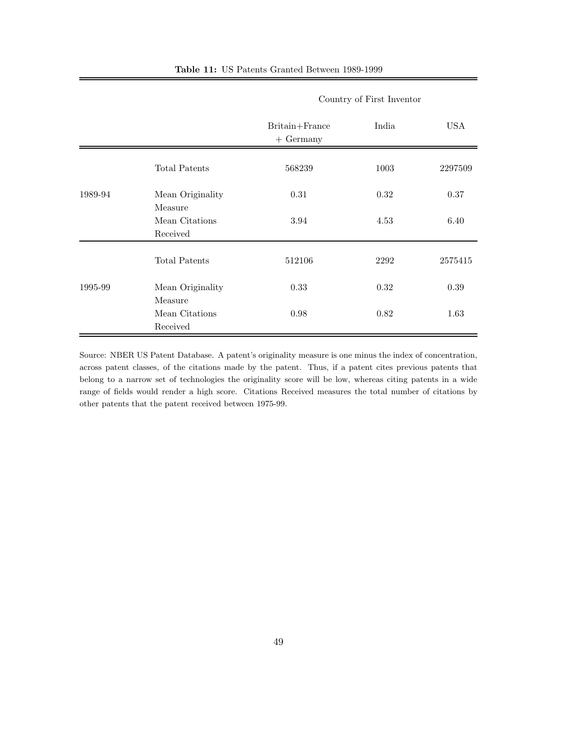**Table 11:** US Patents Granted Between 1989-1999

| | | Country of First Inventor | | |
|---|---|---|---|---|
| | | Britain+France + Germany | India | USA |
| 1989-94 | Total Patents | 568239 | 1003 | 2297509 |
| | Mean Originality Measure | 0.31 | 0.32 | 0.37 |
| | Mean Citations Received | 3.94 | 4.53 | 6.40 |
| 1995-99 | Total Patents | 512106 | 2292 | 2575415 |
| | Mean Originality Measure | 0.33 | 0.32 | 0.39 |
| | Mean Citations Received | 0.98 | 0.82 | 1.63 |

Source: NBER US Patent Database. A patent's originality measure is one minus the index of concentration, across patent classes, of the citations made by the patent. Thus, if a patent cites previous patents that belong to a narrow set of technologies the originality score will be low, whereas citing patents in a wide range of fields would render a high score. Citations Received measures the total number of citations by other patents that the patent received between 1975-99.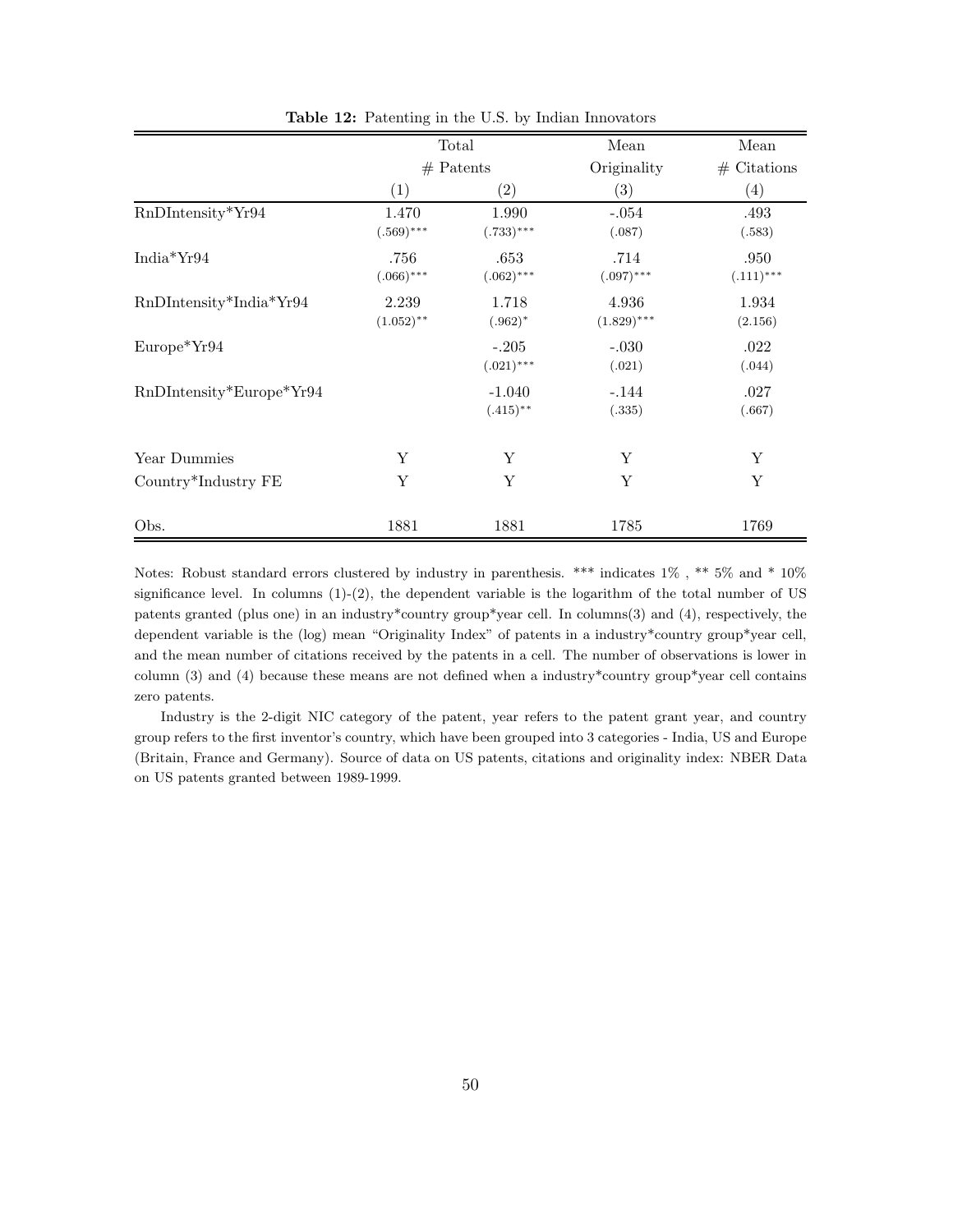**Table 12:** Patenting in the U.S. by Indian Innovators

| | Total # Patents | | Mean Originality | Mean # Citations |
|---|---|---|---|---|
| | (1) | (2) | (3) | (4) |
| RnDIntensity*Yr94 | 1.470 | 1.990 | -.054 | .493 |
| | (.569)*** | (.733)*** | (.087) | (.583) |
| India*Yr94 | .756 | .653 | .714 | .950 |
| | (.066)*** | (.062)*** | (.097)*** | (.111)*** |
| RnDIntensity*India*Yr94 | 2.239 | 1.718 | 4.936 | 1.934 |
| | (1.052)** | (.962)* | (1.829)*** | (2.156) |
| Europe*Yr94 | | -.205 | -.030 | .022 |
| | | (.021)*** | (.021) | (.044) |
| RnDIntensity*Europe*Yr94 | | -1.040 | -.144 | .027 |
| | | (.415)** | (.335) | (.667) |
| Year Dummies | Y | Y | Y | Y |
| Country*Industry FE | Y | Y | Y | Y |
| Obs. | 1881 | 1881 | 1785 | 1769 |

Notes: Robust standard errors clustered by industry in parenthesis. *** indicates 1% , ** 5% and * 10% significance level. In columns (1)-(2), the dependent variable is the logarithm of the total number of US patents granted (plus one) in an industry*country group*year cell. In columns(3) and (4), respectively, the dependent variable is the (log) mean "Originality Index" of patents in a industry*country group*year cell, and the mean number of citations received by the patents in a cell. The number of observations is lower in column (3) and (4) because these means are not defined when a industry*country group*year cell contains zero patents.

Industry is the 2-digit NIC category of the patent, year refers to the patent grant year, and country group refers to the first inventor's country, which have been grouped into 3 categories - India, US and Europe (Britain, France and Germany). Source of data on US patents, citations and originality index: NBER Data on US patents granted between 1989-1999.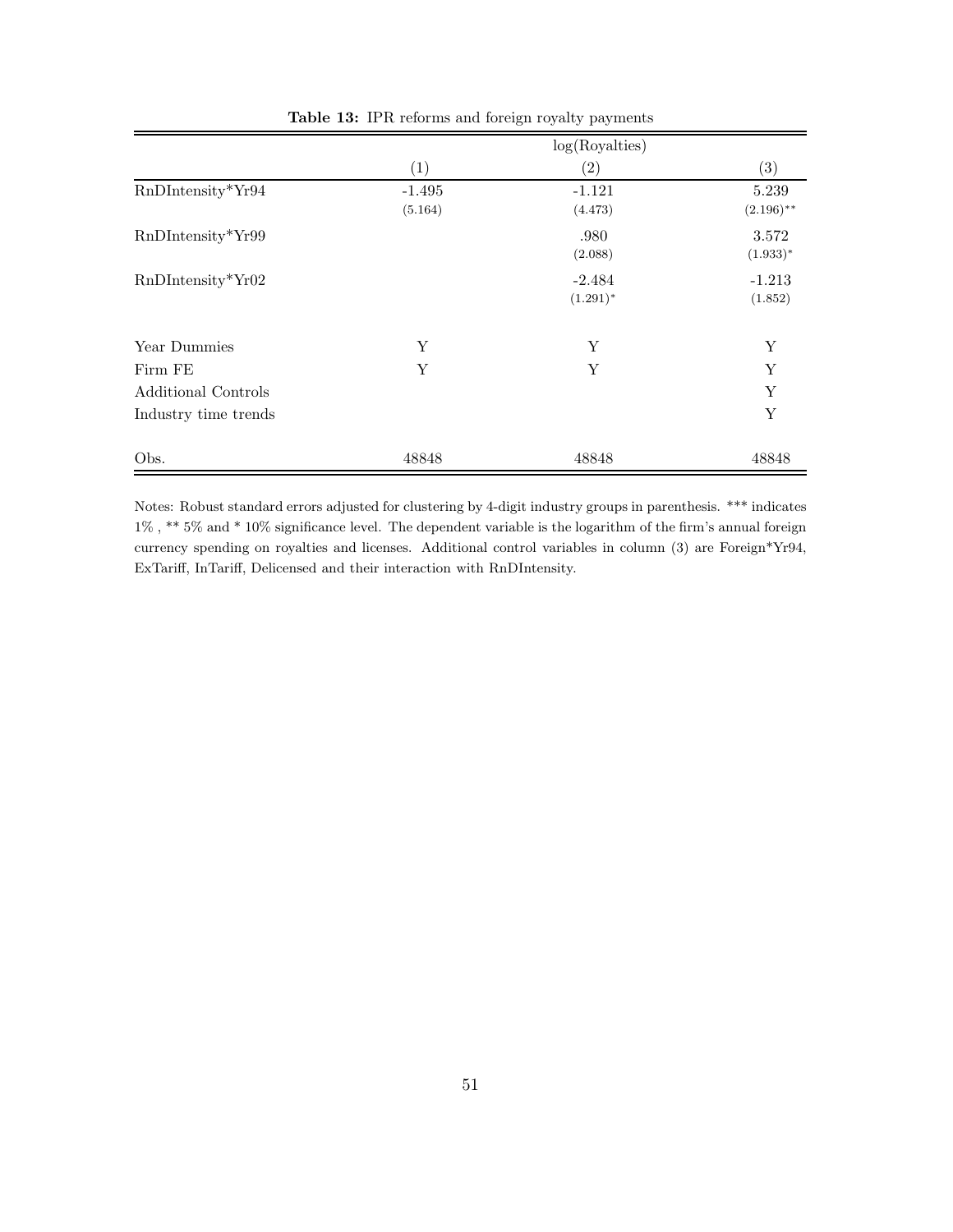**Table 13:** IPR reforms and foreign royalty payments

| | log(Royalties) | | |
|---|---|---|---|
| | (1) | (2) | (3) |
| RnDIntensity*Yr94 | -1.495 | -1.121 | 5.239 |
| | (5.164) | (4.473) | (2.196)** |
| RnDIntensity*Yr99 | | .980 | 3.572 |
| | | (2.088) | (1.933)* |
| RnDIntensity*Yr02 | | -2.484 | -1.213 |
| | | (1.291)* | (1.852) |
| Year Dummies | Y | Y | Y |
| Firm FE | Y | Y | Y |
| Additional Controls | | | Y |
| Industry time trends | | | Y |
| Obs. | 48848 | 48848 | 48848 |

Notes: Robust standard errors adjusted for clustering by 4-digit industry groups in parenthesis. *** indicates 1% , ** 5% and * 10% significance level. The dependent variable is the logarithm of the firm's annual foreign currency spending on royalties and licenses. Additional control variables in column (3) are Foreign*Yr94, ExTariff, InTariff, Delicensed and their interaction with RnDIntensity.